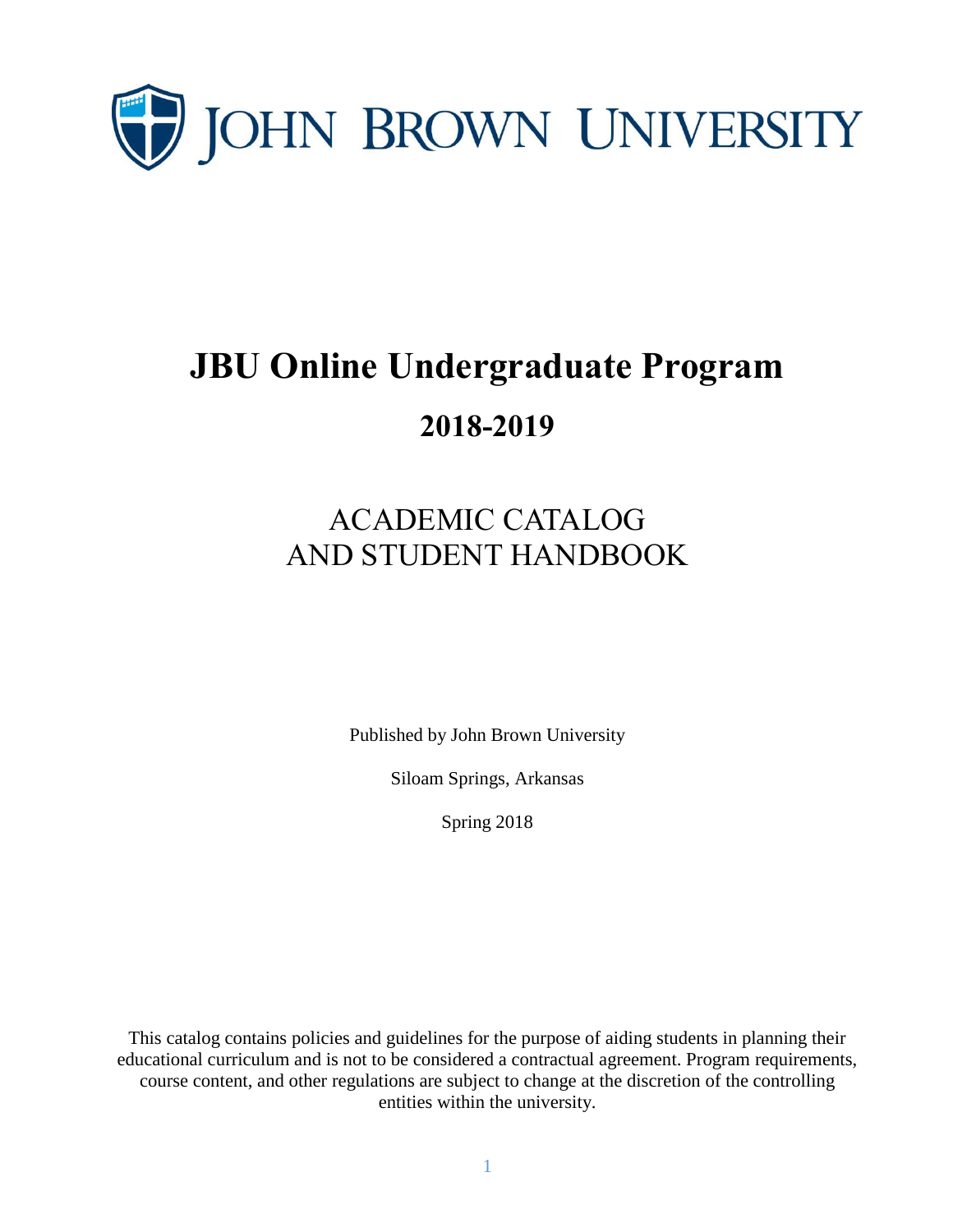JOHN BROWN UNIVERSITY

# JBU Online Undergraduate Program

## 2018-2019

ACADEMIC CATALOG
AND STUDENT HANDBOOK

Published by John Brown University

Siloam Springs, Arkansas

Spring 2018

This catalog contains policies and guidelines for the purpose of aiding students in planning their educational curriculum and is not to be considered a contractual agreement. Program requirements, course content, and other regulations are subject to change at the discretion of the controlling entities within the university.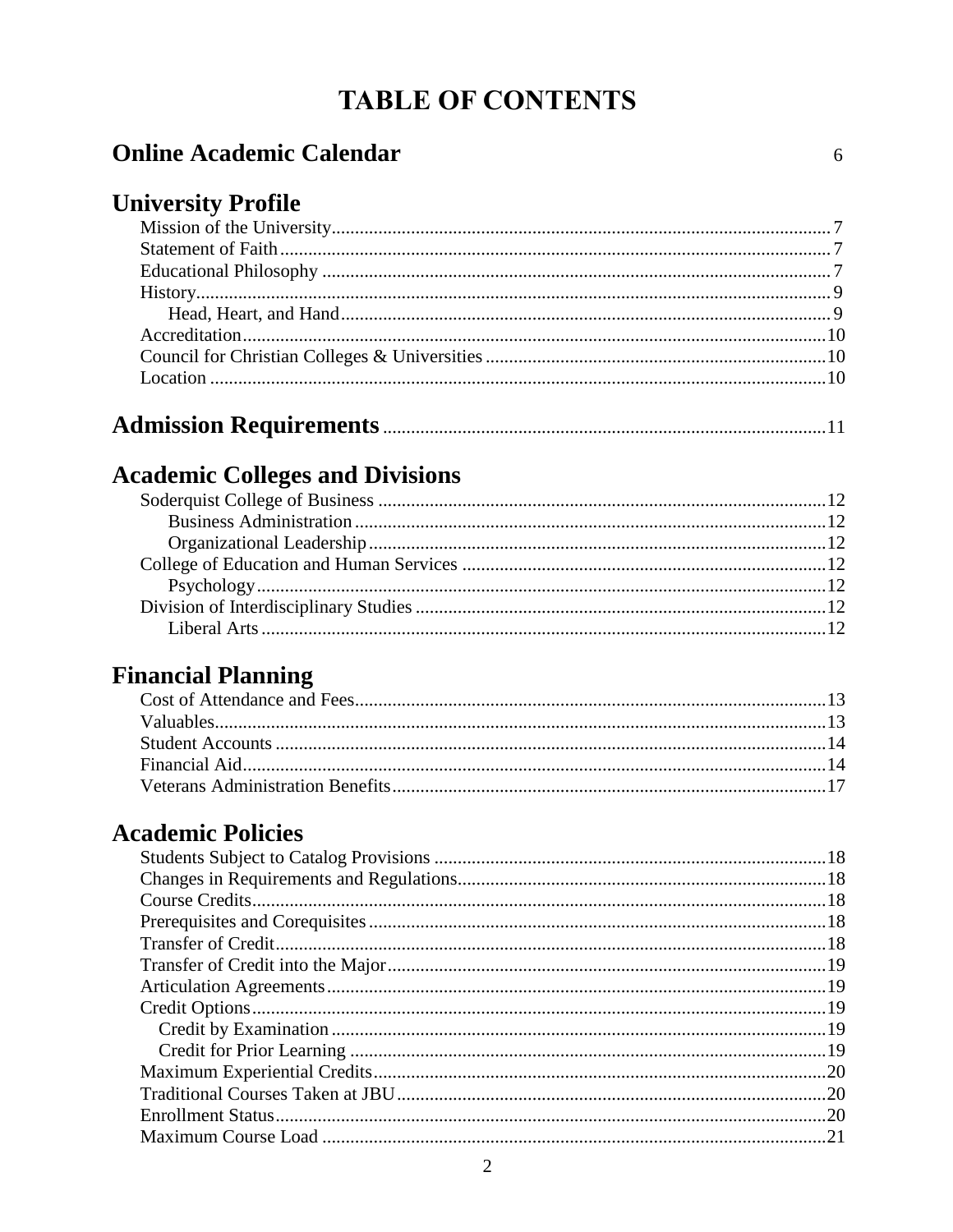# TABLE OF CONTENTS

## Online Academic Calendar 6

## University Profile

- Mission of the University....7
- Statement of Faith....7
- Educational Philosophy....7
- History....9
  - Head, Heart, and Hand....9
- Accreditation....10
- Council for Christian Colleges & Universities....10
- Location....10

## Admission Requirements....11

## Academic Colleges and Divisions

- Soderquist College of Business....12
  - Business Administration....12
  - Organizational Leadership....12
- College of Education and Human Services....12
  - Psychology....12
- Division of Interdisciplinary Studies....12
  - Liberal Arts....12

## Financial Planning

- Cost of Attendance and Fees....13
- Valuables....13
- Student Accounts....14
- Financial Aid....14
- Veterans Administration Benefits....17

## Academic Policies

- Students Subject to Catalog Provisions....18
- Changes in Requirements and Regulations....18
- Course Credits....18
- Prerequisites and Corequisites....18
- Transfer of Credit....18
- Transfer of Credit into the Major....19
- Articulation Agreements....19
- Credit Options....19
  - Credit by Examination....19
  - Credit for Prior Learning....19
- Maximum Experiential Credits....20
- Traditional Courses Taken at JBU....20
- Enrollment Status....20
- Maximum Course Load....21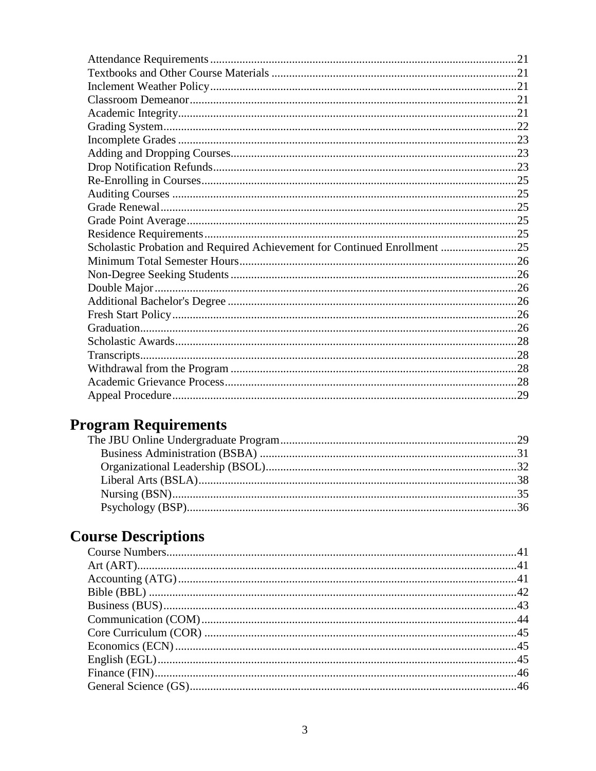Attendance Requirements ......................................................................................................21
Textbooks and Other Course Materials ..................................................................................21
Inclement Weather Policy......................................................................................................21
Classroom Demeanor.............................................................................................................21
Academic Integrity.................................................................................................................21
Grading System.....................................................................................................................22
Incomplete Grades .................................................................................................................23
Adding and Dropping Courses...............................................................................................23
Drop Notification Refunds.....................................................................................................23
Re-Enrolling in Courses.........................................................................................................25
Auditing Courses ...................................................................................................................25
Grade Renewal.......................................................................................................................25
Grade Point Average...............................................................................................................25
Residence Requirements.........................................................................................................25
Scholastic Probation and Required Achievement for Continued Enrollment ........................25
Minimum Total Semester Hours.............................................................................................26
Non-Degree Seeking Students ...............................................................................................26
Double Major .........................................................................................................................26
Additional Bachelor's Degree .................................................................................................26
Fresh Start Policy....................................................................................................................26
Graduation..............................................................................................................................26
Scholastic Awards..................................................................................................................28
Transcripts..............................................................................................................................28
Withdrawal from the Program ...............................................................................................28
Academic Grievance Process.................................................................................................28
Appeal Procedure...................................................................................................................29

# Program Requirements

The JBU Online Undergraduate Program...............................................................................29
- Business Administration (BSBA) ......................................................................................31
- Organizational Leadership (BSOL)....................................................................................32
- Liberal Arts (BSLA)...........................................................................................................38
- Nursing (BSN)...................................................................................................................35
- Psychology (BSP)...............................................................................................................36

# Course Descriptions

Course Numbers.....................................................................................................................41
Art (ART)...............................................................................................................................41
Accounting (ATG) .................................................................................................................41
Bible (BBL) ...........................................................................................................................42
Business (BUS)......................................................................................................................43
Communication (COM).........................................................................................................44
Core Curriculum (COR) ........................................................................................................45
Economics (ECN) ..................................................................................................................45
English (EGL)........................................................................................................................45
Finance (FIN).........................................................................................................................46
General Science (GS).............................................................................................................46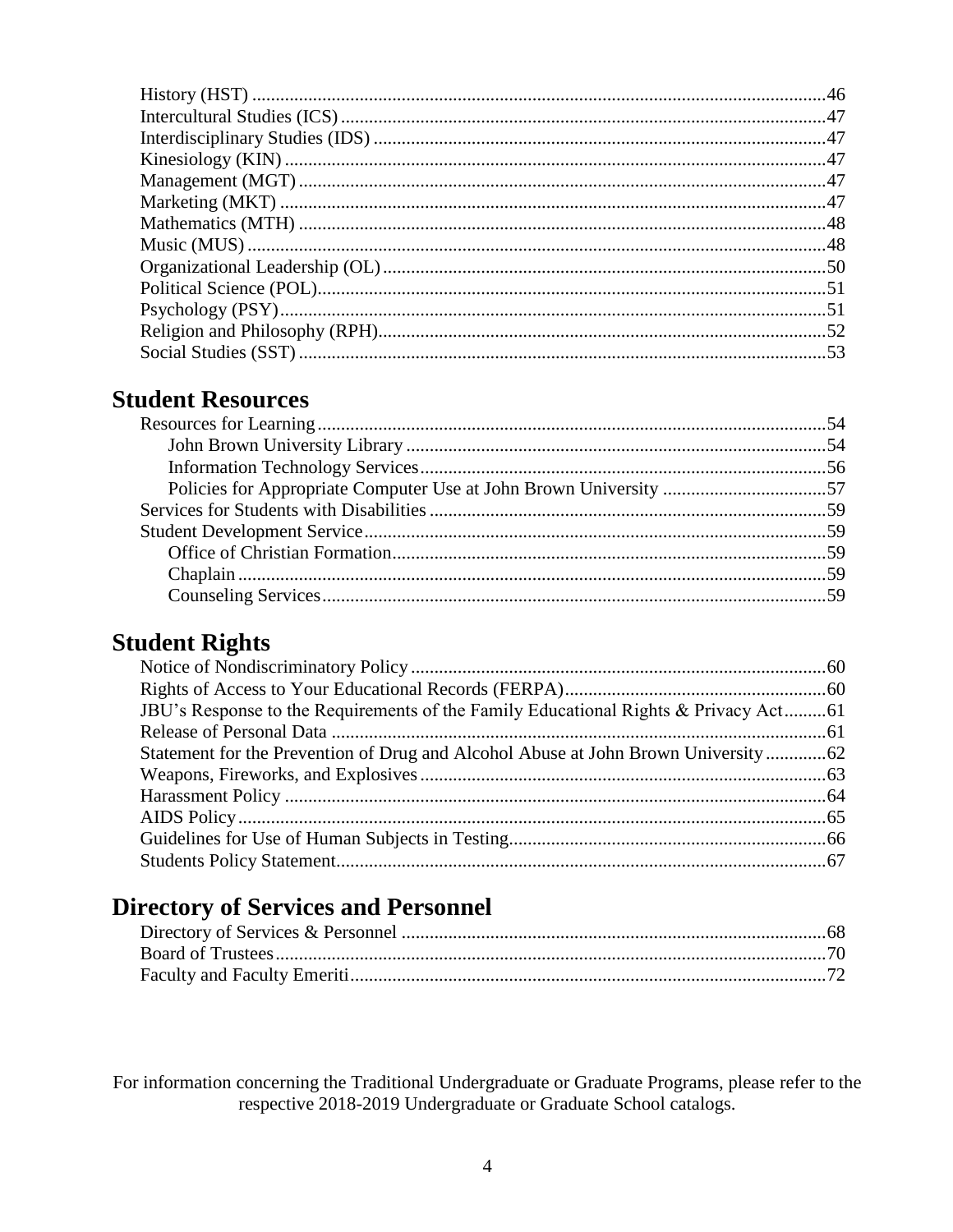History (HST) .......... 46
Intercultural Studies (ICS) .......... 47
Interdisciplinary Studies (IDS) .......... 47
Kinesiology (KIN) .......... 47
Management (MGT) .......... 47
Marketing (MKT) .......... 47
Mathematics (MTH) .......... 48
Music (MUS) .......... 48
Organizational Leadership (OL) .......... 50
Political Science (POL) .......... 51
Psychology (PSY) .......... 51
Religion and Philosophy (RPH) .......... 52
Social Studies (SST) .......... 53

## Student Resources

Resources for Learning .......... 54
- John Brown University Library .......... 54
- Information Technology Services .......... 56
- Policies for Appropriate Computer Use at John Brown University .......... 57

Services for Students with Disabilities .......... 59
Student Development Service .......... 59
- Office of Christian Formation .......... 59
- Chaplain .......... 59
- Counseling Services .......... 59

## Student Rights

Notice of Nondiscriminatory Policy .......... 60
Rights of Access to Your Educational Records (FERPA) .......... 60
JBU's Response to the Requirements of the Family Educational Rights & Privacy Act .......... 61
Release of Personal Data .......... 61
Statement for the Prevention of Drug and Alcohol Abuse at John Brown University .......... 62
Weapons, Fireworks, and Explosives .......... 63
Harassment Policy .......... 64
AIDS Policy .......... 65
Guidelines for Use of Human Subjects in Testing .......... 66
Students Policy Statement .......... 67

## Directory of Services and Personnel

Directory of Services & Personnel .......... 68
Board of Trustees .......... 70
Faculty and Faculty Emeriti .......... 72

For information concerning the Traditional Undergraduate or Graduate Programs, please refer to the respective 2018-2019 Undergraduate or Graduate School catalogs.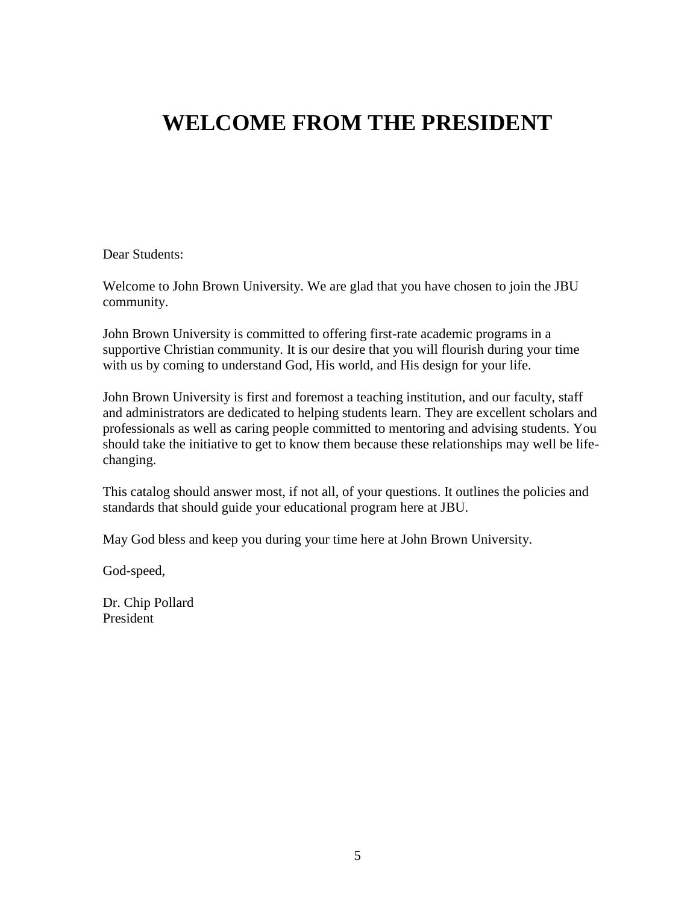# WELCOME FROM THE PRESIDENT

Dear Students:

Welcome to John Brown University. We are glad that you have chosen to join the JBU community.

John Brown University is committed to offering first-rate academic programs in a supportive Christian community. It is our desire that you will flourish during your time with us by coming to understand God, His world, and His design for your life.

John Brown University is first and foremost a teaching institution, and our faculty, staff and administrators are dedicated to helping students learn. They are excellent scholars and professionals as well as caring people committed to mentoring and advising students. You should take the initiative to get to know them because these relationships may well be life-changing.

This catalog should answer most, if not all, of your questions. It outlines the policies and standards that should guide your educational program here at JBU.

May God bless and keep you during your time here at John Brown University.

God-speed,

Dr. Chip Pollard
President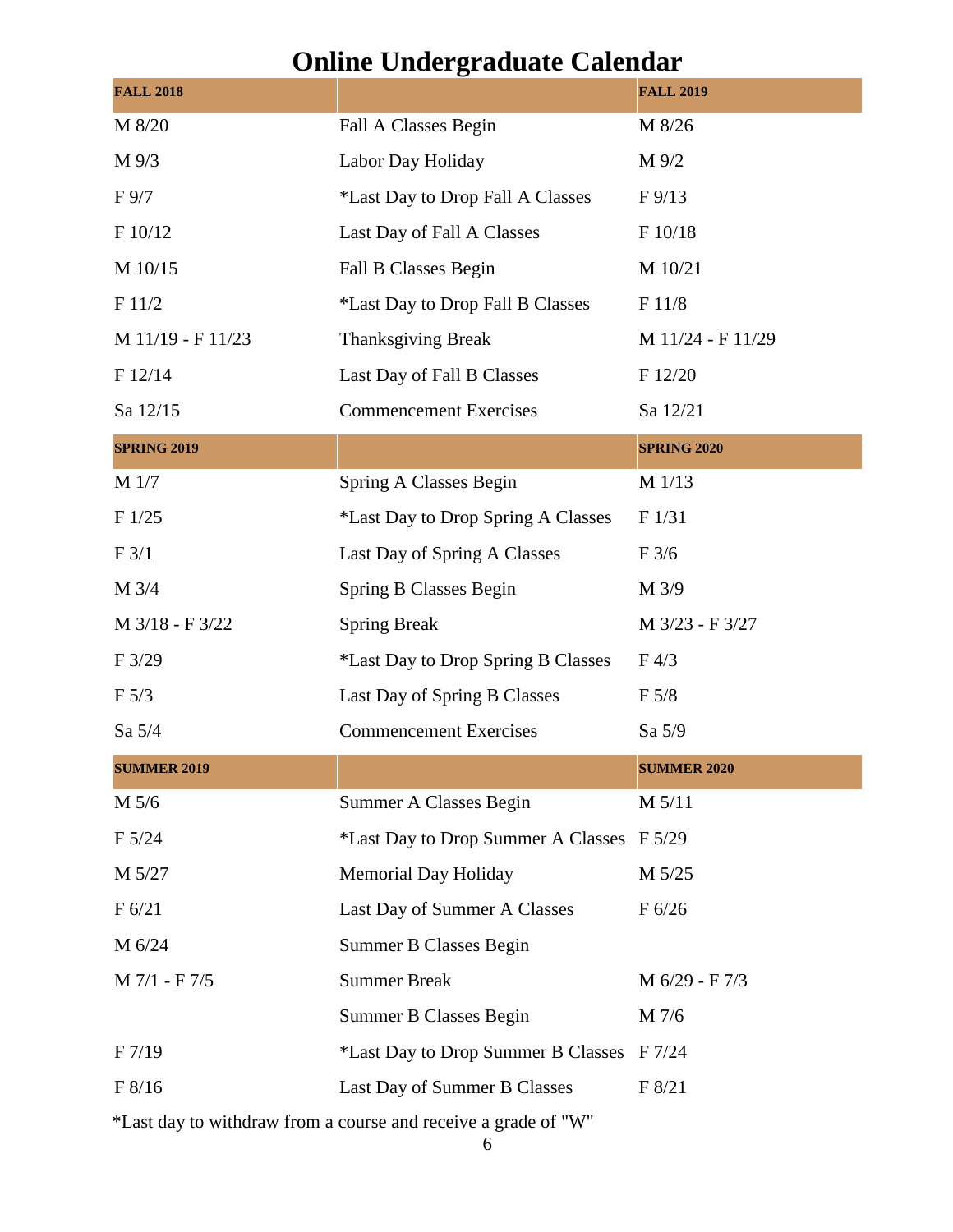# Online Undergraduate Calendar

| FALL 2018 | | FALL 2019 |
|---|---|---|
| M 8/20 | Fall A Classes Begin | M 8/26 |
| M 9/3 | Labor Day Holiday | M 9/2 |
| F 9/7 | *Last Day to Drop Fall A Classes | F 9/13 |
| F 10/12 | Last Day of Fall A Classes | F 10/18 |
| M 10/15 | Fall B Classes Begin | M 10/21 |
| F 11/2 | *Last Day to Drop Fall B Classes | F 11/8 |
| M 11/19 - F 11/23 | Thanksgiving Break | M 11/24 - F 11/29 |
| F 12/14 | Last Day of Fall B Classes | F 12/20 |
| Sa 12/15 | Commencement Exercises | Sa 12/21 |
| **SPRING 2019** | | **SPRING 2020** |
| M 1/7 | Spring A Classes Begin | M 1/13 |
| F 1/25 | *Last Day to Drop Spring A Classes | F 1/31 |
| F 3/1 | Last Day of Spring A Classes | F 3/6 |
| M 3/4 | Spring B Classes Begin | M 3/9 |
| M 3/18 - F 3/22 | Spring Break | M 3/23 - F 3/27 |
| F 3/29 | *Last Day to Drop Spring B Classes | F 4/3 |
| F 5/3 | Last Day of Spring B Classes | F 5/8 |
| Sa 5/4 | Commencement Exercises | Sa 5/9 |
| **SUMMER 2019** | | **SUMMER 2020** |
| M 5/6 | Summer A Classes Begin | M 5/11 |
| F 5/24 | *Last Day to Drop Summer A Classes | F 5/29 |
| M 5/27 | Memorial Day Holiday | M 5/25 |
| F 6/21 | Last Day of Summer A Classes | F 6/26 |
| M 6/24 | Summer B Classes Begin | |
| M 7/1 - F 7/5 | Summer Break | M 6/29 - F 7/3 |
| | Summer B Classes Begin | M 7/6 |
| F 7/19 | *Last Day to Drop Summer B Classes | F 7/24 |
| F 8/16 | Last Day of Summer B Classes | F 8/21 |

*Last day to withdraw from a course and receive a grade of "W"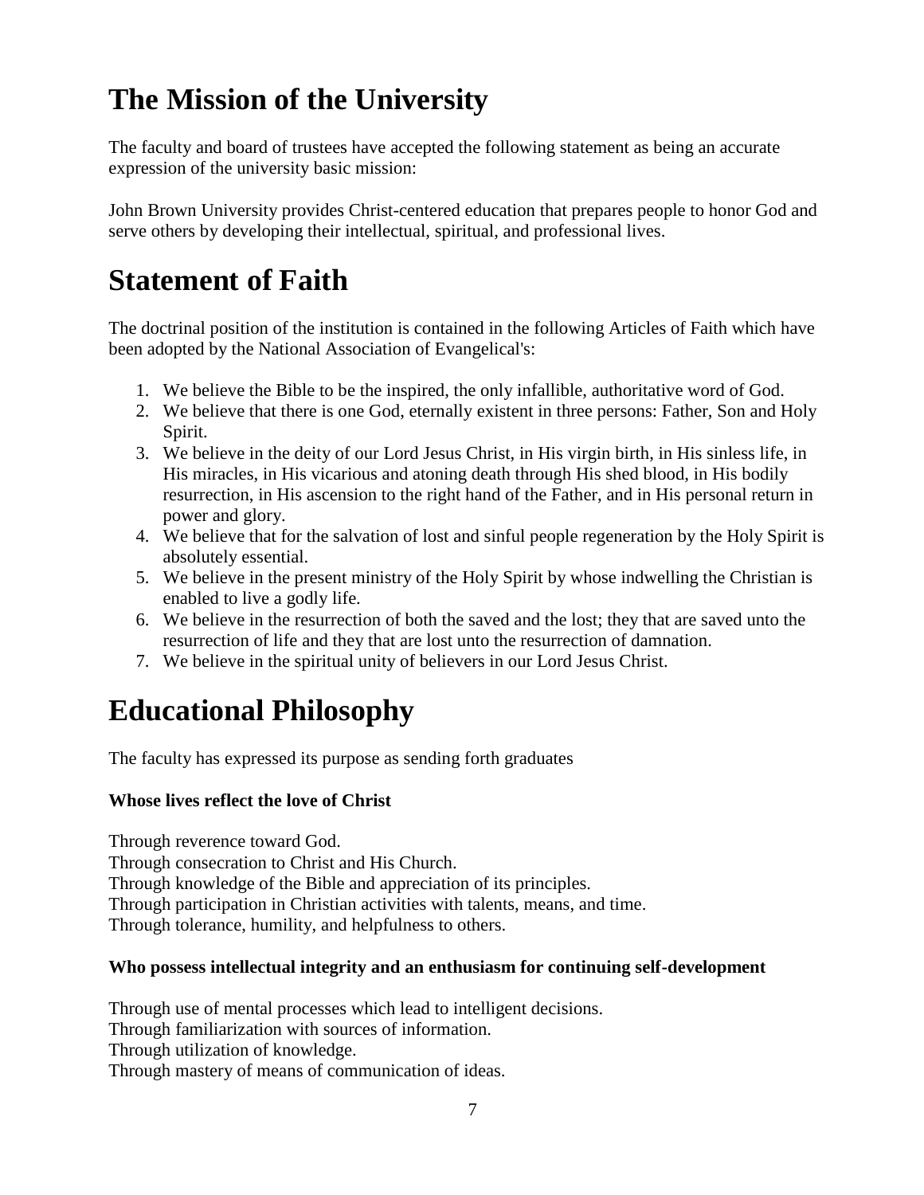# The Mission of the University

The faculty and board of trustees have accepted the following statement as being an accurate expression of the university basic mission:

John Brown University provides Christ-centered education that prepares people to honor God and serve others by developing their intellectual, spiritual, and professional lives.

# Statement of Faith

The doctrinal position of the institution is contained in the following Articles of Faith which have been adopted by the National Association of Evangelical's:

1. We believe the Bible to be the inspired, the only infallible, authoritative word of God.
2. We believe that there is one God, eternally existent in three persons: Father, Son and Holy Spirit.
3. We believe in the deity of our Lord Jesus Christ, in His virgin birth, in His sinless life, in His miracles, in His vicarious and atoning death through His shed blood, in His bodily resurrection, in His ascension to the right hand of the Father, and in His personal return in power and glory.
4. We believe that for the salvation of lost and sinful people regeneration by the Holy Spirit is absolutely essential.
5. We believe in the present ministry of the Holy Spirit by whose indwelling the Christian is enabled to live a godly life.
6. We believe in the resurrection of both the saved and the lost; they that are saved unto the resurrection of life and they that are lost unto the resurrection of damnation.
7. We believe in the spiritual unity of believers in our Lord Jesus Christ.

# Educational Philosophy

The faculty has expressed its purpose as sending forth graduates

**Whose lives reflect the love of Christ**

Through reverence toward God.
Through consecration to Christ and His Church.
Through knowledge of the Bible and appreciation of its principles.
Through participation in Christian activities with talents, means, and time.
Through tolerance, humility, and helpfulness to others.

**Who possess intellectual integrity and an enthusiasm for continuing self-development**

Through use of mental processes which lead to intelligent decisions.
Through familiarization with sources of information.
Through utilization of knowledge.
Through mastery of means of communication of ideas.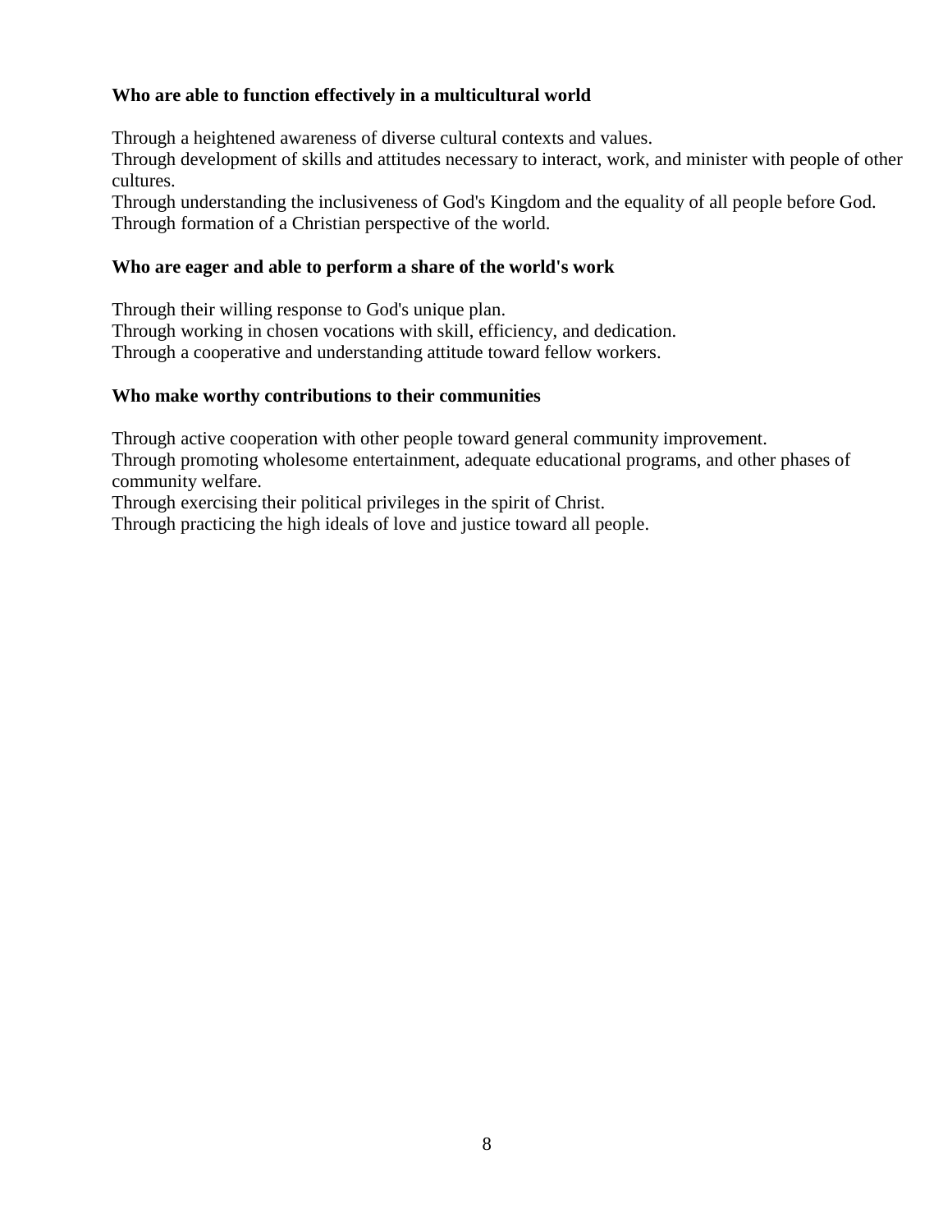**Who are able to function effectively in a multicultural world**

Through a heightened awareness of diverse cultural contexts and values.
Through development of skills and attitudes necessary to interact, work, and minister with people of other cultures.
Through understanding the inclusiveness of God's Kingdom and the equality of all people before God.
Through formation of a Christian perspective of the world.

**Who are eager and able to perform a share of the world's work**

Through their willing response to God's unique plan.
Through working in chosen vocations with skill, efficiency, and dedication.
Through a cooperative and understanding attitude toward fellow workers.

**Who make worthy contributions to their communities**

Through active cooperation with other people toward general community improvement.
Through promoting wholesome entertainment, adequate educational programs, and other phases of community welfare.
Through exercising their political privileges in the spirit of Christ.
Through practicing the high ideals of love and justice toward all people.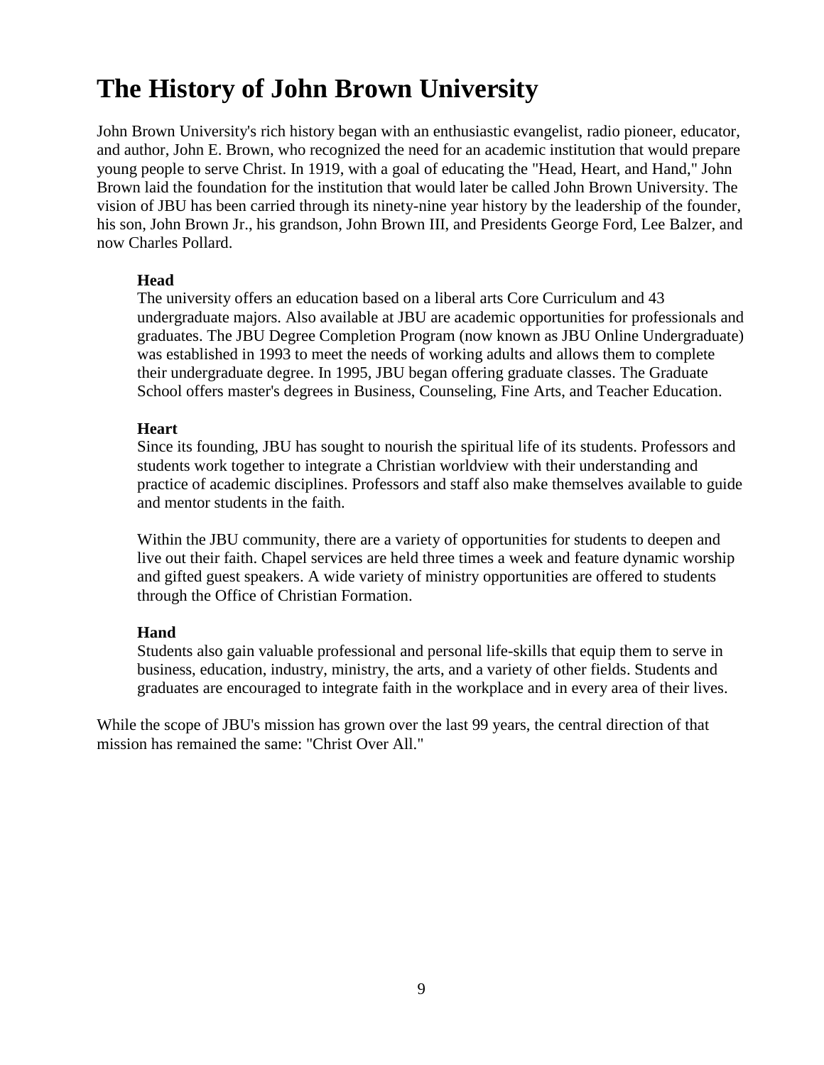# The History of John Brown University

John Brown University's rich history began with an enthusiastic evangelist, radio pioneer, educator, and author, John E. Brown, who recognized the need for an academic institution that would prepare young people to serve Christ. In 1919, with a goal of educating the "Head, Heart, and Hand," John Brown laid the foundation for the institution that would later be called John Brown University. The vision of JBU has been carried through its ninety-nine year history by the leadership of the founder, his son, John Brown Jr., his grandson, John Brown III, and Presidents George Ford, Lee Balzer, and now Charles Pollard.

**Head**
The university offers an education based on a liberal arts Core Curriculum and 43 undergraduate majors. Also available at JBU are academic opportunities for professionals and graduates. The JBU Degree Completion Program (now known as JBU Online Undergraduate) was established in 1993 to meet the needs of working adults and allows them to complete their undergraduate degree. In 1995, JBU began offering graduate classes. The Graduate School offers master's degrees in Business, Counseling, Fine Arts, and Teacher Education.

**Heart**
Since its founding, JBU has sought to nourish the spiritual life of its students. Professors and students work together to integrate a Christian worldview with their understanding and practice of academic disciplines. Professors and staff also make themselves available to guide and mentor students in the faith.

Within the JBU community, there are a variety of opportunities for students to deepen and live out their faith. Chapel services are held three times a week and feature dynamic worship and gifted guest speakers. A wide variety of ministry opportunities are offered to students through the Office of Christian Formation.

**Hand**
Students also gain valuable professional and personal life-skills that equip them to serve in business, education, industry, ministry, the arts, and a variety of other fields. Students and graduates are encouraged to integrate faith in the workplace and in every area of their lives.

While the scope of JBU's mission has grown over the last 99 years, the central direction of that mission has remained the same: "Christ Over All."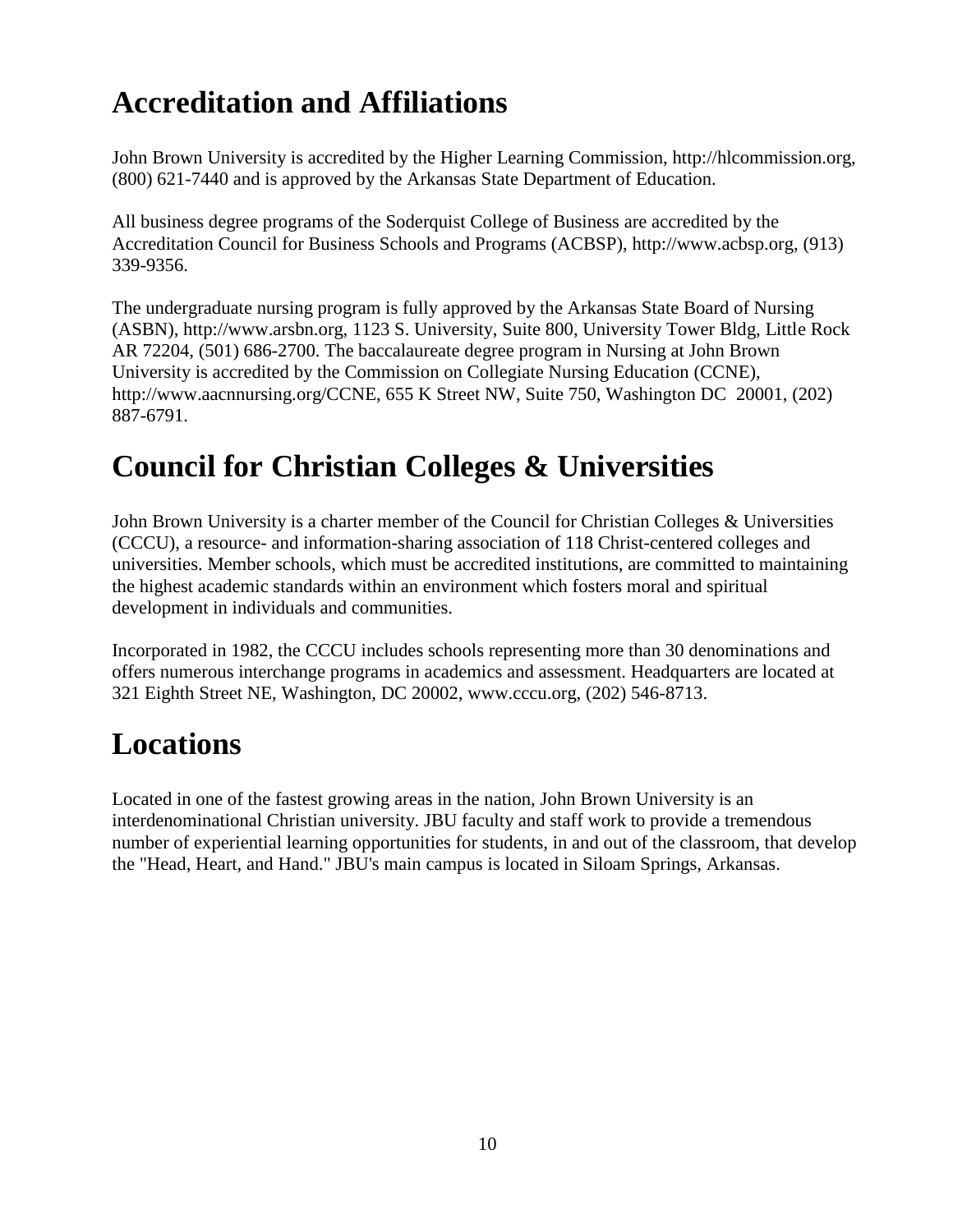# Accreditation and Affiliations

John Brown University is accredited by the Higher Learning Commission, http://hlcommission.org, (800) 621-7440 and is approved by the Arkansas State Department of Education.

All business degree programs of the Soderquist College of Business are accredited by the Accreditation Council for Business Schools and Programs (ACBSP), http://www.acbsp.org, (913) 339-9356.

The undergraduate nursing program is fully approved by the Arkansas State Board of Nursing (ASBN), http://www.arsbn.org, 1123 S. University, Suite 800, University Tower Bldg, Little Rock AR 72204, (501) 686-2700. The baccalaureate degree program in Nursing at John Brown University is accredited by the Commission on Collegiate Nursing Education (CCNE), http://www.aacnnursing.org/CCNE, 655 K Street NW, Suite 750, Washington DC 20001, (202) 887-6791.

# Council for Christian Colleges & Universities

John Brown University is a charter member of the Council for Christian Colleges & Universities (CCCU), a resource- and information-sharing association of 118 Christ-centered colleges and universities. Member schools, which must be accredited institutions, are committed to maintaining the highest academic standards within an environment which fosters moral and spiritual development in individuals and communities.

Incorporated in 1982, the CCCU includes schools representing more than 30 denominations and offers numerous interchange programs in academics and assessment. Headquarters are located at 321 Eighth Street NE, Washington, DC 20002, www.cccu.org, (202) 546-8713.

# Locations

Located in one of the fastest growing areas in the nation, John Brown University is an interdenominational Christian university. JBU faculty and staff work to provide a tremendous number of experiential learning opportunities for students, in and out of the classroom, that develop the "Head, Heart, and Hand." JBU's main campus is located in Siloam Springs, Arkansas.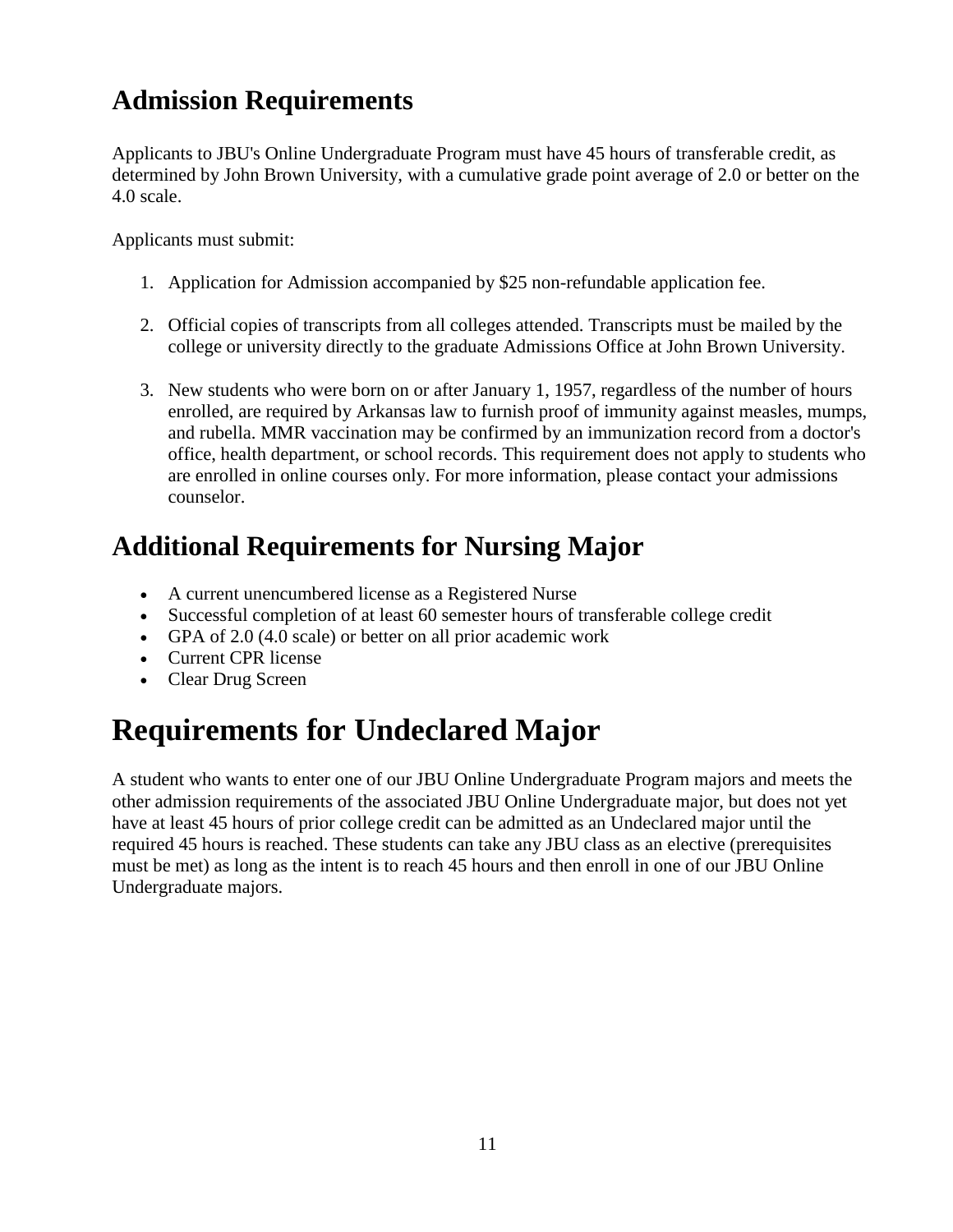## Admission Requirements

Applicants to JBU's Online Undergraduate Program must have 45 hours of transferable credit, as determined by John Brown University, with a cumulative grade point average of 2.0 or better on the 4.0 scale.

Applicants must submit:

1. Application for Admission accompanied by $25 non-refundable application fee.

2. Official copies of transcripts from all colleges attended. Transcripts must be mailed by the college or university directly to the graduate Admissions Office at John Brown University.

3. New students who were born on or after January 1, 1957, regardless of the number of hours enrolled, are required by Arkansas law to furnish proof of immunity against measles, mumps, and rubella. MMR vaccination may be confirmed by an immunization record from a doctor's office, health department, or school records. This requirement does not apply to students who are enrolled in online courses only. For more information, please contact your admissions counselor.

## Additional Requirements for Nursing Major

- A current unencumbered license as a Registered Nurse
- Successful completion of at least 60 semester hours of transferable college credit
- GPA of 2.0 (4.0 scale) or better on all prior academic work
- Current CPR license
- Clear Drug Screen

# Requirements for Undeclared Major

A student who wants to enter one of our JBU Online Undergraduate Program majors and meets the other admission requirements of the associated JBU Online Undergraduate major, but does not yet have at least 45 hours of prior college credit can be admitted as an Undeclared major until the required 45 hours is reached. These students can take any JBU class as an elective (prerequisites must be met) as long as the intent is to reach 45 hours and then enroll in one of our JBU Online Undergraduate majors.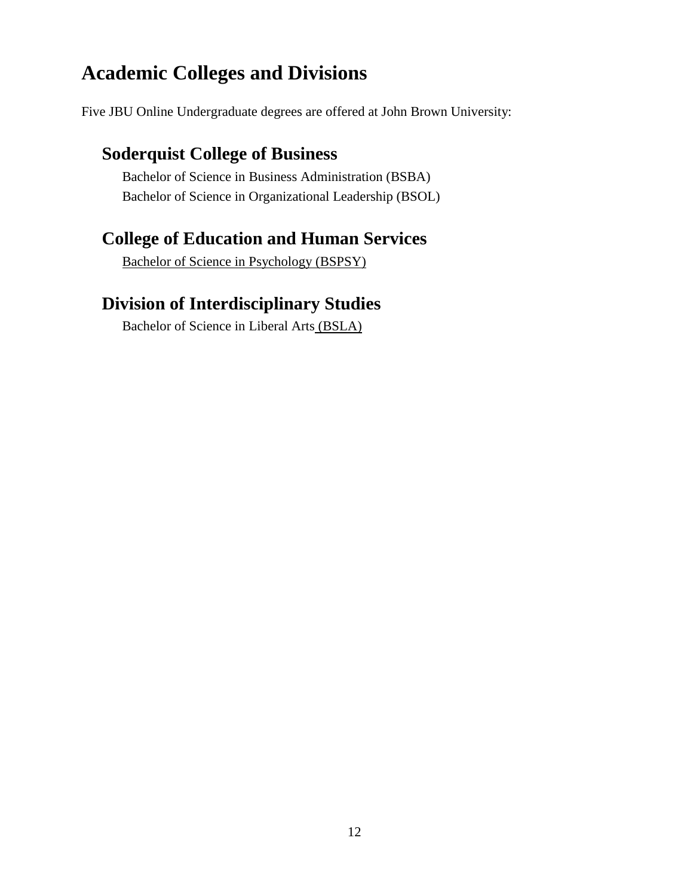# Academic Colleges and Divisions

Five JBU Online Undergraduate degrees are offered at John Brown University:

## Soderquist College of Business

Bachelor of Science in Business Administration (BSBA)
Bachelor of Science in Organizational Leadership (BSOL)

## College of Education and Human Services

Bachelor of Science in Psychology (BSPSY)

## Division of Interdisciplinary Studies

Bachelor of Science in Liberal Arts (BSLA)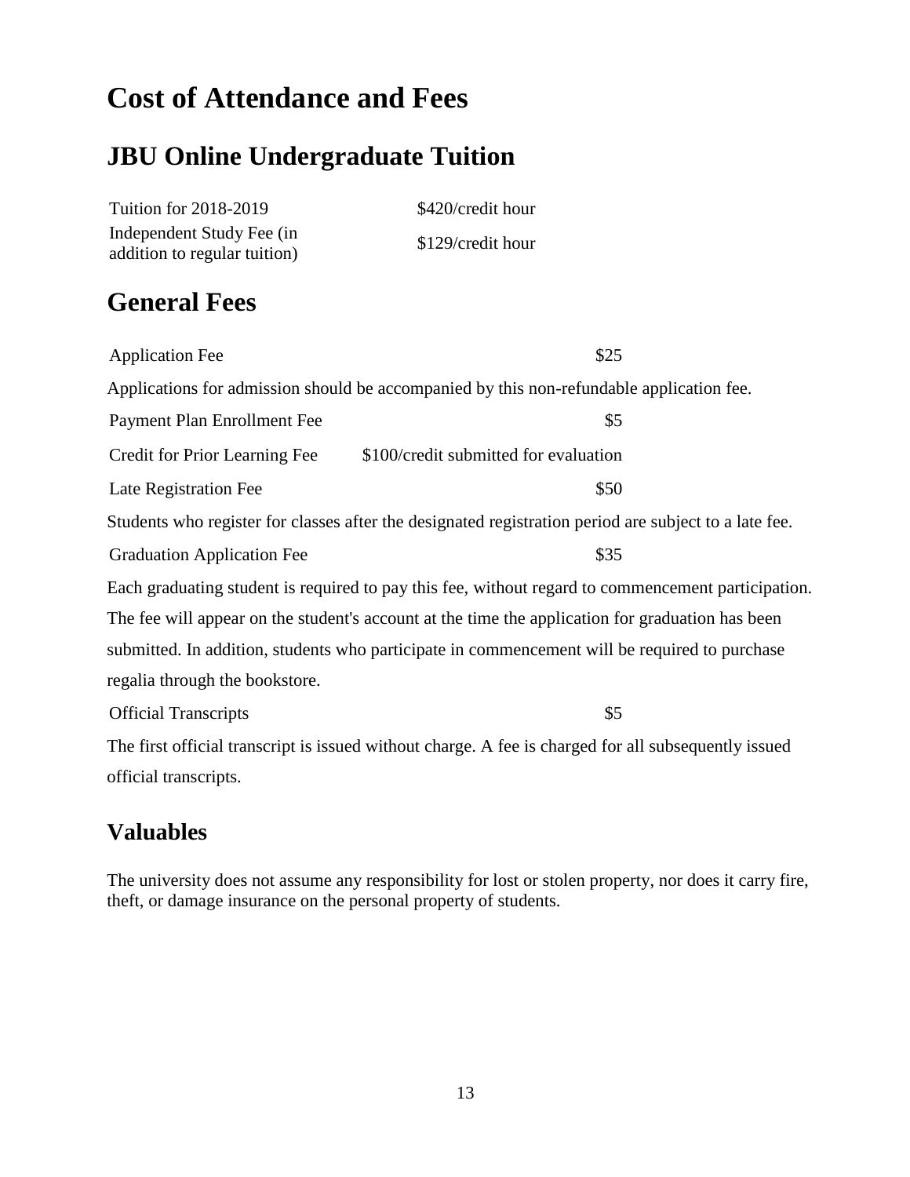# Cost of Attendance and Fees

## JBU Online Undergraduate Tuition

| | |
|---|---|
| Tuition for 2018-2019 | $420/credit hour |
| Independent Study Fee (in addition to regular tuition) | $129/credit hour |

## General Fees

| | |
|---|---|
| Application Fee | $25 |

Applications for admission should be accompanied by this non-refundable application fee.

| | |
|---|---|
| Payment Plan Enrollment Fee | $5 |
| Credit for Prior Learning Fee | $100/credit submitted for evaluation |
| Late Registration Fee | $50 |

Students who register for classes after the designated registration period are subject to a late fee.

| | |
|---|---|
| Graduation Application Fee | $35 |

Each graduating student is required to pay this fee, without regard to commencement participation. The fee will appear on the student's account at the time the application for graduation has been submitted. In addition, students who participate in commencement will be required to purchase regalia through the bookstore.

| | |
|---|---|
| Official Transcripts | $5 |

The first official transcript is issued without charge. A fee is charged for all subsequently issued official transcripts.

### Valuables

The university does not assume any responsibility for lost or stolen property, nor does it carry fire, theft, or damage insurance on the personal property of students.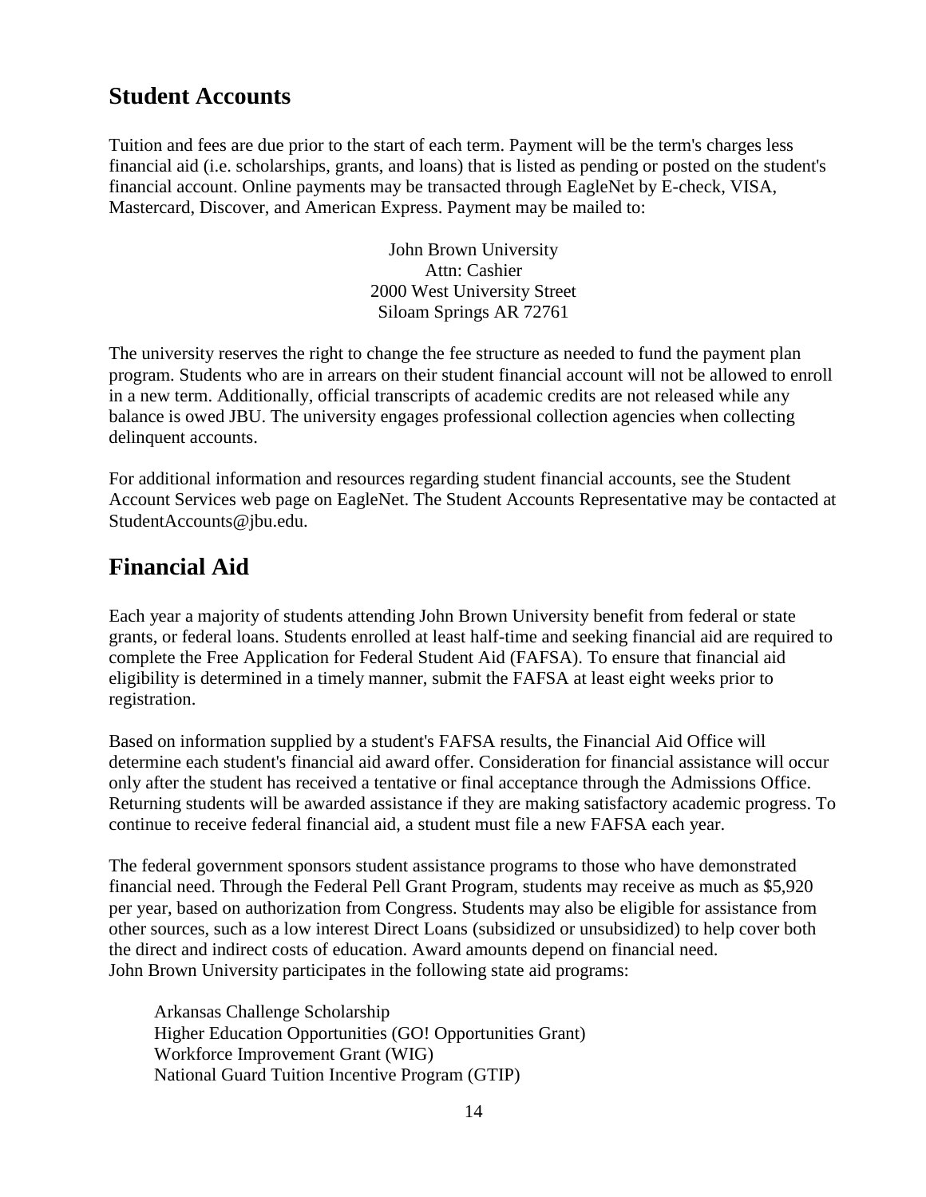## Student Accounts

Tuition and fees are due prior to the start of each term. Payment will be the term's charges less financial aid (i.e. scholarships, grants, and loans) that is listed as pending or posted on the student's financial account. Online payments may be transacted through EagleNet by E-check, VISA, Mastercard, Discover, and American Express. Payment may be mailed to:

John Brown University  
Attn: Cashier  
2000 West University Street  
Siloam Springs AR 72761

The university reserves the right to change the fee structure as needed to fund the payment plan program. Students who are in arrears on their student financial account will not be allowed to enroll in a new term. Additionally, official transcripts of academic credits are not released while any balance is owed JBU. The university engages professional collection agencies when collecting delinquent accounts.

For additional information and resources regarding student financial accounts, see the Student Account Services web page on EagleNet. The Student Accounts Representative may be contacted at StudentAccounts@jbu.edu.

## Financial Aid

Each year a majority of students attending John Brown University benefit from federal or state grants, or federal loans. Students enrolled at least half-time and seeking financial aid are required to complete the Free Application for Federal Student Aid (FAFSA). To ensure that financial aid eligibility is determined in a timely manner, submit the FAFSA at least eight weeks prior to registration.

Based on information supplied by a student's FAFSA results, the Financial Aid Office will determine each student's financial aid award offer. Consideration for financial assistance will occur only after the student has received a tentative or final acceptance through the Admissions Office. Returning students will be awarded assistance if they are making satisfactory academic progress. To continue to receive federal financial aid, a student must file a new FAFSA each year.

The federal government sponsors student assistance programs to those who have demonstrated financial need. Through the Federal Pell Grant Program, students may receive as much as $5,920 per year, based on authorization from Congress. Students may also be eligible for assistance from other sources, such as a low interest Direct Loans (subsidized or unsubsidized) to help cover both the direct and indirect costs of education. Award amounts depend on financial need.
John Brown University participates in the following state aid programs:

- Arkansas Challenge Scholarship
- Higher Education Opportunities (GO! Opportunities Grant)
- Workforce Improvement Grant (WIG)
- National Guard Tuition Incentive Program (GTIP)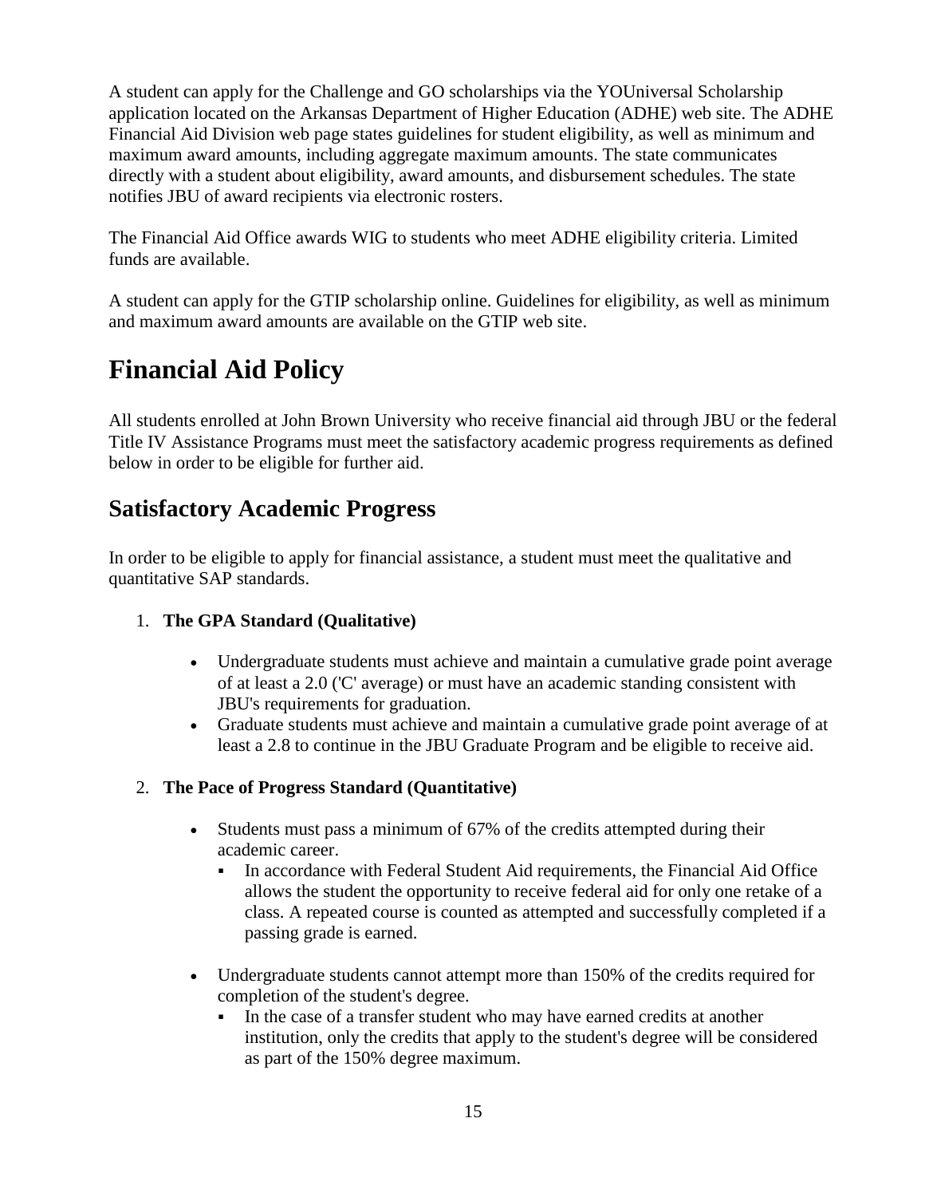A student can apply for the Challenge and GO scholarships via the YOUniversal Scholarship application located on the Arkansas Department of Higher Education (ADHE) web site. The ADHE Financial Aid Division web page states guidelines for student eligibility, as well as minimum and maximum award amounts, including aggregate maximum amounts. The state communicates directly with a student about eligibility, award amounts, and disbursement schedules. The state notifies JBU of award recipients via electronic rosters.

The Financial Aid Office awards WIG to students who meet ADHE eligibility criteria. Limited funds are available.

A student can apply for the GTIP scholarship online. Guidelines for eligibility, as well as minimum and maximum award amounts are available on the GTIP web site.

# Financial Aid Policy

All students enrolled at John Brown University who receive financial aid through JBU or the federal Title IV Assistance Programs must meet the satisfactory academic progress requirements as defined below in order to be eligible for further aid.

## Satisfactory Academic Progress

In order to be eligible to apply for financial assistance, a student must meet the qualitative and quantitative SAP standards.

1. **The GPA Standard (Qualitative)**
   - Undergraduate students must achieve and maintain a cumulative grade point average of at least a 2.0 ('C' average) or must have an academic standing consistent with JBU's requirements for graduation.
   - Graduate students must achieve and maintain a cumulative grade point average of at least a 2.8 to continue in the JBU Graduate Program and be eligible to receive aid.

2. **The Pace of Progress Standard (Quantitative)**
   - Students must pass a minimum of 67% of the credits attempted during their academic career.
     - In accordance with Federal Student Aid requirements, the Financial Aid Office allows the student the opportunity to receive federal aid for only one retake of a class. A repeated course is counted as attempted and successfully completed if a passing grade is earned.
   - Undergraduate students cannot attempt more than 150% of the credits required for completion of the student's degree.
     - In the case of a transfer student who may have earned credits at another institution, only the credits that apply to the student's degree will be considered as part of the 150% degree maximum.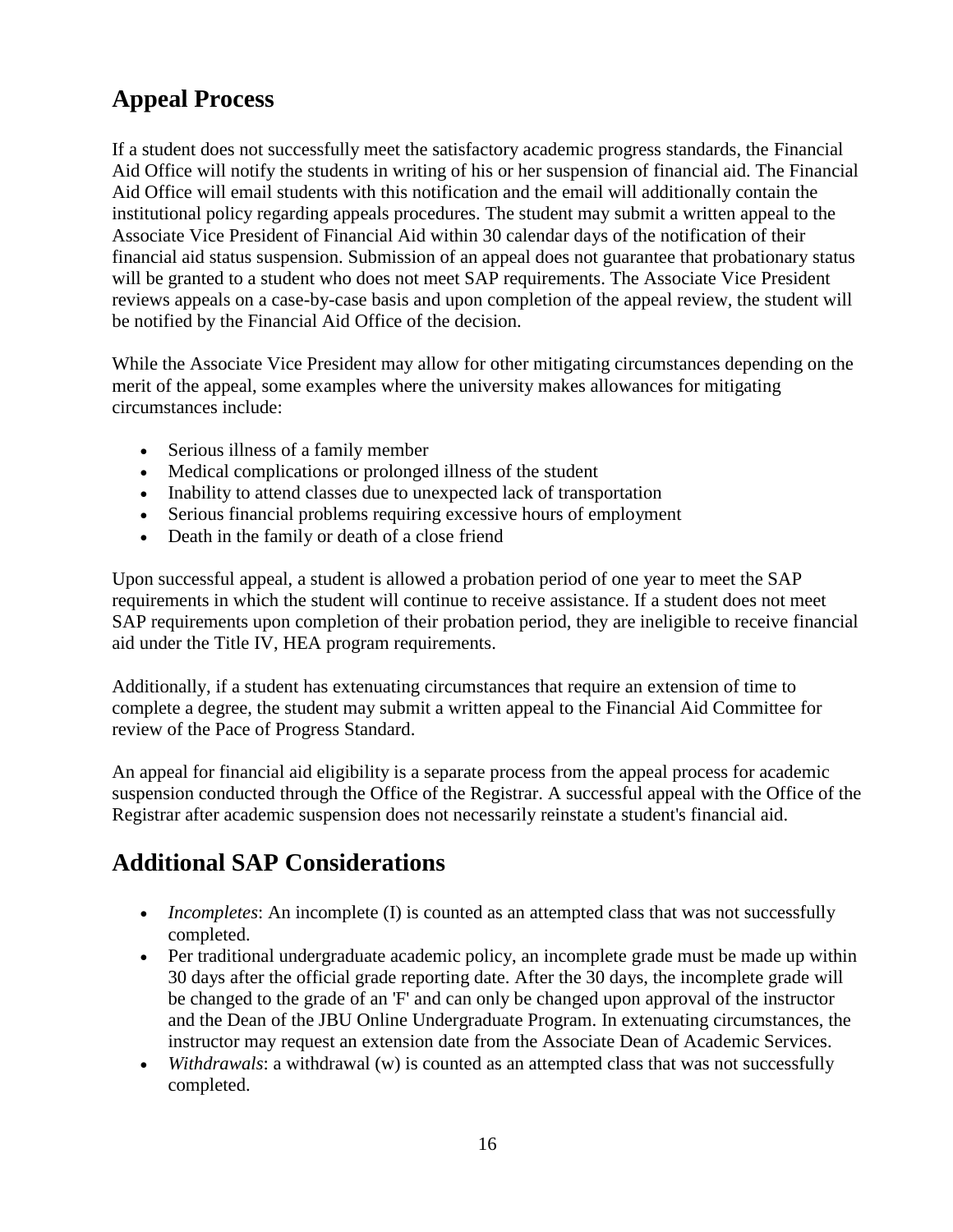## Appeal Process

If a student does not successfully meet the satisfactory academic progress standards, the Financial Aid Office will notify the students in writing of his or her suspension of financial aid. The Financial Aid Office will email students with this notification and the email will additionally contain the institutional policy regarding appeals procedures. The student may submit a written appeal to the Associate Vice President of Financial Aid within 30 calendar days of the notification of their financial aid status suspension. Submission of an appeal does not guarantee that probationary status will be granted to a student who does not meet SAP requirements. The Associate Vice President reviews appeals on a case-by-case basis and upon completion of the appeal review, the student will be notified by the Financial Aid Office of the decision.

While the Associate Vice President may allow for other mitigating circumstances depending on the merit of the appeal, some examples where the university makes allowances for mitigating circumstances include:

- Serious illness of a family member
- Medical complications or prolonged illness of the student
- Inability to attend classes due to unexpected lack of transportation
- Serious financial problems requiring excessive hours of employment
- Death in the family or death of a close friend

Upon successful appeal, a student is allowed a probation period of one year to meet the SAP requirements in which the student will continue to receive assistance. If a student does not meet SAP requirements upon completion of their probation period, they are ineligible to receive financial aid under the Title IV, HEA program requirements.

Additionally, if a student has extenuating circumstances that require an extension of time to complete a degree, the student may submit a written appeal to the Financial Aid Committee for review of the Pace of Progress Standard.

An appeal for financial aid eligibility is a separate process from the appeal process for academic suspension conducted through the Office of the Registrar. A successful appeal with the Office of the Registrar after academic suspension does not necessarily reinstate a student's financial aid.

## Additional SAP Considerations

- *Incompletes*: An incomplete (I) is counted as an attempted class that was not successfully completed.
- Per traditional undergraduate academic policy, an incomplete grade must be made up within 30 days after the official grade reporting date. After the 30 days, the incomplete grade will be changed to the grade of an 'F' and can only be changed upon approval of the instructor and the Dean of the JBU Online Undergraduate Program. In extenuating circumstances, the instructor may request an extension date from the Associate Dean of Academic Services.
- *Withdrawals*: a withdrawal (w) is counted as an attempted class that was not successfully completed.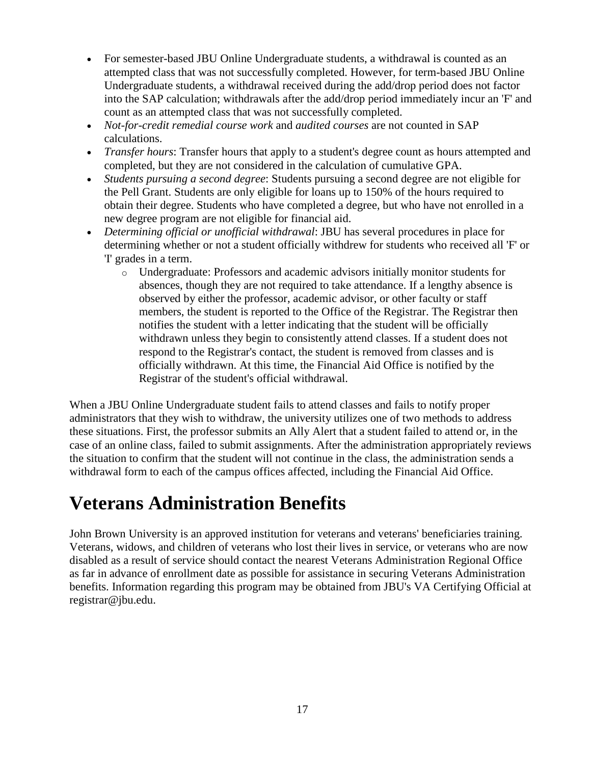- For semester-based JBU Online Undergraduate students, a withdrawal is counted as an attempted class that was not successfully completed. However, for term-based JBU Online Undergraduate students, a withdrawal received during the add/drop period does not factor into the SAP calculation; withdrawals after the add/drop period immediately incur an 'F' and count as an attempted class that was not successfully completed.
- *Not-for-credit remedial course work* and *audited courses* are not counted in SAP calculations.
- *Transfer hours*: Transfer hours that apply to a student's degree count as hours attempted and completed, but they are not considered in the calculation of cumulative GPA.
- *Students pursuing a second degree*: Students pursuing a second degree are not eligible for the Pell Grant. Students are only eligible for loans up to 150% of the hours required to obtain their degree. Students who have completed a degree, but who have not enrolled in a new degree program are not eligible for financial aid.
- *Determining official or unofficial withdrawal*: JBU has several procedures in place for determining whether or not a student officially withdrew for students who received all 'F' or 'I' grades in a term.
  - Undergraduate: Professors and academic advisors initially monitor students for absences, though they are not required to take attendance. If a lengthy absence is observed by either the professor, academic advisor, or other faculty or staff members, the student is reported to the Office of the Registrar. The Registrar then notifies the student with a letter indicating that the student will be officially withdrawn unless they begin to consistently attend classes. If a student does not respond to the Registrar's contact, the student is removed from classes and is officially withdrawn. At this time, the Financial Aid Office is notified by the Registrar of the student's official withdrawal.

When a JBU Online Undergraduate student fails to attend classes and fails to notify proper administrators that they wish to withdraw, the university utilizes one of two methods to address these situations. First, the professor submits an Ally Alert that a student failed to attend or, in the case of an online class, failed to submit assignments. After the administration appropriately reviews the situation to confirm that the student will not continue in the class, the administration sends a withdrawal form to each of the campus offices affected, including the Financial Aid Office.

# Veterans Administration Benefits

John Brown University is an approved institution for veterans and veterans' beneficiaries training. Veterans, widows, and children of veterans who lost their lives in service, or veterans who are now disabled as a result of service should contact the nearest Veterans Administration Regional Office as far in advance of enrollment date as possible for assistance in securing Veterans Administration benefits. Information regarding this program may be obtained from JBU's VA Certifying Official at registrar@jbu.edu.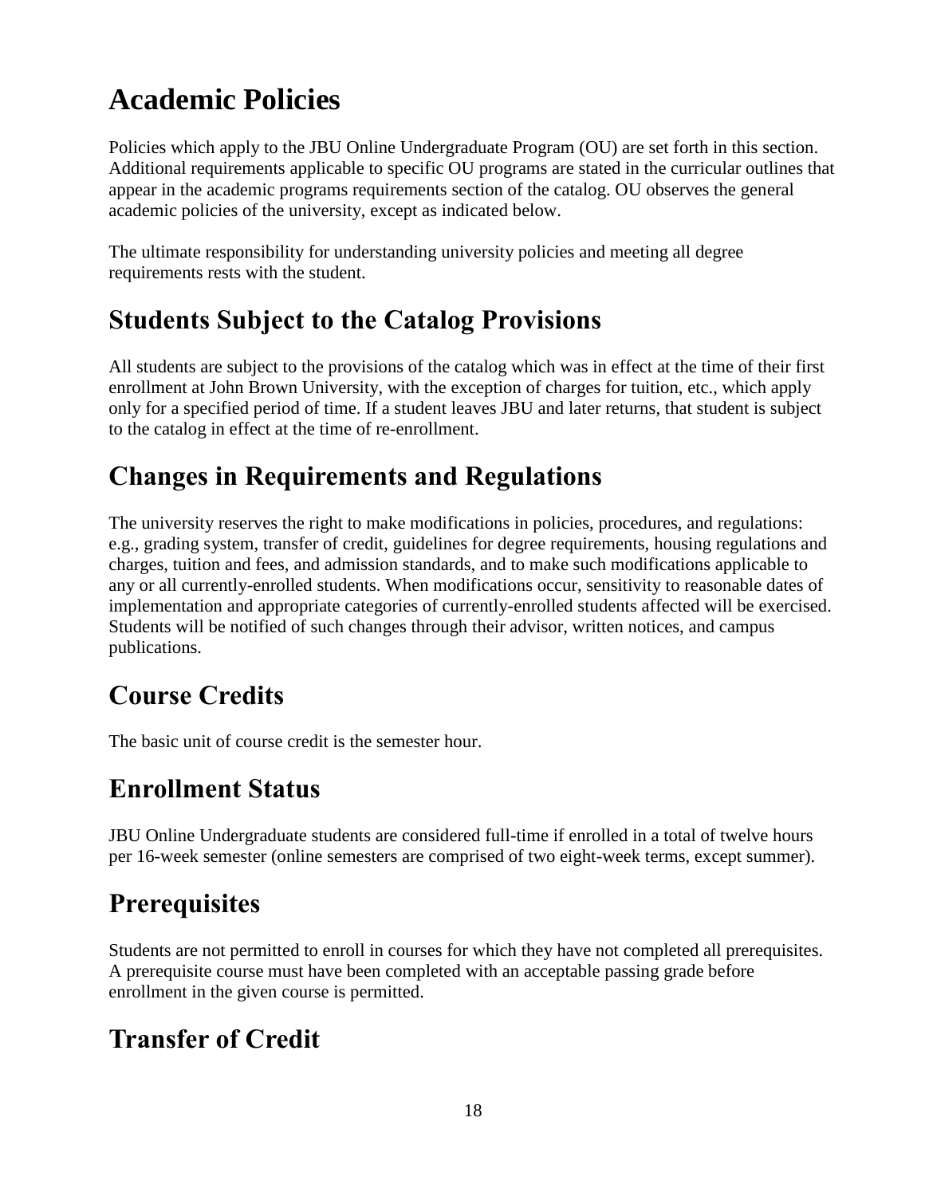# Academic Policies

Policies which apply to the JBU Online Undergraduate Program (OU) are set forth in this section. Additional requirements applicable to specific OU programs are stated in the curricular outlines that appear in the academic programs requirements section of the catalog. OU observes the general academic policies of the university, except as indicated below.

The ultimate responsibility for understanding university policies and meeting all degree requirements rests with the student.

## Students Subject to the Catalog Provisions

All students are subject to the provisions of the catalog which was in effect at the time of their first enrollment at John Brown University, with the exception of charges for tuition, etc., which apply only for a specified period of time. If a student leaves JBU and later returns, that student is subject to the catalog in effect at the time of re-enrollment.

## Changes in Requirements and Regulations

The university reserves the right to make modifications in policies, procedures, and regulations: e.g., grading system, transfer of credit, guidelines for degree requirements, housing regulations and charges, tuition and fees, and admission standards, and to make such modifications applicable to any or all currently-enrolled students. When modifications occur, sensitivity to reasonable dates of implementation and appropriate categories of currently-enrolled students affected will be exercised. Students will be notified of such changes through their advisor, written notices, and campus publications.

## Course Credits

The basic unit of course credit is the semester hour.

## Enrollment Status

JBU Online Undergraduate students are considered full-time if enrolled in a total of twelve hours per 16-week semester (online semesters are comprised of two eight-week terms, except summer).

## Prerequisites

Students are not permitted to enroll in courses for which they have not completed all prerequisites. A prerequisite course must have been completed with an acceptable passing grade before enrollment in the given course is permitted.

## Transfer of Credit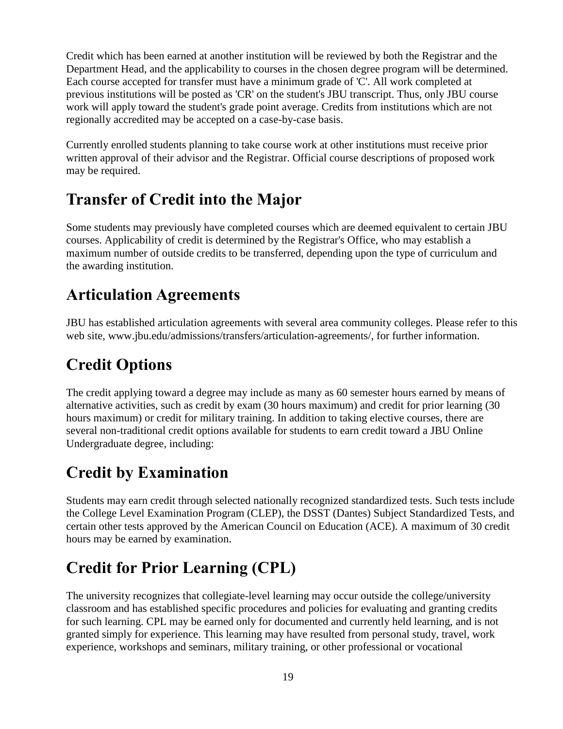Credit which has been earned at another institution will be reviewed by both the Registrar and the Department Head, and the applicability to courses in the chosen degree program will be determined. Each course accepted for transfer must have a minimum grade of 'C'. All work completed at previous institutions will be posted as 'CR' on the student's JBU transcript. Thus, only JBU course work will apply toward the student's grade point average. Credits from institutions which are not regionally accredited may be accepted on a case-by-case basis.

Currently enrolled students planning to take course work at other institutions must receive prior written approval of their advisor and the Registrar. Official course descriptions of proposed work may be required.

## Transfer of Credit into the Major

Some students may previously have completed courses which are deemed equivalent to certain JBU courses. Applicability of credit is determined by the Registrar's Office, who may establish a maximum number of outside credits to be transferred, depending upon the type of curriculum and the awarding institution.

## Articulation Agreements

JBU has established articulation agreements with several area community colleges. Please refer to this web site, www.jbu.edu/admissions/transfers/articulation-agreements/, for further information.

## Credit Options

The credit applying toward a degree may include as many as 60 semester hours earned by means of alternative activities, such as credit by exam (30 hours maximum) and credit for prior learning (30 hours maximum) or credit for military training. In addition to taking elective courses, there are several non-traditional credit options available for students to earn credit toward a JBU Online Undergraduate degree, including:

## Credit by Examination

Students may earn credit through selected nationally recognized standardized tests. Such tests include the College Level Examination Program (CLEP), the DSST (Dantes) Subject Standardized Tests, and certain other tests approved by the American Council on Education (ACE). A maximum of 30 credit hours may be earned by examination.

## Credit for Prior Learning (CPL)

The university recognizes that collegiate-level learning may occur outside the college/university classroom and has established specific procedures and policies for evaluating and granting credits for such learning. CPL may be earned only for documented and currently held learning, and is not granted simply for experience. This learning may have resulted from personal study, travel, work experience, workshops and seminars, military training, or other professional or vocational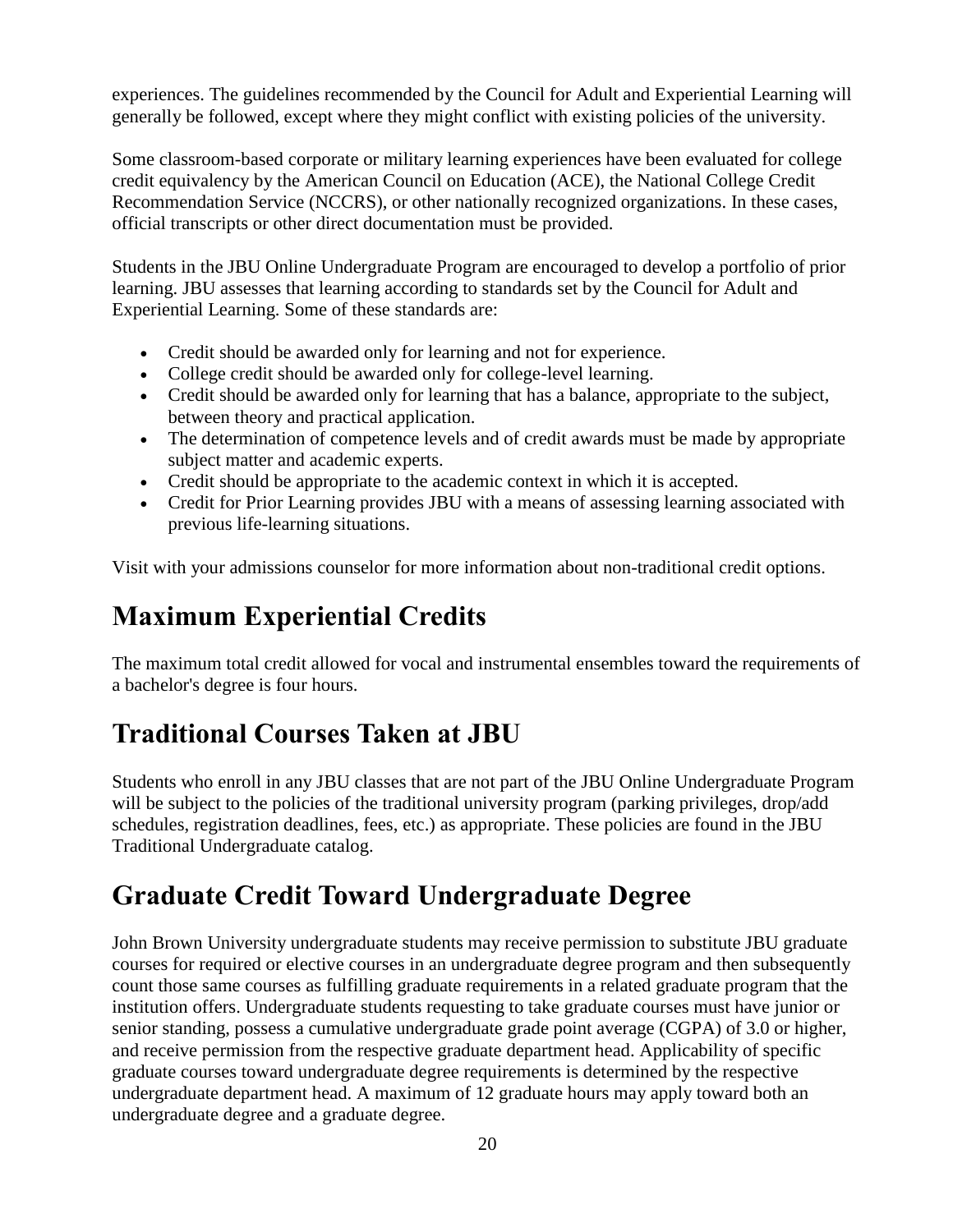experiences. The guidelines recommended by the Council for Adult and Experiential Learning will generally be followed, except where they might conflict with existing policies of the university.

Some classroom-based corporate or military learning experiences have been evaluated for college credit equivalency by the American Council on Education (ACE), the National College Credit Recommendation Service (NCCRS), or other nationally recognized organizations. In these cases, official transcripts or other direct documentation must be provided.

Students in the JBU Online Undergraduate Program are encouraged to develop a portfolio of prior learning. JBU assesses that learning according to standards set by the Council for Adult and Experiential Learning. Some of these standards are:

- Credit should be awarded only for learning and not for experience.
- College credit should be awarded only for college-level learning.
- Credit should be awarded only for learning that has a balance, appropriate to the subject, between theory and practical application.
- The determination of competence levels and of credit awards must be made by appropriate subject matter and academic experts.
- Credit should be appropriate to the academic context in which it is accepted.
- Credit for Prior Learning provides JBU with a means of assessing learning associated with previous life-learning situations.

Visit with your admissions counselor for more information about non-traditional credit options.

## Maximum Experiential Credits

The maximum total credit allowed for vocal and instrumental ensembles toward the requirements of a bachelor's degree is four hours.

## Traditional Courses Taken at JBU

Students who enroll in any JBU classes that are not part of the JBU Online Undergraduate Program will be subject to the policies of the traditional university program (parking privileges, drop/add schedules, registration deadlines, fees, etc.) as appropriate. These policies are found in the JBU Traditional Undergraduate catalog.

## Graduate Credit Toward Undergraduate Degree

John Brown University undergraduate students may receive permission to substitute JBU graduate courses for required or elective courses in an undergraduate degree program and then subsequently count those same courses as fulfilling graduate requirements in a related graduate program that the institution offers. Undergraduate students requesting to take graduate courses must have junior or senior standing, possess a cumulative undergraduate grade point average (CGPA) of 3.0 or higher, and receive permission from the respective graduate department head. Applicability of specific graduate courses toward undergraduate degree requirements is determined by the respective undergraduate department head. A maximum of 12 graduate hours may apply toward both an undergraduate degree and a graduate degree.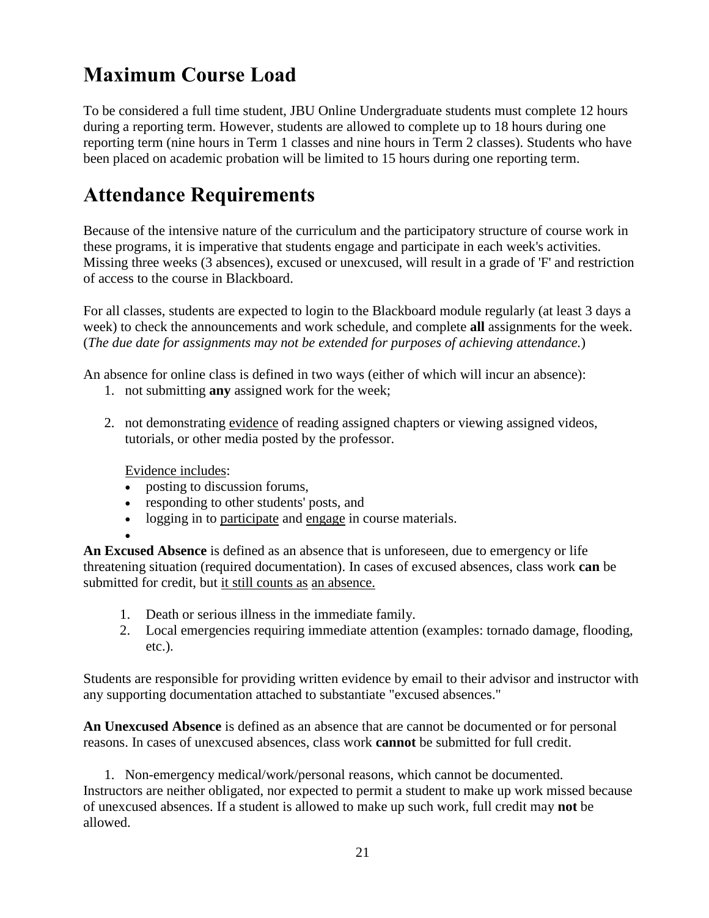## Maximum Course Load

To be considered a full time student, JBU Online Undergraduate students must complete 12 hours during a reporting term. However, students are allowed to complete up to 18 hours during one reporting term (nine hours in Term 1 classes and nine hours in Term 2 classes). Students who have been placed on academic probation will be limited to 15 hours during one reporting term.

## Attendance Requirements

Because of the intensive nature of the curriculum and the participatory structure of course work in these programs, it is imperative that students engage and participate in each week's activities. Missing three weeks (3 absences), excused or unexcused, will result in a grade of 'F' and restriction of access to the course in Blackboard.

For all classes, students are expected to login to the Blackboard module regularly (at least 3 days a week) to check the announcements and work schedule, and complete **all** assignments for the week. (*The due date for assignments may not be extended for purposes of achieving attendance.*)

An absence for online class is defined in two ways (either of which will incur an absence):

1. not submitting **any** assigned work for the week;
2. not demonstrating evidence of reading assigned chapters or viewing assigned videos, tutorials, or other media posted by the professor.

   Evidence includes:
   - posting to discussion forums,
   - responding to other students' posts, and
   - logging in to participate and engage in course materials.

**An Excused Absence** is defined as an absence that is unforeseen, due to emergency or life threatening situation (required documentation). In cases of excused absences, class work **can** be submitted for credit, but it still counts as an absence.

1. Death or serious illness in the immediate family.
2. Local emergencies requiring immediate attention (examples: tornado damage, flooding, etc.).

Students are responsible for providing written evidence by email to their advisor and instructor with any supporting documentation attached to substantiate "excused absences."

**An Unexcused Absence** is defined as an absence that are cannot be documented or for personal reasons. In cases of unexcused absences, class work **cannot** be submitted for full credit.

1. Non-emergency medical/work/personal reasons, which cannot be documented.

Instructors are neither obligated, nor expected to permit a student to make up work missed because of unexcused absences. If a student is allowed to make up such work, full credit may **not** be allowed.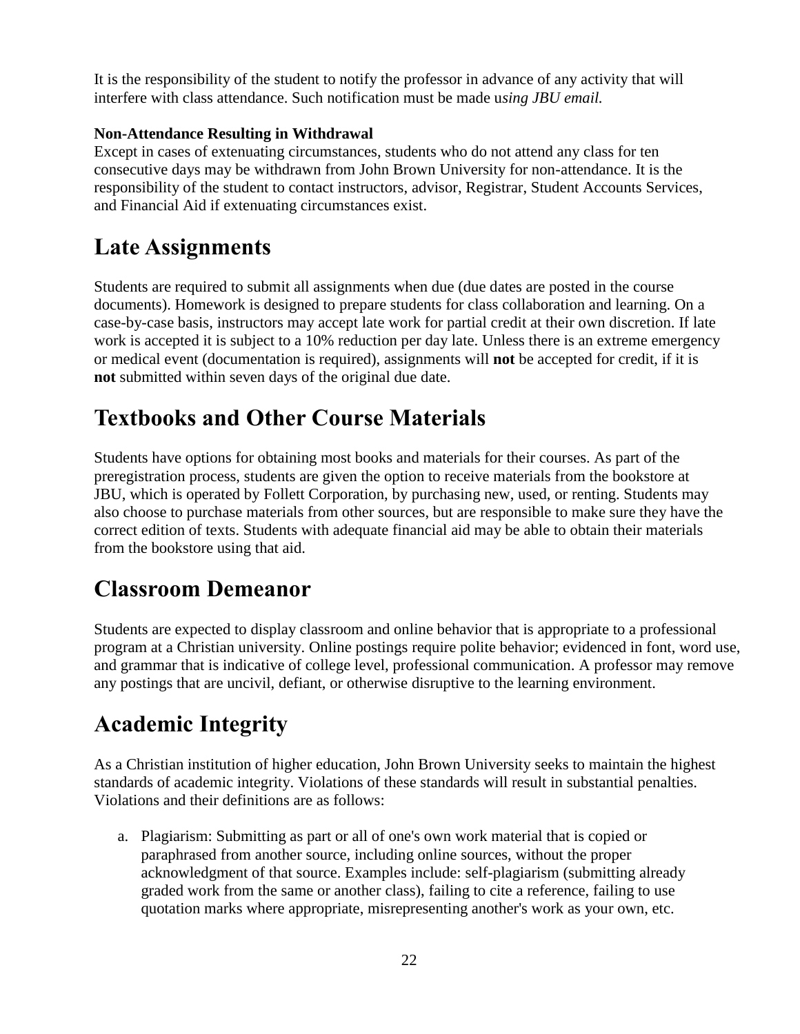It is the responsibility of the student to notify the professor in advance of any activity that will interfere with class attendance. Such notification must be made u*sing JBU email.*

**Non-Attendance Resulting in Withdrawal**

Except in cases of extenuating circumstances, students who do not attend any class for ten consecutive days may be withdrawn from John Brown University for non-attendance. It is the responsibility of the student to contact instructors, advisor, Registrar, Student Accounts Services, and Financial Aid if extenuating circumstances exist.

# Late Assignments

Students are required to submit all assignments when due (due dates are posted in the course documents). Homework is designed to prepare students for class collaboration and learning. On a case-by-case basis, instructors may accept late work for partial credit at their own discretion. If late work is accepted it is subject to a 10% reduction per day late. Unless there is an extreme emergency or medical event (documentation is required), assignments will **not** be accepted for credit, if it is **not** submitted within seven days of the original due date.

# Textbooks and Other Course Materials

Students have options for obtaining most books and materials for their courses. As part of the preregistration process, students are given the option to receive materials from the bookstore at JBU, which is operated by Follett Corporation, by purchasing new, used, or renting. Students may also choose to purchase materials from other sources, but are responsible to make sure they have the correct edition of texts. Students with adequate financial aid may be able to obtain their materials from the bookstore using that aid.

# Classroom Demeanor

Students are expected to display classroom and online behavior that is appropriate to a professional program at a Christian university. Online postings require polite behavior; evidenced in font, word use, and grammar that is indicative of college level, professional communication. A professor may remove any postings that are uncivil, defiant, or otherwise disruptive to the learning environment.

# Academic Integrity

As a Christian institution of higher education, John Brown University seeks to maintain the highest standards of academic integrity. Violations of these standards will result in substantial penalties. Violations and their definitions are as follows:

a. Plagiarism: Submitting as part or all of one's own work material that is copied or paraphrased from another source, including online sources, without the proper acknowledgment of that source. Examples include: self-plagiarism (submitting already graded work from the same or another class), failing to cite a reference, failing to use quotation marks where appropriate, misrepresenting another's work as your own, etc.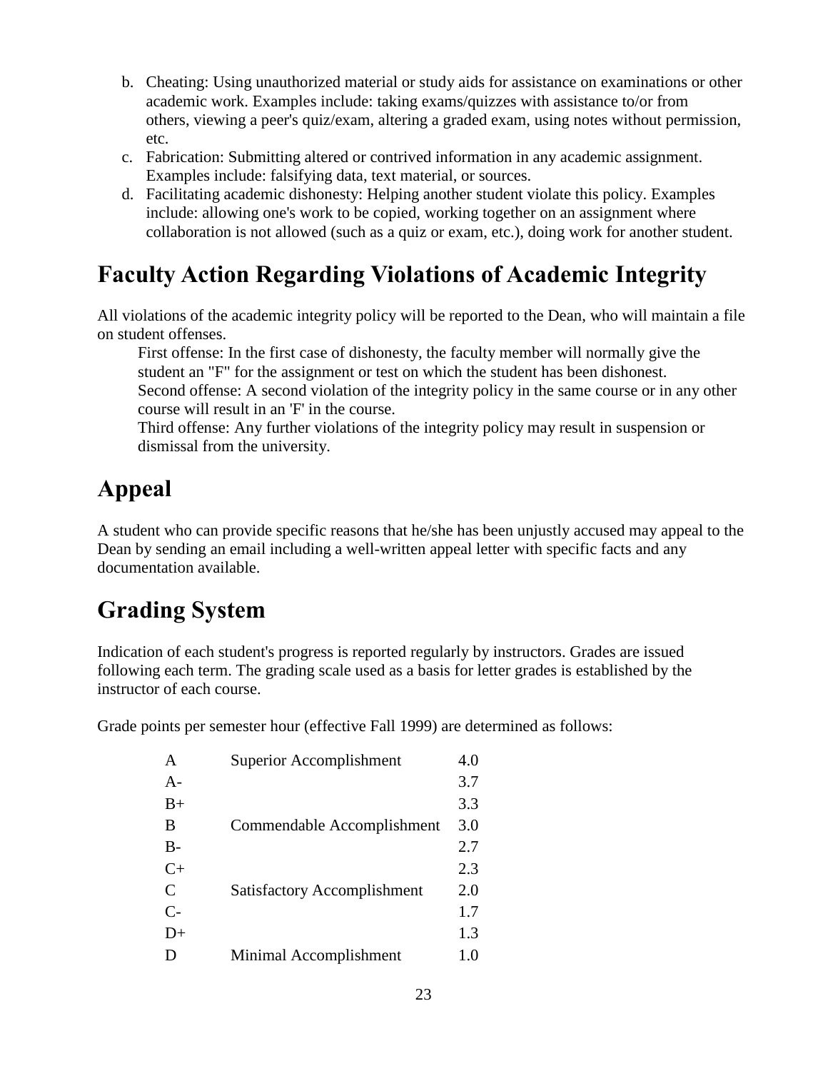b. Cheating: Using unauthorized material or study aids for assistance on examinations or other academic work. Examples include: taking exams/quizzes with assistance to/or from others, viewing a peer's quiz/exam, altering a graded exam, using notes without permission, etc.
c. Fabrication: Submitting altered or contrived information in any academic assignment. Examples include: falsifying data, text material, or sources.
d. Facilitating academic dishonesty: Helping another student violate this policy. Examples include: allowing one's work to be copied, working together on an assignment where collaboration is not allowed (such as a quiz or exam, etc.), doing work for another student.

## Faculty Action Regarding Violations of Academic Integrity

All violations of the academic integrity policy will be reported to the Dean, who will maintain a file on student offenses.

First offense: In the first case of dishonesty, the faculty member will normally give the student an "F" for the assignment or test on which the student has been dishonest.
Second offense: A second violation of the integrity policy in the same course or in any other course will result in an 'F' in the course.
Third offense: Any further violations of the integrity policy may result in suspension or dismissal from the university.

## Appeal

A student who can provide specific reasons that he/she has been unjustly accused may appeal to the Dean by sending an email including a well-written appeal letter with specific facts and any documentation available.

## Grading System

Indication of each student's progress is reported regularly by instructors. Grades are issued following each term. The grading scale used as a basis for letter grades is established by the instructor of each course.

Grade points per semester hour (effective Fall 1999) are determined as follows:

| | | |
|---|---|---|
| A | Superior Accomplishment | 4.0 |
| A- | | 3.7 |
| B+ | | 3.3 |
| B | Commendable Accomplishment | 3.0 |
| B- | | 2.7 |
| C+ | | 2.3 |
| C | Satisfactory Accomplishment | 2.0 |
| C- | | 1.7 |
| D+ | | 1.3 |
| D | Minimal Accomplishment | 1.0 |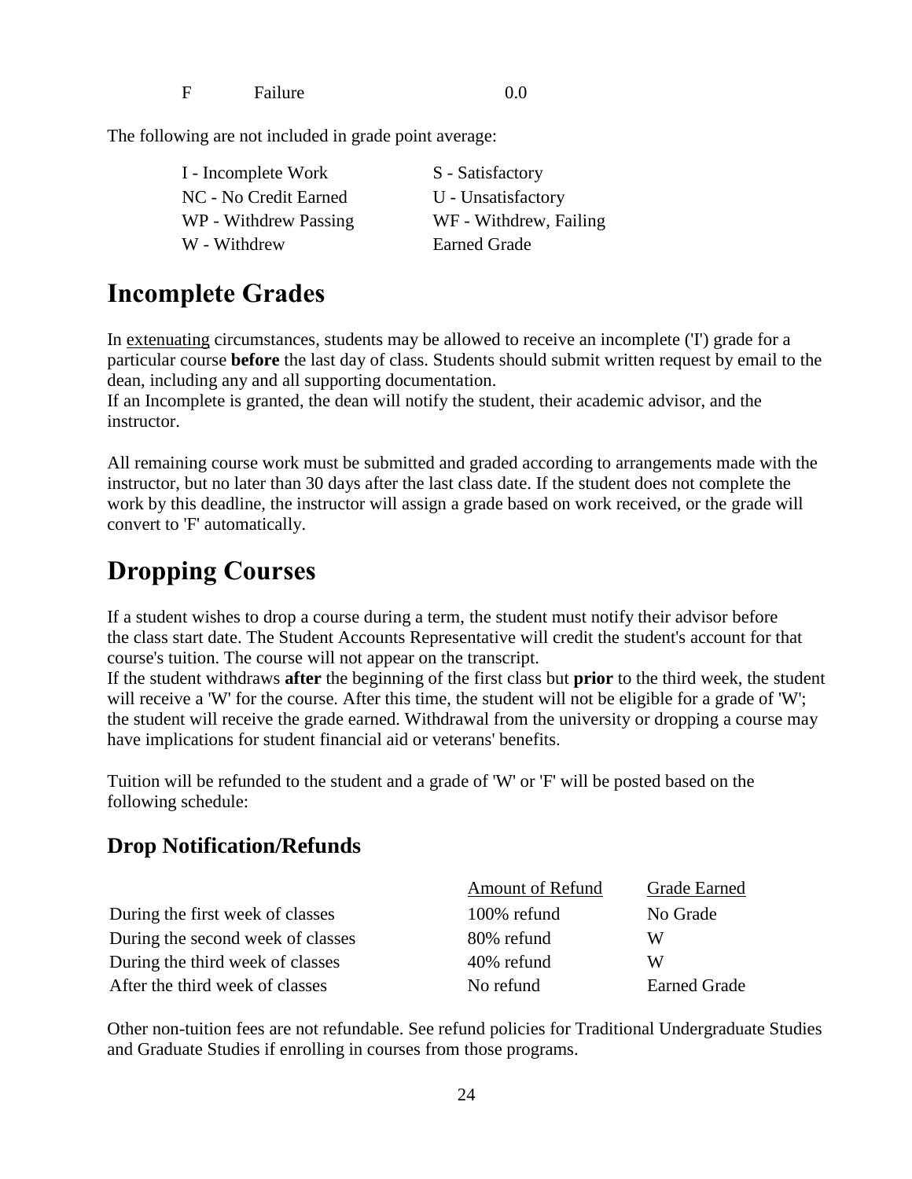| F | Failure | 0.0 |
|---|---|---|

The following are not included in grade point average:

| | |
|---|---|
| I - Incomplete Work | S - Satisfactory |
| NC - No Credit Earned | U - Unsatisfactory |
| WP - Withdrew Passing | WF - Withdrew, Failing |
| W - Withdrew | Earned Grade |

# Incomplete Grades

In extenuating circumstances, students may be allowed to receive an incomplete ('I') grade for a particular course **before** the last day of class. Students should submit written request by email to the dean, including any and all supporting documentation.
If an Incomplete is granted, the dean will notify the student, their academic advisor, and the instructor.

All remaining course work must be submitted and graded according to arrangements made with the instructor, but no later than 30 days after the last class date. If the student does not complete the work by this deadline, the instructor will assign a grade based on work received, or the grade will convert to 'F' automatically.

# Dropping Courses

If a student wishes to drop a course during a term, the student must notify their advisor before the class start date. The Student Accounts Representative will credit the student's account for that course's tuition. The course will not appear on the transcript.
If the student withdraws **after** the beginning of the first class but **prior** to the third week, the student will receive a 'W' for the course. After this time, the student will not be eligible for a grade of 'W'; the student will receive the grade earned. Withdrawal from the university or dropping a course may have implications for student financial aid or veterans' benefits.

Tuition will be refunded to the student and a grade of 'W' or 'F' will be posted based on the following schedule:

## Drop Notification/Refunds

| | Amount of Refund | Grade Earned |
|---|---|---|
| During the first week of classes | 100% refund | No Grade |
| During the second week of classes | 80% refund | W |
| During the third week of classes | 40% refund | W |
| After the third week of classes | No refund | Earned Grade |

Other non-tuition fees are not refundable. See refund policies for Traditional Undergraduate Studies and Graduate Studies if enrolling in courses from those programs.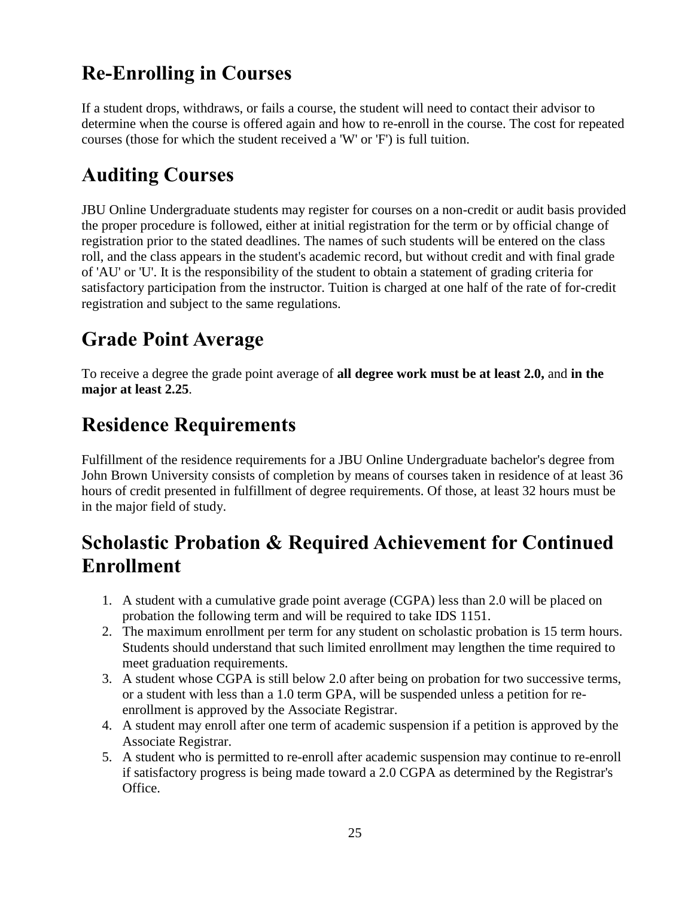## Re-Enrolling in Courses

If a student drops, withdraws, or fails a course, the student will need to contact their advisor to determine when the course is offered again and how to re-enroll in the course. The cost for repeated courses (those for which the student received a 'W' or 'F') is full tuition.

## Auditing Courses

JBU Online Undergraduate students may register for courses on a non-credit or audit basis provided the proper procedure is followed, either at initial registration for the term or by official change of registration prior to the stated deadlines. The names of such students will be entered on the class roll, and the class appears in the student's academic record, but without credit and with final grade of 'AU' or 'U'. It is the responsibility of the student to obtain a statement of grading criteria for satisfactory participation from the instructor. Tuition is charged at one half of the rate of for-credit registration and subject to the same regulations.

## Grade Point Average

To receive a degree the grade point average of **all degree work must be at least 2.0,** and **in the major at least 2.25**.

## Residence Requirements

Fulfillment of the residence requirements for a JBU Online Undergraduate bachelor's degree from John Brown University consists of completion by means of courses taken in residence of at least 36 hours of credit presented in fulfillment of degree requirements. Of those, at least 32 hours must be in the major field of study.

## Scholastic Probation & Required Achievement for Continued Enrollment

1. A student with a cumulative grade point average (CGPA) less than 2.0 will be placed on probation the following term and will be required to take IDS 1151.
2. The maximum enrollment per term for any student on scholastic probation is 15 term hours. Students should understand that such limited enrollment may lengthen the time required to meet graduation requirements.
3. A student whose CGPA is still below 2.0 after being on probation for two successive terms, or a student with less than a 1.0 term GPA, will be suspended unless a petition for re-enrollment is approved by the Associate Registrar.
4. A student may enroll after one term of academic suspension if a petition is approved by the Associate Registrar.
5. A student who is permitted to re-enroll after academic suspension may continue to re-enroll if satisfactory progress is being made toward a 2.0 CGPA as determined by the Registrar's Office.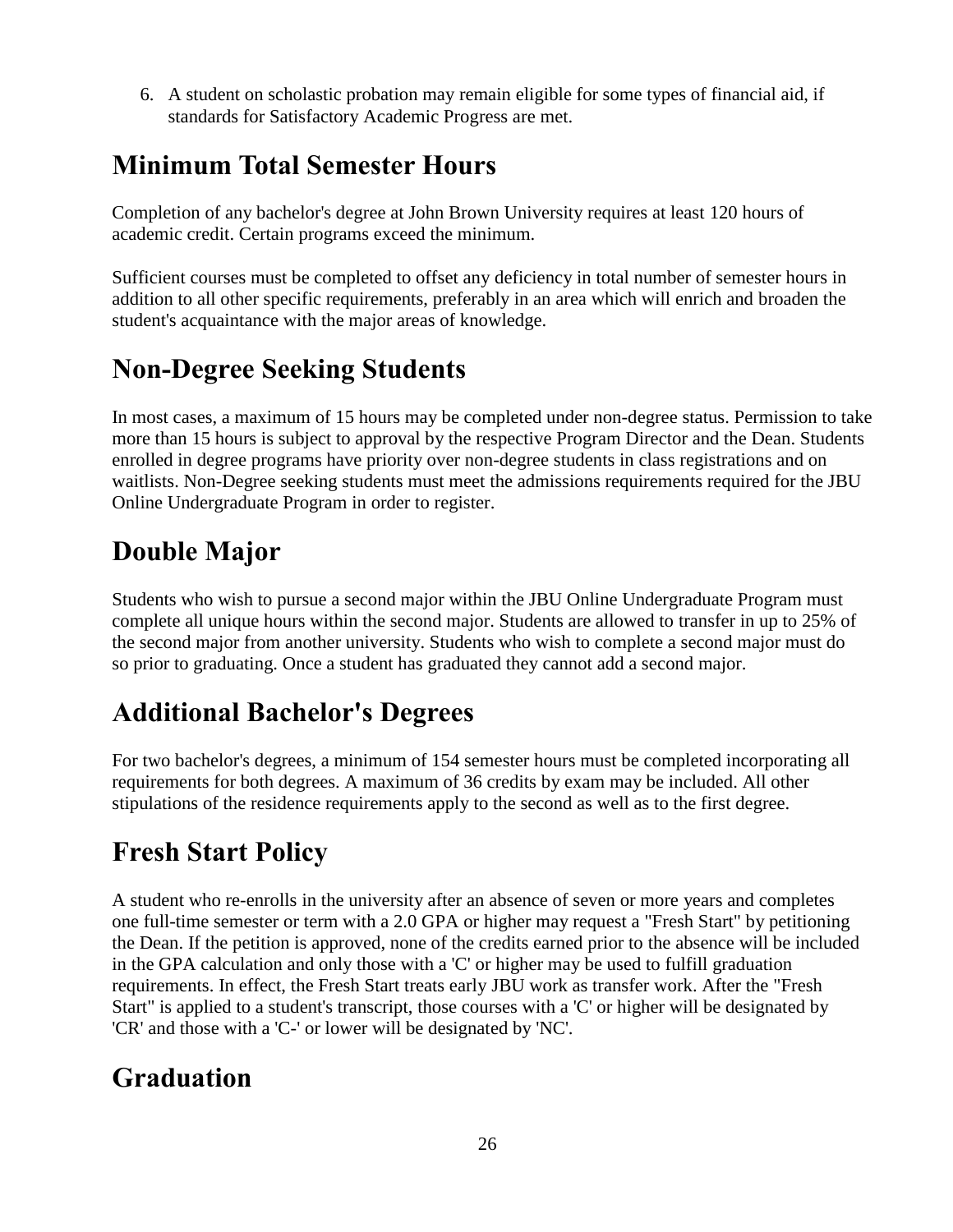6. A student on scholastic probation may remain eligible for some types of financial aid, if standards for Satisfactory Academic Progress are met.

## Minimum Total Semester Hours

Completion of any bachelor's degree at John Brown University requires at least 120 hours of academic credit. Certain programs exceed the minimum.

Sufficient courses must be completed to offset any deficiency in total number of semester hours in addition to all other specific requirements, preferably in an area which will enrich and broaden the student's acquaintance with the major areas of knowledge.

## Non-Degree Seeking Students

In most cases, a maximum of 15 hours may be completed under non-degree status. Permission to take more than 15 hours is subject to approval by the respective Program Director and the Dean. Students enrolled in degree programs have priority over non-degree students in class registrations and on waitlists. Non-Degree seeking students must meet the admissions requirements required for the JBU Online Undergraduate Program in order to register.

## Double Major

Students who wish to pursue a second major within the JBU Online Undergraduate Program must complete all unique hours within the second major. Students are allowed to transfer in up to 25% of the second major from another university. Students who wish to complete a second major must do so prior to graduating. Once a student has graduated they cannot add a second major.

## Additional Bachelor's Degrees

For two bachelor's degrees, a minimum of 154 semester hours must be completed incorporating all requirements for both degrees. A maximum of 36 credits by exam may be included. All other stipulations of the residence requirements apply to the second as well as to the first degree.

## Fresh Start Policy

A student who re-enrolls in the university after an absence of seven or more years and completes one full-time semester or term with a 2.0 GPA or higher may request a "Fresh Start" by petitioning the Dean. If the petition is approved, none of the credits earned prior to the absence will be included in the GPA calculation and only those with a 'C' or higher may be used to fulfill graduation requirements. In effect, the Fresh Start treats early JBU work as transfer work. After the "Fresh Start" is applied to a student's transcript, those courses with a 'C' or higher will be designated by 'CR' and those with a 'C-' or lower will be designated by 'NC'.

## Graduation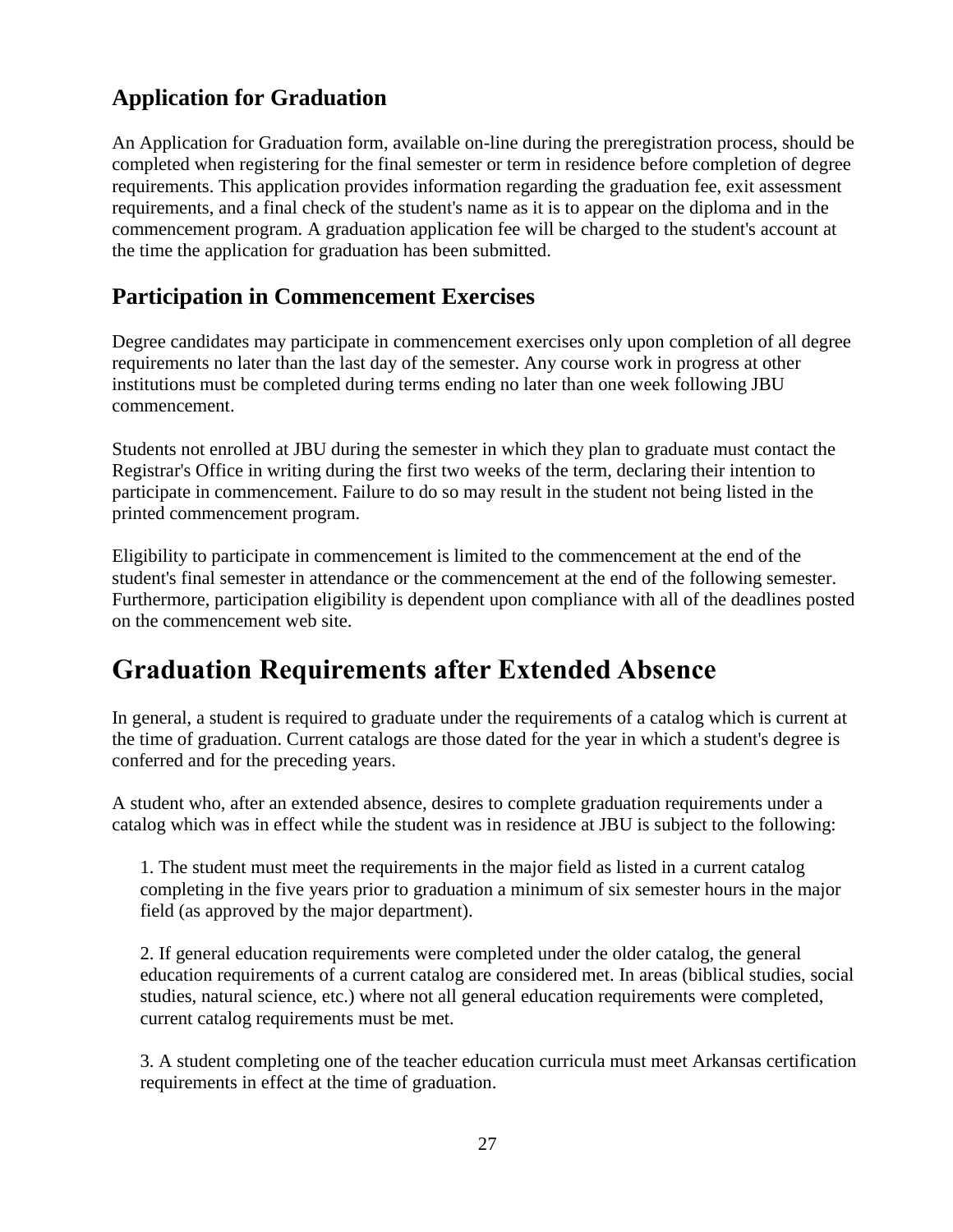## Application for Graduation

An Application for Graduation form, available on-line during the preregistration process, should be completed when registering for the final semester or term in residence before completion of degree requirements. This application provides information regarding the graduation fee, exit assessment requirements, and a final check of the student's name as it is to appear on the diploma and in the commencement program. A graduation application fee will be charged to the student's account at the time the application for graduation has been submitted.

## Participation in Commencement Exercises

Degree candidates may participate in commencement exercises only upon completion of all degree requirements no later than the last day of the semester. Any course work in progress at other institutions must be completed during terms ending no later than one week following JBU commencement.

Students not enrolled at JBU during the semester in which they plan to graduate must contact the Registrar's Office in writing during the first two weeks of the term, declaring their intention to participate in commencement. Failure to do so may result in the student not being listed in the printed commencement program.

Eligibility to participate in commencement is limited to the commencement at the end of the student's final semester in attendance or the commencement at the end of the following semester. Furthermore, participation eligibility is dependent upon compliance with all of the deadlines posted on the commencement web site.

# Graduation Requirements after Extended Absence

In general, a student is required to graduate under the requirements of a catalog which is current at the time of graduation. Current catalogs are those dated for the year in which a student's degree is conferred and for the preceding years.

A student who, after an extended absence, desires to complete graduation requirements under a catalog which was in effect while the student was in residence at JBU is subject to the following:

1. The student must meet the requirements in the major field as listed in a current catalog completing in the five years prior to graduation a minimum of six semester hours in the major field (as approved by the major department).

2. If general education requirements were completed under the older catalog, the general education requirements of a current catalog are considered met. In areas (biblical studies, social studies, natural science, etc.) where not all general education requirements were completed, current catalog requirements must be met.

3. A student completing one of the teacher education curricula must meet Arkansas certification requirements in effect at the time of graduation.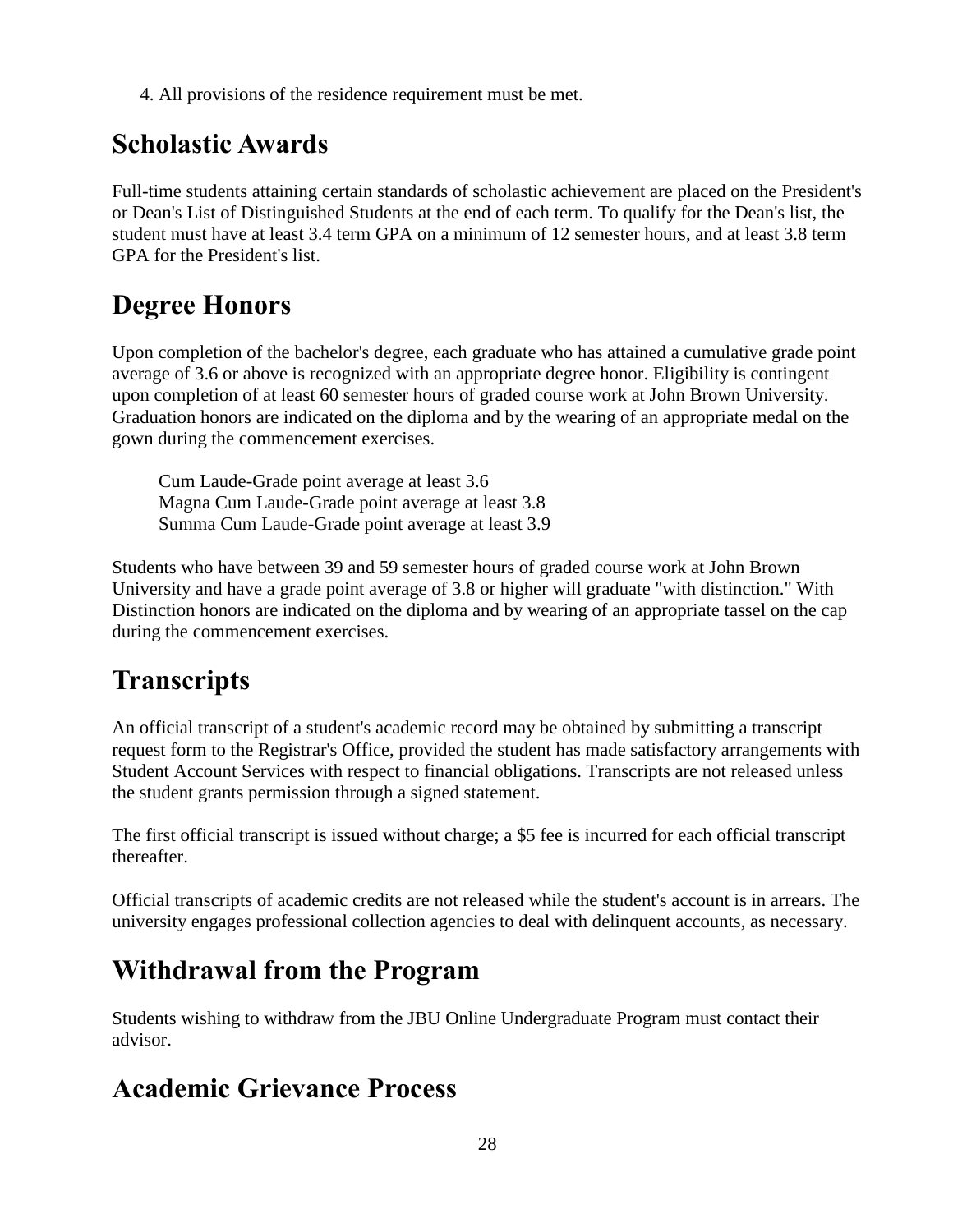4. All provisions of the residence requirement must be met.

## Scholastic Awards

Full-time students attaining certain standards of scholastic achievement are placed on the President's or Dean's List of Distinguished Students at the end of each term. To qualify for the Dean's list, the student must have at least 3.4 term GPA on a minimum of 12 semester hours, and at least 3.8 term GPA for the President's list.

## Degree Honors

Upon completion of the bachelor's degree, each graduate who has attained a cumulative grade point average of 3.6 or above is recognized with an appropriate degree honor. Eligibility is contingent upon completion of at least 60 semester hours of graded course work at John Brown University. Graduation honors are indicated on the diploma and by the wearing of an appropriate medal on the gown during the commencement exercises.

Cum Laude-Grade point average at least 3.6
Magna Cum Laude-Grade point average at least 3.8
Summa Cum Laude-Grade point average at least 3.9

Students who have between 39 and 59 semester hours of graded course work at John Brown University and have a grade point average of 3.8 or higher will graduate "with distinction." With Distinction honors are indicated on the diploma and by wearing of an appropriate tassel on the cap during the commencement exercises.

## Transcripts

An official transcript of a student's academic record may be obtained by submitting a transcript request form to the Registrar's Office, provided the student has made satisfactory arrangements with Student Account Services with respect to financial obligations. Transcripts are not released unless the student grants permission through a signed statement.

The first official transcript is issued without charge; a $5 fee is incurred for each official transcript thereafter.

Official transcripts of academic credits are not released while the student's account is in arrears. The university engages professional collection agencies to deal with delinquent accounts, as necessary.

## Withdrawal from the Program

Students wishing to withdraw from the JBU Online Undergraduate Program must contact their advisor.

## Academic Grievance Process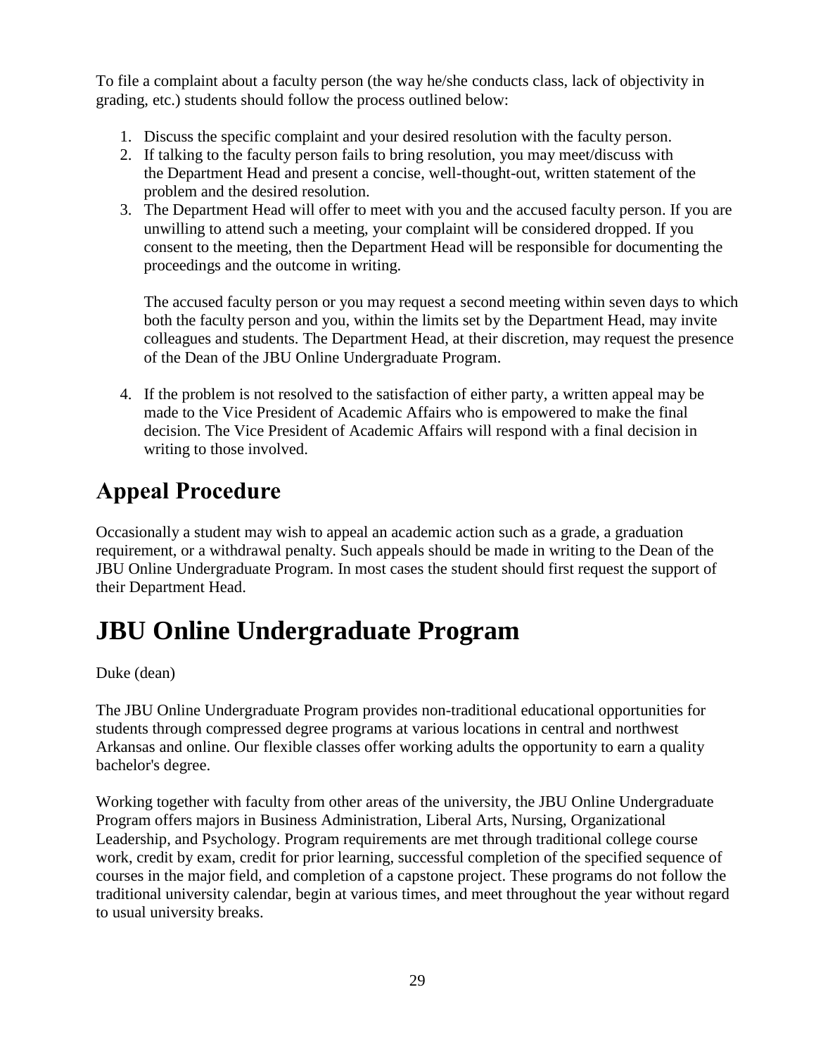To file a complaint about a faculty person (the way he/she conducts class, lack of objectivity in grading, etc.) students should follow the process outlined below:

1. Discuss the specific complaint and your desired resolution with the faculty person.
2. If talking to the faculty person fails to bring resolution, you may meet/discuss with the Department Head and present a concise, well-thought-out, written statement of the problem and the desired resolution.
3. The Department Head will offer to meet with you and the accused faculty person. If you are unwilling to attend such a meeting, your complaint will be considered dropped. If you consent to the meeting, then the Department Head will be responsible for documenting the proceedings and the outcome in writing.

   The accused faculty person or you may request a second meeting within seven days to which both the faculty person and you, within the limits set by the Department Head, may invite colleagues and students. The Department Head, at their discretion, may request the presence of the Dean of the JBU Online Undergraduate Program.

4. If the problem is not resolved to the satisfaction of either party, a written appeal may be made to the Vice President of Academic Affairs who is empowered to make the final decision. The Vice President of Academic Affairs will respond with a final decision in writing to those involved.

## Appeal Procedure

Occasionally a student may wish to appeal an academic action such as a grade, a graduation requirement, or a withdrawal penalty. Such appeals should be made in writing to the Dean of the JBU Online Undergraduate Program. In most cases the student should first request the support of their Department Head.

# JBU Online Undergraduate Program

Duke (dean)

The JBU Online Undergraduate Program provides non-traditional educational opportunities for students through compressed degree programs at various locations in central and northwest Arkansas and online. Our flexible classes offer working adults the opportunity to earn a quality bachelor's degree.

Working together with faculty from other areas of the university, the JBU Online Undergraduate Program offers majors in Business Administration, Liberal Arts, Nursing, Organizational Leadership, and Psychology. Program requirements are met through traditional college course work, credit by exam, credit for prior learning, successful completion of the specified sequence of courses in the major field, and completion of a capstone project. These programs do not follow the traditional university calendar, begin at various times, and meet throughout the year without regard to usual university breaks.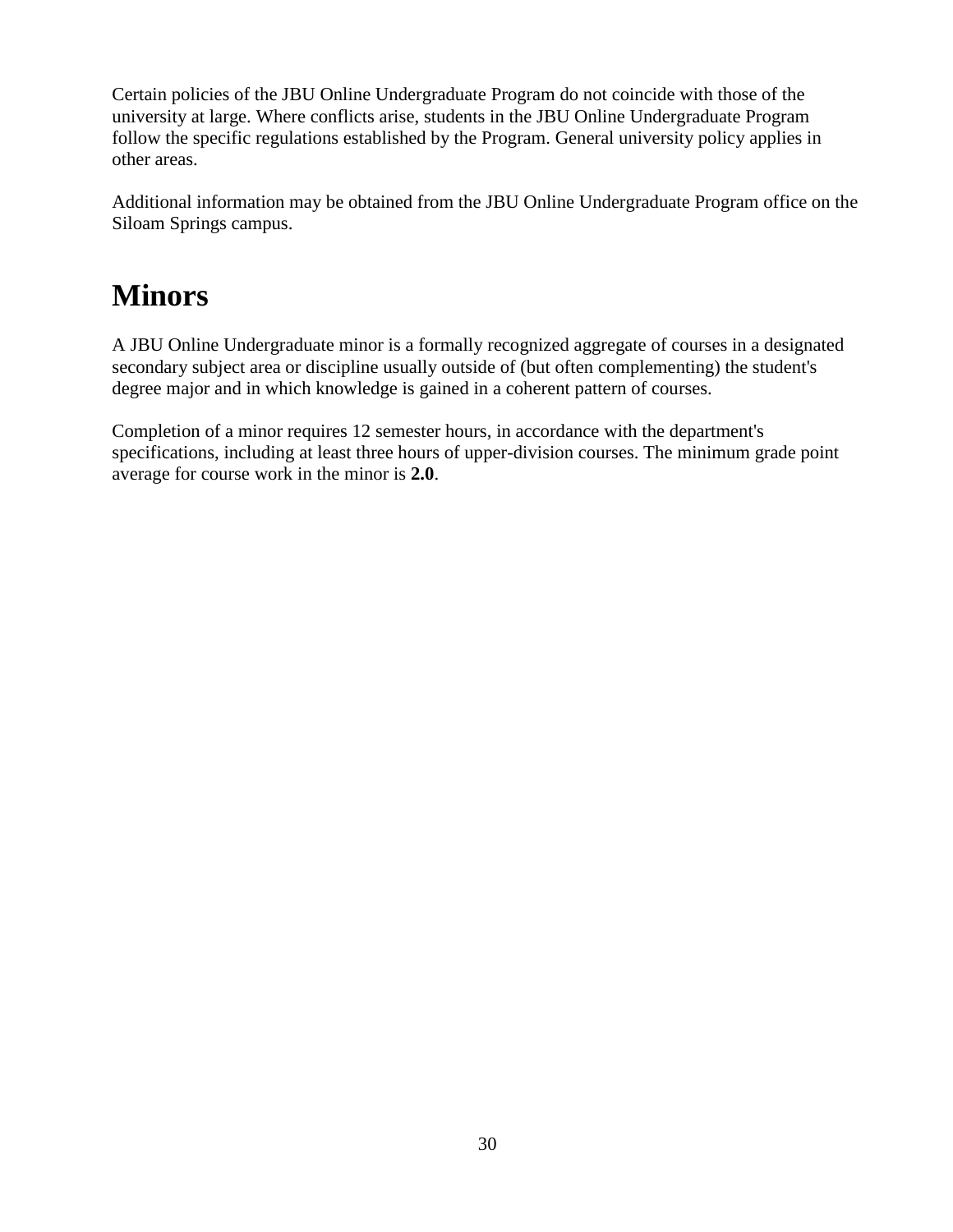Certain policies of the JBU Online Undergraduate Program do not coincide with those of the university at large. Where conflicts arise, students in the JBU Online Undergraduate Program follow the specific regulations established by the Program. General university policy applies in other areas.

Additional information may be obtained from the JBU Online Undergraduate Program office on the Siloam Springs campus.

# Minors

A JBU Online Undergraduate minor is a formally recognized aggregate of courses in a designated secondary subject area or discipline usually outside of (but often complementing) the student's degree major and in which knowledge is gained in a coherent pattern of courses.

Completion of a minor requires 12 semester hours, in accordance with the department's specifications, including at least three hours of upper-division courses. The minimum grade point average for course work in the minor is **2.0**.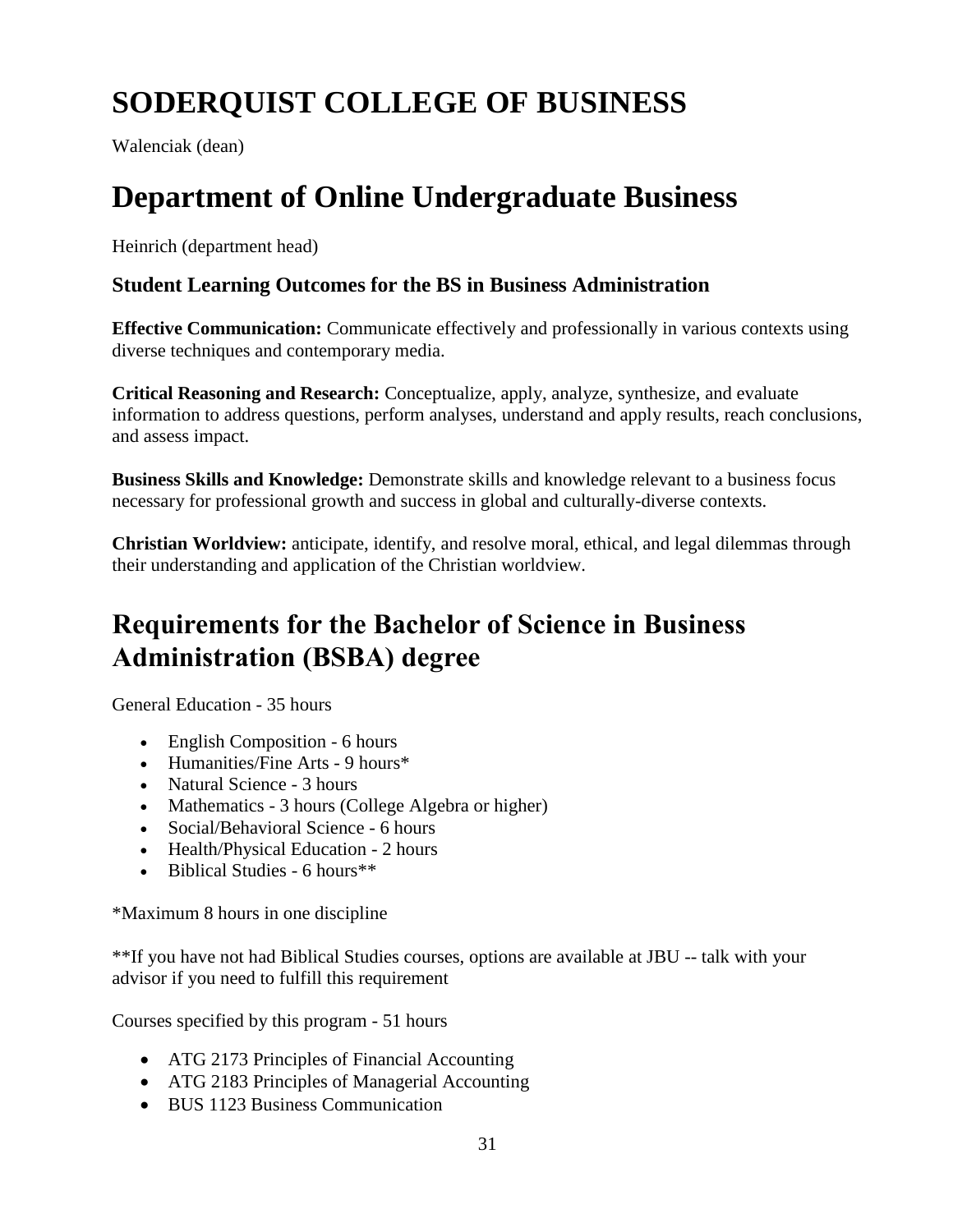# SODERQUIST COLLEGE OF BUSINESS

Walenciak (dean)

# Department of Online Undergraduate Business

Heinrich (department head)

### Student Learning Outcomes for the BS in Business Administration

**Effective Communication:** Communicate effectively and professionally in various contexts using diverse techniques and contemporary media.

**Critical Reasoning and Research:** Conceptualize, apply, analyze, synthesize, and evaluate information to address questions, perform analyses, understand and apply results, reach conclusions, and assess impact.

**Business Skills and Knowledge:** Demonstrate skills and knowledge relevant to a business focus necessary for professional growth and success in global and culturally-diverse contexts.

**Christian Worldview:** anticipate, identify, and resolve moral, ethical, and legal dilemmas through their understanding and application of the Christian worldview.

## Requirements for the Bachelor of Science in Business Administration (BSBA) degree

General Education - 35 hours

- English Composition - 6 hours
- Humanities/Fine Arts - 9 hours*
- Natural Science - 3 hours
- Mathematics - 3 hours (College Algebra or higher)
- Social/Behavioral Science - 6 hours
- Health/Physical Education - 2 hours
- Biblical Studies - 6 hours**

*Maximum 8 hours in one discipline

**If you have not had Biblical Studies courses, options are available at JBU -- talk with your advisor if you need to fulfill this requirement

Courses specified by this program - 51 hours

- ATG 2173 Principles of Financial Accounting
- ATG 2183 Principles of Managerial Accounting
- BUS 1123 Business Communication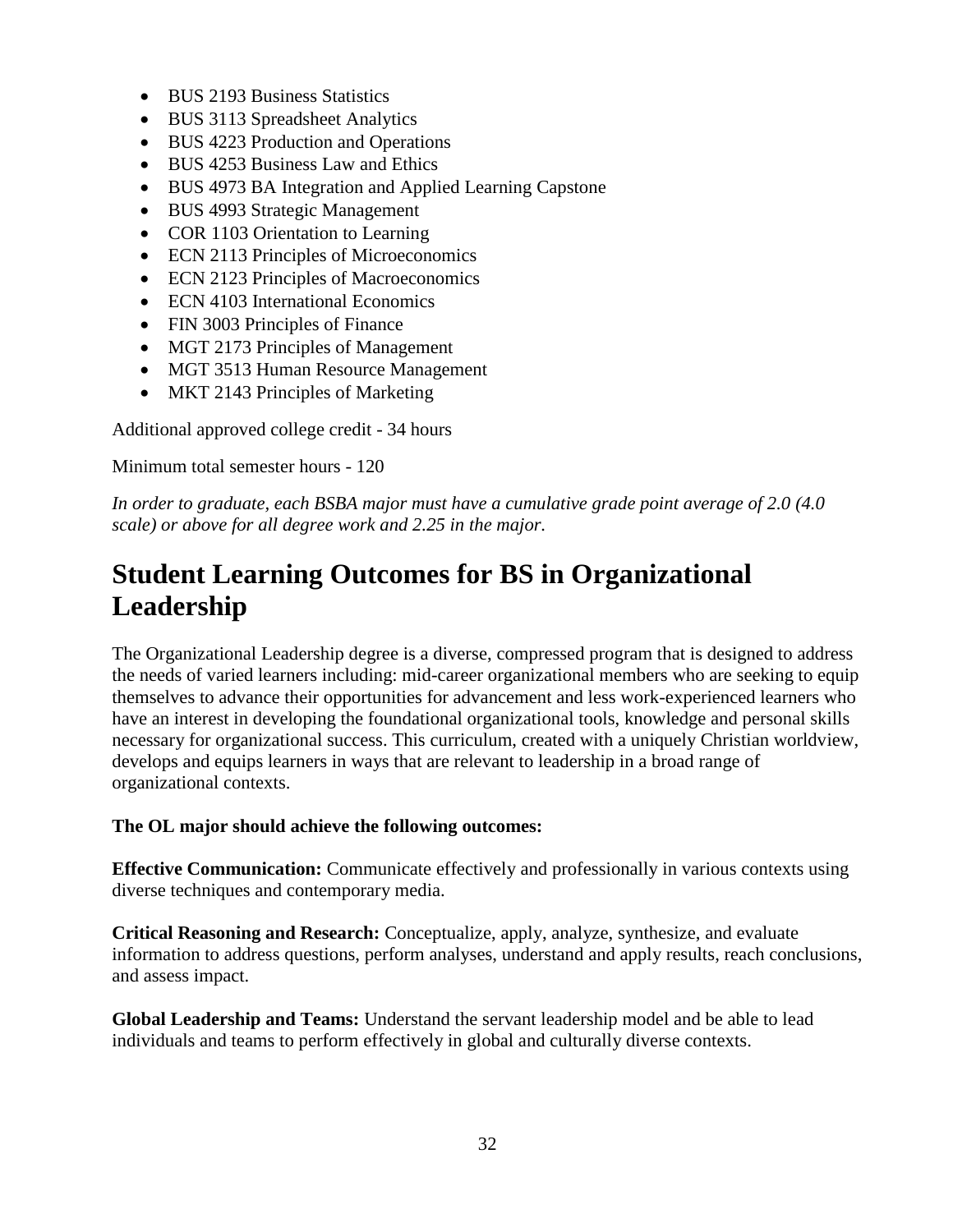- BUS 2193 Business Statistics
- BUS 3113 Spreadsheet Analytics
- BUS 4223 Production and Operations
- BUS 4253 Business Law and Ethics
- BUS 4973 BA Integration and Applied Learning Capstone
- BUS 4993 Strategic Management
- COR 1103 Orientation to Learning
- ECN 2113 Principles of Microeconomics
- ECN 2123 Principles of Macroeconomics
- ECN 4103 International Economics
- FIN 3003 Principles of Finance
- MGT 2173 Principles of Management
- MGT 3513 Human Resource Management
- MKT 2143 Principles of Marketing

Additional approved college credit - 34 hours

Minimum total semester hours - 120

*In order to graduate, each BSBA major must have a cumulative grade point average of 2.0 (4.0 scale) or above for all degree work and 2.25 in the major.*

# Student Learning Outcomes for BS in Organizational Leadership

The Organizational Leadership degree is a diverse, compressed program that is designed to address the needs of varied learners including: mid-career organizational members who are seeking to equip themselves to advance their opportunities for advancement and less work-experienced learners who have an interest in developing the foundational organizational tools, knowledge and personal skills necessary for organizational success. This curriculum, created with a uniquely Christian worldview, develops and equips learners in ways that are relevant to leadership in a broad range of organizational contexts.

**The OL major should achieve the following outcomes:**

**Effective Communication:** Communicate effectively and professionally in various contexts using diverse techniques and contemporary media.

**Critical Reasoning and Research:** Conceptualize, apply, analyze, synthesize, and evaluate information to address questions, perform analyses, understand and apply results, reach conclusions, and assess impact.

**Global Leadership and Teams:** Understand the servant leadership model and be able to lead individuals and teams to perform effectively in global and culturally diverse contexts.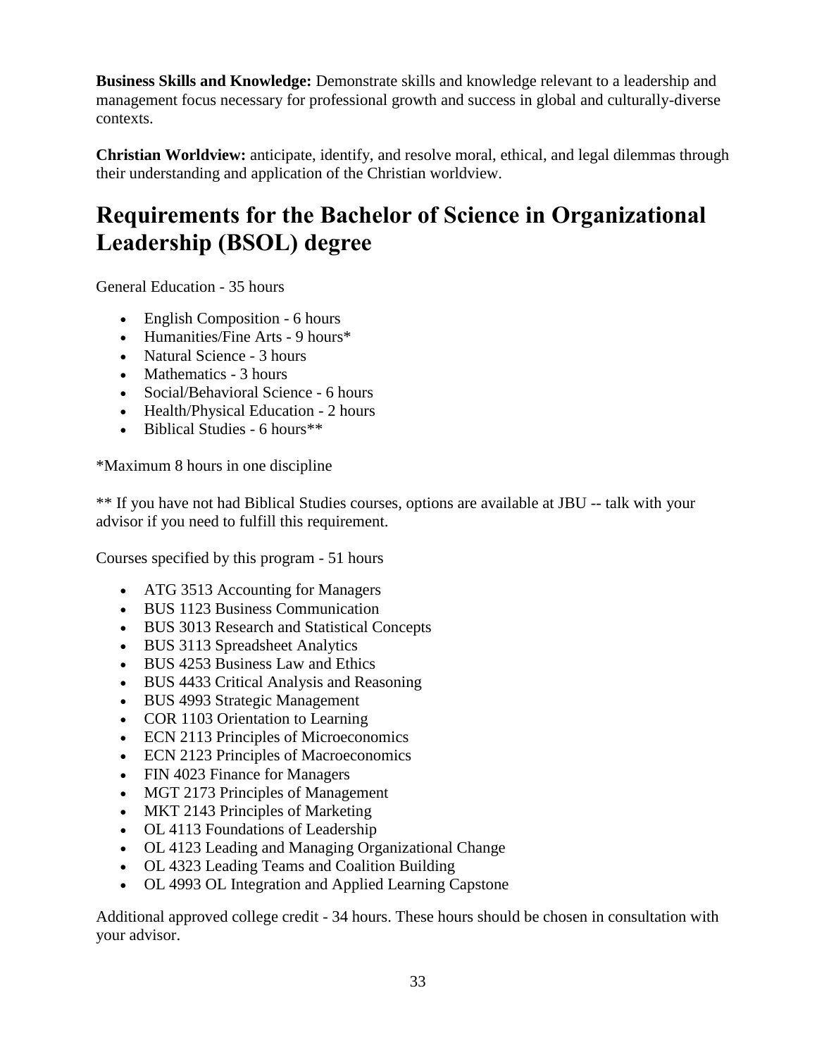**Business Skills and Knowledge:** Demonstrate skills and knowledge relevant to a leadership and management focus necessary for professional growth and success in global and culturally-diverse contexts.

**Christian Worldview:** anticipate, identify, and resolve moral, ethical, and legal dilemmas through their understanding and application of the Christian worldview.

# Requirements for the Bachelor of Science in Organizational Leadership (BSOL) degree

General Education - 35 hours

- English Composition - 6 hours
- Humanities/Fine Arts - 9 hours*
- Natural Science - 3 hours
- Mathematics - 3 hours
- Social/Behavioral Science - 6 hours
- Health/Physical Education - 2 hours
- Biblical Studies - 6 hours**

*Maximum 8 hours in one discipline

** If you have not had Biblical Studies courses, options are available at JBU -- talk with your advisor if you need to fulfill this requirement.

Courses specified by this program - 51 hours

- ATG 3513 Accounting for Managers
- BUS 1123 Business Communication
- BUS 3013 Research and Statistical Concepts
- BUS 3113 Spreadsheet Analytics
- BUS 4253 Business Law and Ethics
- BUS 4433 Critical Analysis and Reasoning
- BUS 4993 Strategic Management
- COR 1103 Orientation to Learning
- ECN 2113 Principles of Microeconomics
- ECN 2123 Principles of Macroeconomics
- FIN 4023 Finance for Managers
- MGT 2173 Principles of Management
- MKT 2143 Principles of Marketing
- OL 4113 Foundations of Leadership
- OL 4123 Leading and Managing Organizational Change
- OL 4323 Leading Teams and Coalition Building
- OL 4993 OL Integration and Applied Learning Capstone

Additional approved college credit - 34 hours. These hours should be chosen in consultation with your advisor.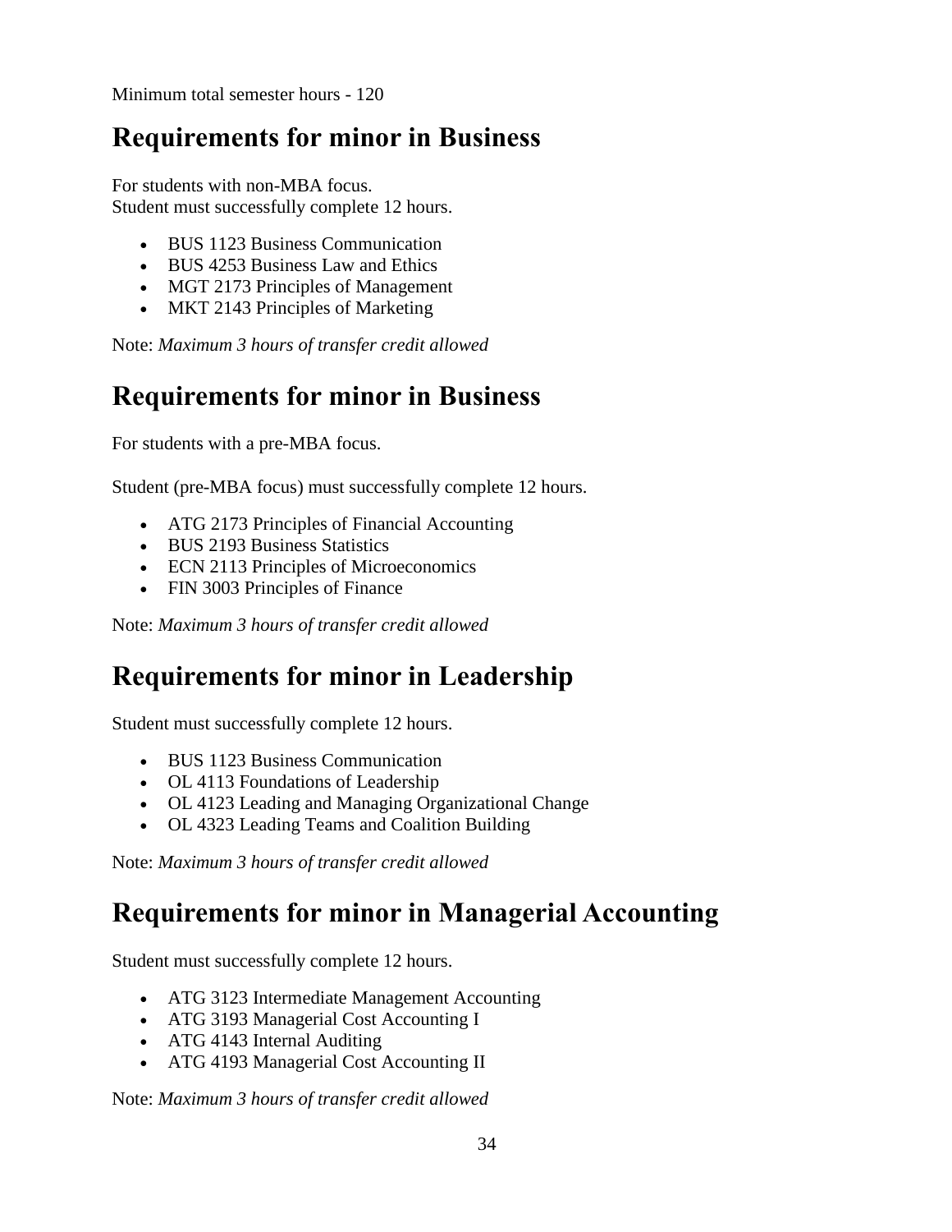Minimum total semester hours - 120

## Requirements for minor in Business

For students with non-MBA focus.
Student must successfully complete 12 hours.

- BUS 1123 Business Communication
- BUS 4253 Business Law and Ethics
- MGT 2173 Principles of Management
- MKT 2143 Principles of Marketing

Note: *Maximum 3 hours of transfer credit allowed*

## Requirements for minor in Business

For students with a pre-MBA focus.

Student (pre-MBA focus) must successfully complete 12 hours.

- ATG 2173 Principles of Financial Accounting
- BUS 2193 Business Statistics
- ECN 2113 Principles of Microeconomics
- FIN 3003 Principles of Finance

Note: *Maximum 3 hours of transfer credit allowed*

## Requirements for minor in Leadership

Student must successfully complete 12 hours.

- BUS 1123 Business Communication
- OL 4113 Foundations of Leadership
- OL 4123 Leading and Managing Organizational Change
- OL 4323 Leading Teams and Coalition Building

Note: *Maximum 3 hours of transfer credit allowed*

## Requirements for minor in Managerial Accounting

Student must successfully complete 12 hours.

- ATG 3123 Intermediate Management Accounting
- ATG 3193 Managerial Cost Accounting I
- ATG 4143 Internal Auditing
- ATG 4193 Managerial Cost Accounting II

Note: *Maximum 3 hours of transfer credit allowed*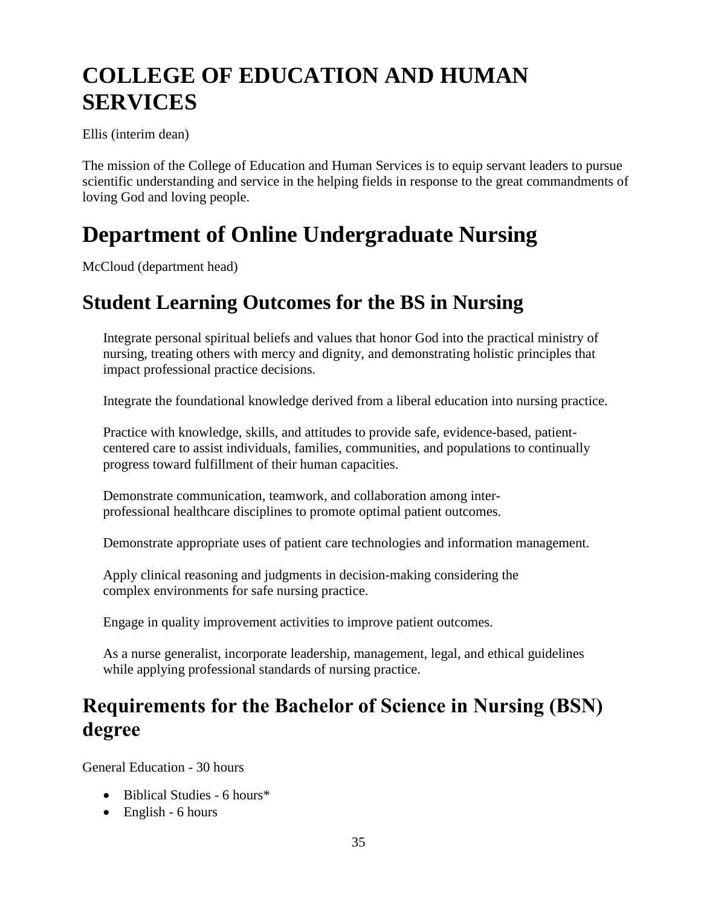# COLLEGE OF EDUCATION AND HUMAN SERVICES

Ellis (interim dean)

The mission of the College of Education and Human Services is to equip servant leaders to pursue scientific understanding and service in the helping fields in response to the great commandments of loving God and loving people.

# Department of Online Undergraduate Nursing

McCloud (department head)

## Student Learning Outcomes for the BS in Nursing

Integrate personal spiritual beliefs and values that honor God into the practical ministry of nursing, treating others with mercy and dignity, and demonstrating holistic principles that impact professional practice decisions.

Integrate the foundational knowledge derived from a liberal education into nursing practice.

Practice with knowledge, skills, and attitudes to provide safe, evidence-based, patient-centered care to assist individuals, families, communities, and populations to continually progress toward fulfillment of their human capacities.

Demonstrate communication, teamwork, and collaboration among inter-professional healthcare disciplines to promote optimal patient outcomes.

Demonstrate appropriate uses of patient care technologies and information management.

Apply clinical reasoning and judgments in decision-making considering the complex environments for safe nursing practice.

Engage in quality improvement activities to improve patient outcomes.

As a nurse generalist, incorporate leadership, management, legal, and ethical guidelines while applying professional standards of nursing practice.

## Requirements for the Bachelor of Science in Nursing (BSN) degree

General Education - 30 hours

- Biblical Studies - 6 hours*
- English - 6 hours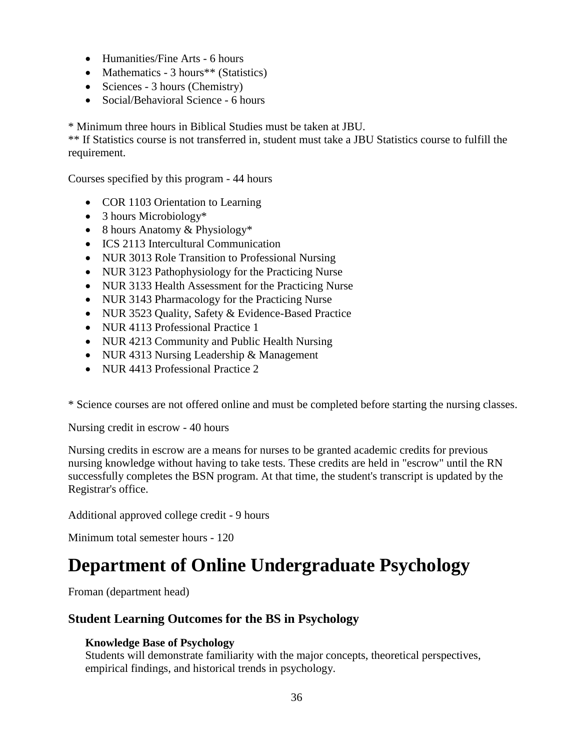- Humanities/Fine Arts - 6 hours
- Mathematics - 3 hours** (Statistics)
- Sciences - 3 hours (Chemistry)
- Social/Behavioral Science - 6 hours

* Minimum three hours in Biblical Studies must be taken at JBU.
** If Statistics course is not transferred in, student must take a JBU Statistics course to fulfill the requirement.

Courses specified by this program - 44 hours

- COR 1103 Orientation to Learning
- 3 hours Microbiology*
- 8 hours Anatomy & Physiology*
- ICS 2113 Intercultural Communication
- NUR 3013 Role Transition to Professional Nursing
- NUR 3123 Pathophysiology for the Practicing Nurse
- NUR 3133 Health Assessment for the Practicing Nurse
- NUR 3143 Pharmacology for the Practicing Nurse
- NUR 3523 Quality, Safety & Evidence-Based Practice
- NUR 4113 Professional Practice 1
- NUR 4213 Community and Public Health Nursing
- NUR 4313 Nursing Leadership & Management
- NUR 4413 Professional Practice 2

* Science courses are not offered online and must be completed before starting the nursing classes.

Nursing credit in escrow - 40 hours

Nursing credits in escrow are a means for nurses to be granted academic credits for previous nursing knowledge without having to take tests. These credits are held in "escrow" until the RN successfully completes the BSN program. At that time, the student's transcript is updated by the Registrar's office.

Additional approved college credit - 9 hours

Minimum total semester hours - 120

# Department of Online Undergraduate Psychology

Froman (department head)

## Student Learning Outcomes for the BS in Psychology

**Knowledge Base of Psychology**
Students will demonstrate familiarity with the major concepts, theoretical perspectives, empirical findings, and historical trends in psychology.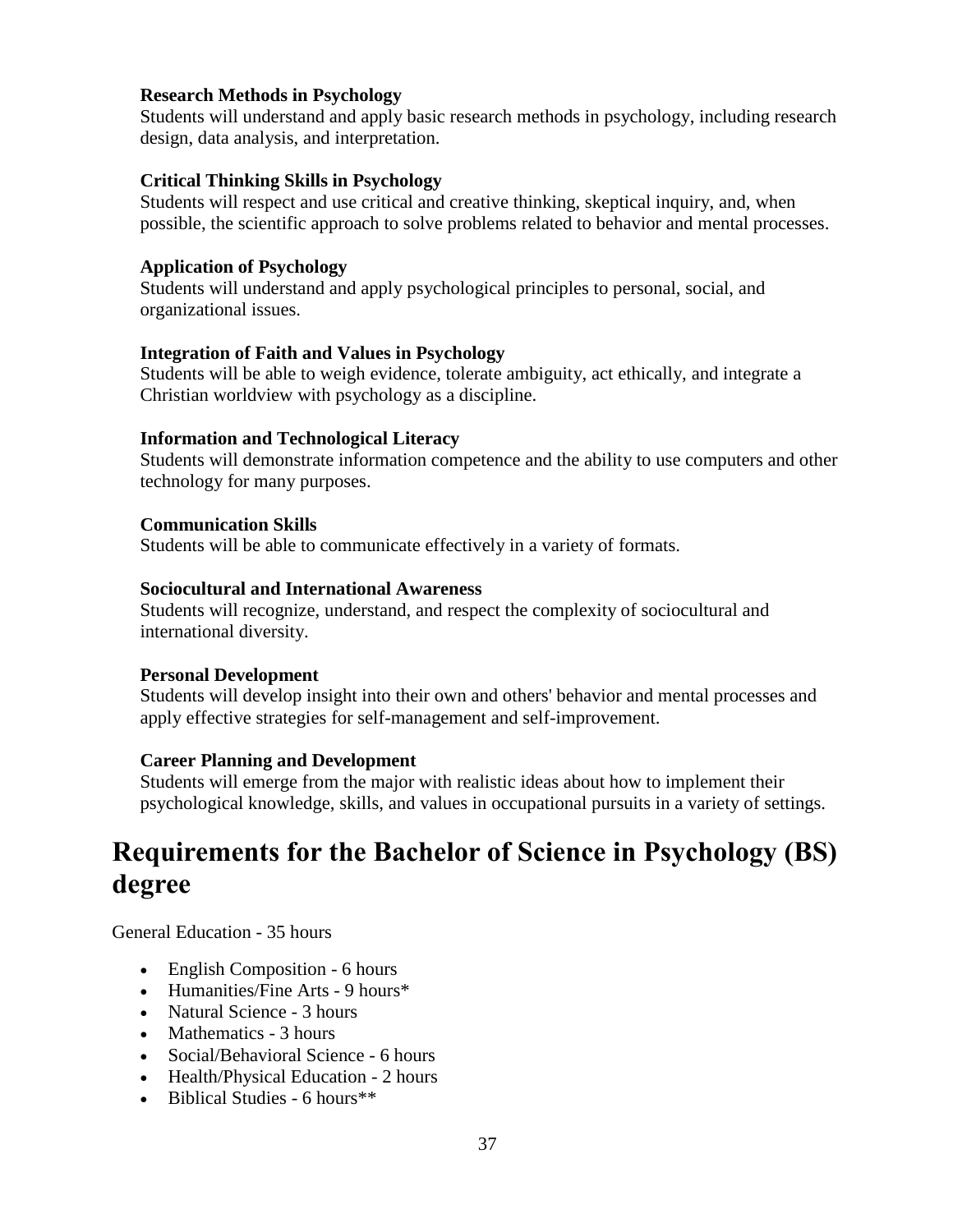**Research Methods in Psychology**
Students will understand and apply basic research methods in psychology, including research design, data analysis, and interpretation.

**Critical Thinking Skills in Psychology**
Students will respect and use critical and creative thinking, skeptical inquiry, and, when possible, the scientific approach to solve problems related to behavior and mental processes.

**Application of Psychology**
Students will understand and apply psychological principles to personal, social, and organizational issues.

**Integration of Faith and Values in Psychology**
Students will be able to weigh evidence, tolerate ambiguity, act ethically, and integrate a Christian worldview with psychology as a discipline.

**Information and Technological Literacy**
Students will demonstrate information competence and the ability to use computers and other technology for many purposes.

**Communication Skills**
Students will be able to communicate effectively in a variety of formats.

**Sociocultural and International Awareness**
Students will recognize, understand, and respect the complexity of sociocultural and international diversity.

**Personal Development**
Students will develop insight into their own and others' behavior and mental processes and apply effective strategies for self-management and self-improvement.

**Career Planning and Development**
Students will emerge from the major with realistic ideas about how to implement their psychological knowledge, skills, and values in occupational pursuits in a variety of settings.

# Requirements for the Bachelor of Science in Psychology (BS) degree

General Education - 35 hours

- English Composition - 6 hours
- Humanities/Fine Arts - 9 hours*
- Natural Science - 3 hours
- Mathematics - 3 hours
- Social/Behavioral Science - 6 hours
- Health/Physical Education - 2 hours
- Biblical Studies - 6 hours**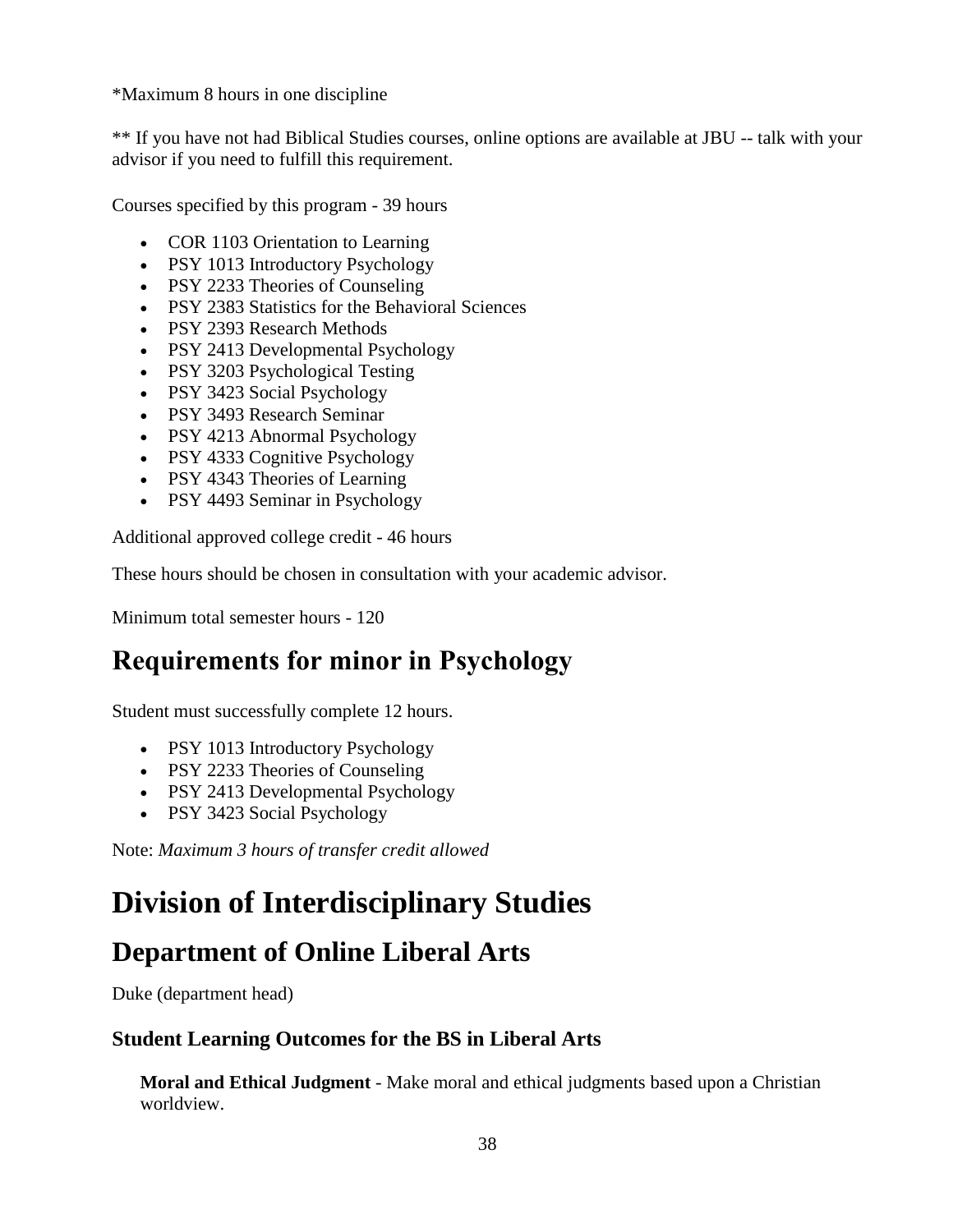*Maximum 8 hours in one discipline

** If you have not had Biblical Studies courses, online options are available at JBU -- talk with your advisor if you need to fulfill this requirement.

Courses specified by this program - 39 hours

- COR 1103 Orientation to Learning
- PSY 1013 Introductory Psychology
- PSY 2233 Theories of Counseling
- PSY 2383 Statistics for the Behavioral Sciences
- PSY 2393 Research Methods
- PSY 2413 Developmental Psychology
- PSY 3203 Psychological Testing
- PSY 3423 Social Psychology
- PSY 3493 Research Seminar
- PSY 4213 Abnormal Psychology
- PSY 4333 Cognitive Psychology
- PSY 4343 Theories of Learning
- PSY 4493 Seminar in Psychology

Additional approved college credit - 46 hours

These hours should be chosen in consultation with your academic advisor.

Minimum total semester hours - 120

## Requirements for minor in Psychology

Student must successfully complete 12 hours.

- PSY 1013 Introductory Psychology
- PSY 2233 Theories of Counseling
- PSY 2413 Developmental Psychology
- PSY 3423 Social Psychology

Note: *Maximum 3 hours of transfer credit allowed*

# Division of Interdisciplinary Studies

## Department of Online Liberal Arts

Duke (department head)

### Student Learning Outcomes for the BS in Liberal Arts

**Moral and Ethical Judgment** - Make moral and ethical judgments based upon a Christian worldview.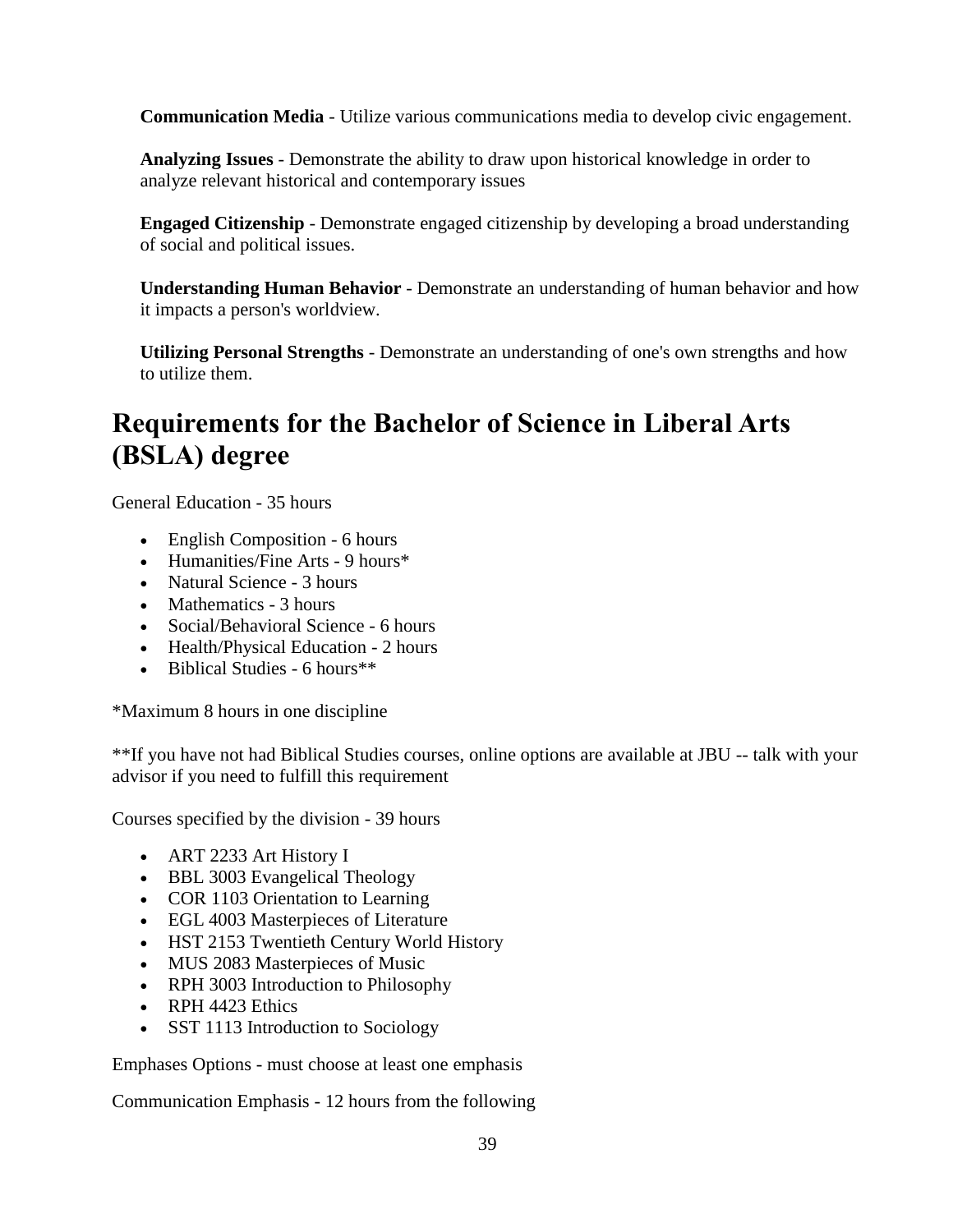**Communication Media** - Utilize various communications media to develop civic engagement.

**Analyzing Issues** - Demonstrate the ability to draw upon historical knowledge in order to analyze relevant historical and contemporary issues

**Engaged Citizenship** - Demonstrate engaged citizenship by developing a broad understanding of social and political issues.

**Understanding Human Behavior** - Demonstrate an understanding of human behavior and how it impacts a person's worldview.

**Utilizing Personal Strengths** - Demonstrate an understanding of one's own strengths and how to utilize them.

## Requirements for the Bachelor of Science in Liberal Arts (BSLA) degree

General Education - 35 hours

- English Composition - 6 hours
- Humanities/Fine Arts - 9 hours*
- Natural Science - 3 hours
- Mathematics - 3 hours
- Social/Behavioral Science - 6 hours
- Health/Physical Education - 2 hours
- Biblical Studies - 6 hours**

*Maximum 8 hours in one discipline

**If you have not had Biblical Studies courses, online options are available at JBU -- talk with your advisor if you need to fulfill this requirement

Courses specified by the division - 39 hours

- ART 2233 Art History I
- BBL 3003 Evangelical Theology
- COR 1103 Orientation to Learning
- EGL 4003 Masterpieces of Literature
- HST 2153 Twentieth Century World History
- MUS 2083 Masterpieces of Music
- RPH 3003 Introduction to Philosophy
- RPH 4423 Ethics
- SST 1113 Introduction to Sociology

Emphases Options - must choose at least one emphasis

Communication Emphasis - 12 hours from the following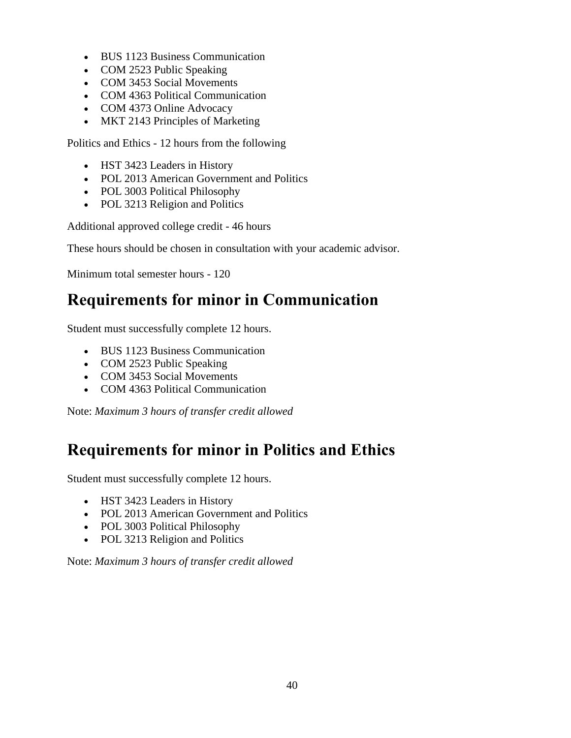- BUS 1123 Business Communication
- COM 2523 Public Speaking
- COM 3453 Social Movements
- COM 4363 Political Communication
- COM 4373 Online Advocacy
- MKT 2143 Principles of Marketing

Politics and Ethics - 12 hours from the following

- HST 3423 Leaders in History
- POL 2013 American Government and Politics
- POL 3003 Political Philosophy
- POL 3213 Religion and Politics

Additional approved college credit - 46 hours

These hours should be chosen in consultation with your academic advisor.

Minimum total semester hours - 120

## Requirements for minor in Communication

Student must successfully complete 12 hours.

- BUS 1123 Business Communication
- COM 2523 Public Speaking
- COM 3453 Social Movements
- COM 4363 Political Communication

Note: *Maximum 3 hours of transfer credit allowed*

## Requirements for minor in Politics and Ethics

Student must successfully complete 12 hours.

- HST 3423 Leaders in History
- POL 2013 American Government and Politics
- POL 3003 Political Philosophy
- POL 3213 Religion and Politics

Note: *Maximum 3 hours of transfer credit allowed*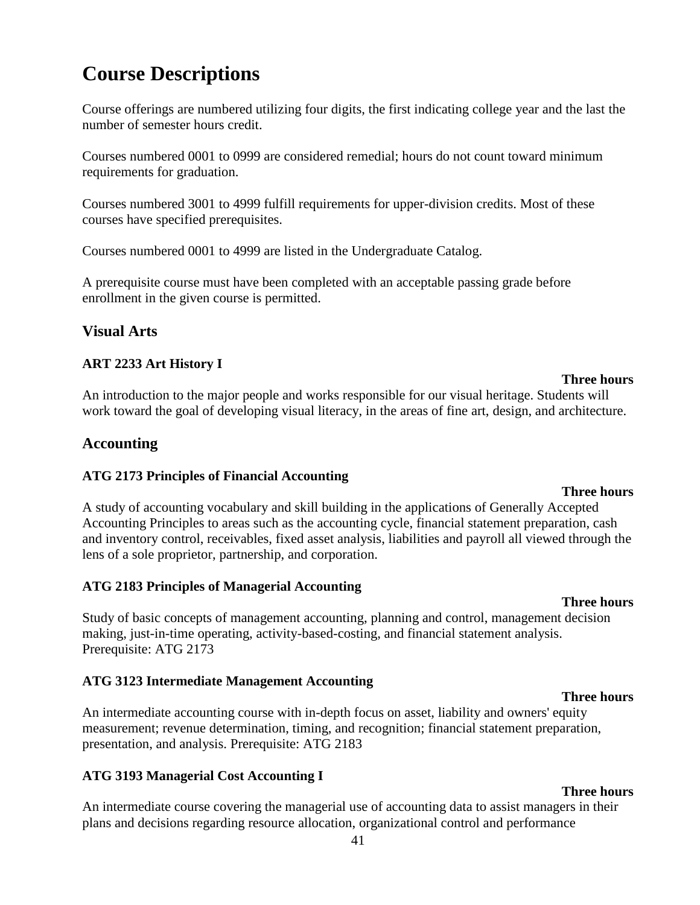# Course Descriptions

Course offerings are numbered utilizing four digits, the first indicating college year and the last the number of semester hours credit.

Courses numbered 0001 to 0999 are considered remedial; hours do not count toward minimum requirements for graduation.

Courses numbered 3001 to 4999 fulfill requirements for upper-division credits. Most of these courses have specified prerequisites.

Courses numbered 0001 to 4999 are listed in the Undergraduate Catalog.

A prerequisite course must have been completed with an acceptable passing grade before enrollment in the given course is permitted.

## Visual Arts

### ART 2233 Art History I

**Three hours**

An introduction to the major people and works responsible for our visual heritage. Students will work toward the goal of developing visual literacy, in the areas of fine art, design, and architecture.

## Accounting

### ATG 2173 Principles of Financial Accounting

**Three hours**

A study of accounting vocabulary and skill building in the applications of Generally Accepted Accounting Principles to areas such as the accounting cycle, financial statement preparation, cash and inventory control, receivables, fixed asset analysis, liabilities and payroll all viewed through the lens of a sole proprietor, partnership, and corporation.

### ATG 2183 Principles of Managerial Accounting

**Three hours**

Study of basic concepts of management accounting, planning and control, management decision making, just-in-time operating, activity-based-costing, and financial statement analysis. Prerequisite: ATG 2173

### ATG 3123 Intermediate Management Accounting

**Three hours**

An intermediate accounting course with in-depth focus on asset, liability and owners' equity measurement; revenue determination, timing, and recognition; financial statement preparation, presentation, and analysis. Prerequisite: ATG 2183

### ATG 3193 Managerial Cost Accounting I

**Three hours**

An intermediate course covering the managerial use of accounting data to assist managers in their plans and decisions regarding resource allocation, organizational control and performance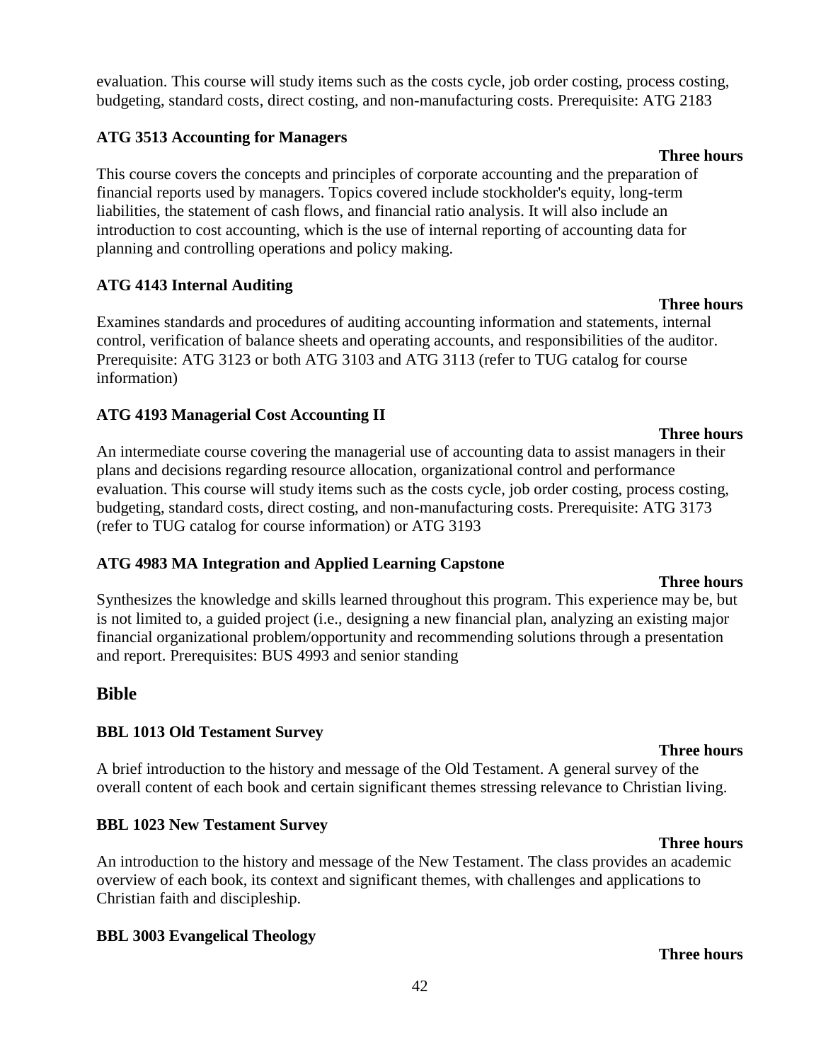evaluation. This course will study items such as the costs cycle, job order costing, process costing, budgeting, standard costs, direct costing, and non-manufacturing costs. Prerequisite: ATG 2183

### ATG 3513 Accounting for Managers

**Three hours**

This course covers the concepts and principles of corporate accounting and the preparation of financial reports used by managers. Topics covered include stockholder's equity, long-term liabilities, the statement of cash flows, and financial ratio analysis. It will also include an introduction to cost accounting, which is the use of internal reporting of accounting data for planning and controlling operations and policy making.

### ATG 4143 Internal Auditing

**Three hours**

Examines standards and procedures of auditing accounting information and statements, internal control, verification of balance sheets and operating accounts, and responsibilities of the auditor. Prerequisite: ATG 3123 or both ATG 3103 and ATG 3113 (refer to TUG catalog for course information)

### ATG 4193 Managerial Cost Accounting II

**Three hours**

An intermediate course covering the managerial use of accounting data to assist managers in their plans and decisions regarding resource allocation, organizational control and performance evaluation. This course will study items such as the costs cycle, job order costing, process costing, budgeting, standard costs, direct costing, and non-manufacturing costs. Prerequisite: ATG 3173 (refer to TUG catalog for course information) or ATG 3193

### ATG 4983 MA Integration and Applied Learning Capstone

**Three hours**

Synthesizes the knowledge and skills learned throughout this program. This experience may be, but is not limited to, a guided project (i.e., designing a new financial plan, analyzing an existing major financial organizational problem/opportunity and recommending solutions through a presentation and report. Prerequisites: BUS 4993 and senior standing

## Bible

### BBL 1013 Old Testament Survey

**Three hours**

A brief introduction to the history and message of the Old Testament. A general survey of the overall content of each book and certain significant themes stressing relevance to Christian living.

### BBL 1023 New Testament Survey

**Three hours**

An introduction to the history and message of the New Testament. The class provides an academic overview of each book, its context and significant themes, with challenges and applications to Christian faith and discipleship.

### BBL 3003 Evangelical Theology

**Three hours**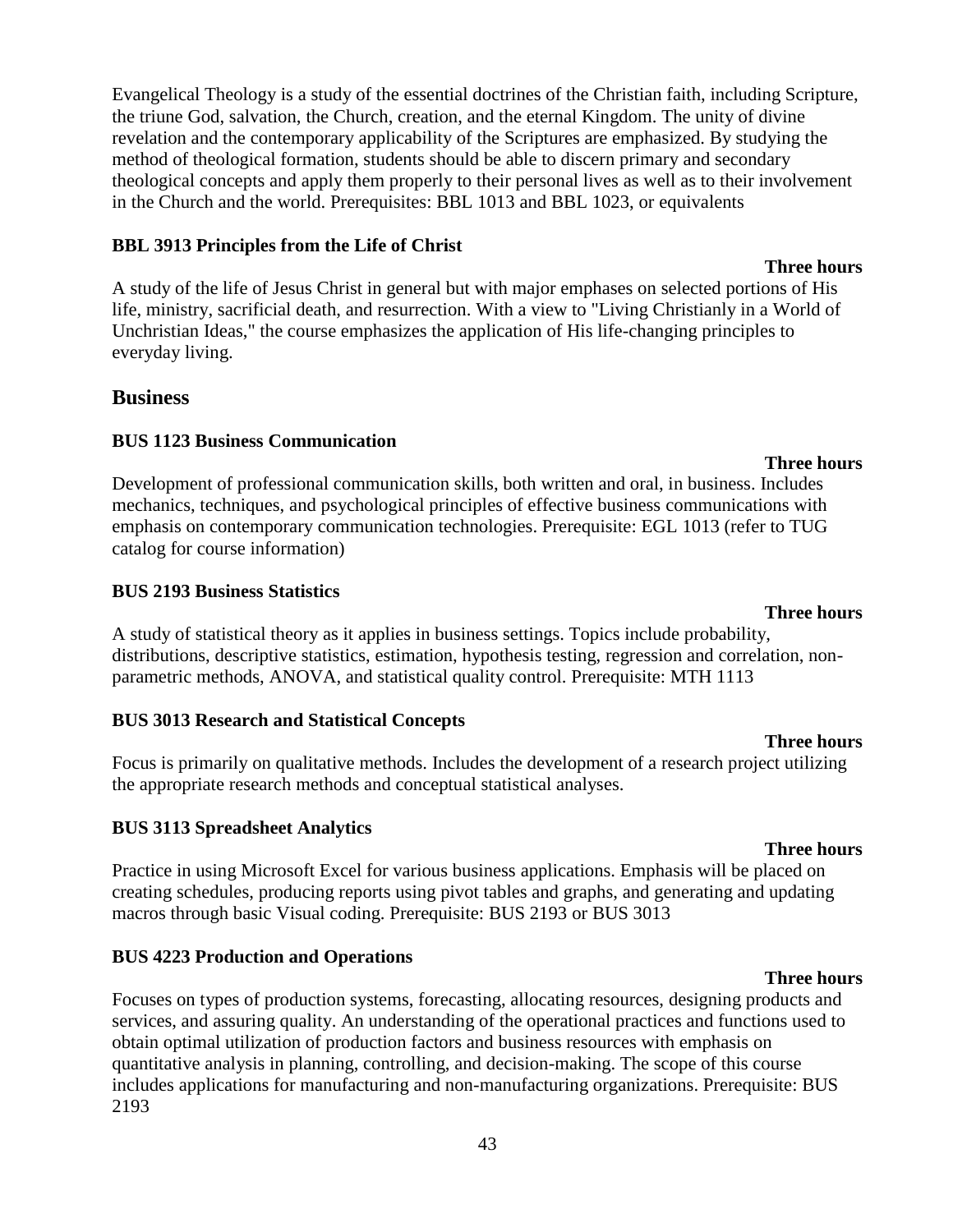Evangelical Theology is a study of the essential doctrines of the Christian faith, including Scripture, the triune God, salvation, the Church, creation, and the eternal Kingdom. The unity of divine revelation and the contemporary applicability of the Scriptures are emphasized. By studying the method of theological formation, students should be able to discern primary and secondary theological concepts and apply them properly to their personal lives as well as to their involvement in the Church and the world. Prerequisites: BBL 1013 and BBL 1023, or equivalents

**BBL 3913 Principles from the Life of Christ**

**Three hours**

A study of the life of Jesus Christ in general but with major emphases on selected portions of His life, ministry, sacrificial death, and resurrection. With a view to "Living Christianly in a World of Unchristian Ideas," the course emphasizes the application of His life-changing principles to everyday living.

## Business

**BUS 1123 Business Communication**

**Three hours**

Development of professional communication skills, both written and oral, in business. Includes mechanics, techniques, and psychological principles of effective business communications with emphasis on contemporary communication technologies. Prerequisite: EGL 1013 (refer to TUG catalog for course information)

**BUS 2193 Business Statistics**

**Three hours**

A study of statistical theory as it applies in business settings. Topics include probability, distributions, descriptive statistics, estimation, hypothesis testing, regression and correlation, non-parametric methods, ANOVA, and statistical quality control. Prerequisite: MTH 1113

**BUS 3013 Research and Statistical Concepts**

**Three hours**

Focus is primarily on qualitative methods. Includes the development of a research project utilizing the appropriate research methods and conceptual statistical analyses.

**BUS 3113 Spreadsheet Analytics**

**Three hours**

Practice in using Microsoft Excel for various business applications. Emphasis will be placed on creating schedules, producing reports using pivot tables and graphs, and generating and updating macros through basic Visual coding. Prerequisite: BUS 2193 or BUS 3013

**BUS 4223 Production and Operations**

**Three hours**

Focuses on types of production systems, forecasting, allocating resources, designing products and services, and assuring quality. An understanding of the operational practices and functions used to obtain optimal utilization of production factors and business resources with emphasis on quantitative analysis in planning, controlling, and decision-making. The scope of this course includes applications for manufacturing and non-manufacturing organizations. Prerequisite: BUS 2193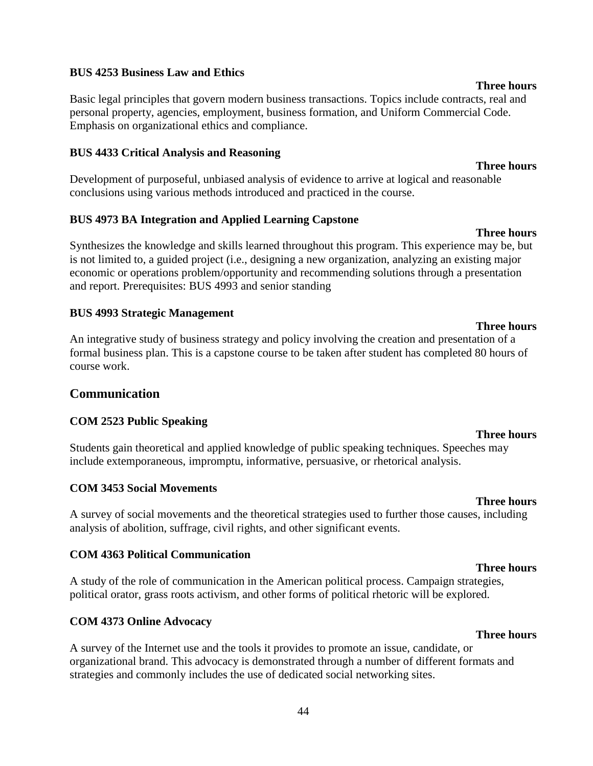**BUS 4253 Business Law and Ethics**

**Three hours**

Basic legal principles that govern modern business transactions. Topics include contracts, real and personal property, agencies, employment, business formation, and Uniform Commercial Code. Emphasis on organizational ethics and compliance.

**BUS 4433 Critical Analysis and Reasoning**

**Three hours**

Development of purposeful, unbiased analysis of evidence to arrive at logical and reasonable conclusions using various methods introduced and practiced in the course.

**BUS 4973 BA Integration and Applied Learning Capstone**

**Three hours**

Synthesizes the knowledge and skills learned throughout this program. This experience may be, but is not limited to, a guided project (i.e., designing a new organization, analyzing an existing major economic or operations problem/opportunity and recommending solutions through a presentation and report. Prerequisites: BUS 4993 and senior standing

**BUS 4993 Strategic Management**

**Three hours**

An integrative study of business strategy and policy involving the creation and presentation of a formal business plan. This is a capstone course to be taken after student has completed 80 hours of course work.

## Communication

**COM 2523 Public Speaking**

**Three hours**

Students gain theoretical and applied knowledge of public speaking techniques. Speeches may include extemporaneous, impromptu, informative, persuasive, or rhetorical analysis.

**COM 3453 Social Movements**

**Three hours**

A survey of social movements and the theoretical strategies used to further those causes, including analysis of abolition, suffrage, civil rights, and other significant events.

**COM 4363 Political Communication**

**Three hours**

A study of the role of communication in the American political process. Campaign strategies, political orator, grass roots activism, and other forms of political rhetoric will be explored.

**COM 4373 Online Advocacy**

**Three hours**

A survey of the Internet use and the tools it provides to promote an issue, candidate, or organizational brand. This advocacy is demonstrated through a number of different formats and strategies and commonly includes the use of dedicated social networking sites.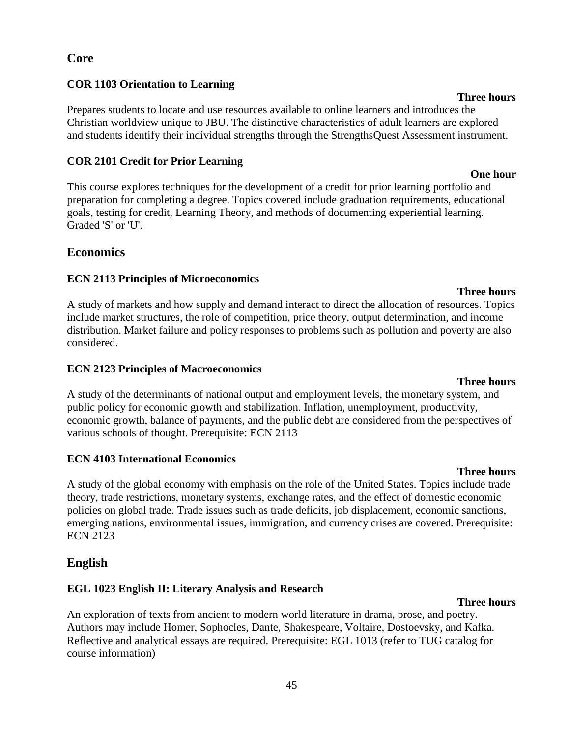## Core

### COR 1103 Orientation to Learning

**Three hours**

Prepares students to locate and use resources available to online learners and introduces the Christian worldview unique to JBU. The distinctive characteristics of adult learners are explored and students identify their individual strengths through the StrengthsQuest Assessment instrument.

### COR 2101 Credit for Prior Learning

**One hour**

This course explores techniques for the development of a credit for prior learning portfolio and preparation for completing a degree. Topics covered include graduation requirements, educational goals, testing for credit, Learning Theory, and methods of documenting experiential learning. Graded 'S' or 'U'.

## Economics

### ECN 2113 Principles of Microeconomics

**Three hours**

A study of markets and how supply and demand interact to direct the allocation of resources. Topics include market structures, the role of competition, price theory, output determination, and income distribution. Market failure and policy responses to problems such as pollution and poverty are also considered.

### ECN 2123 Principles of Macroeconomics

**Three hours**

A study of the determinants of national output and employment levels, the monetary system, and public policy for economic growth and stabilization. Inflation, unemployment, productivity, economic growth, balance of payments, and the public debt are considered from the perspectives of various schools of thought. Prerequisite: ECN 2113

### ECN 4103 International Economics

**Three hours**

A study of the global economy with emphasis on the role of the United States. Topics include trade theory, trade restrictions, monetary systems, exchange rates, and the effect of domestic economic policies on global trade. Trade issues such as trade deficits, job displacement, economic sanctions, emerging nations, environmental issues, immigration, and currency crises are covered. Prerequisite: ECN 2123

## English

### EGL 1023 English II: Literary Analysis and Research

**Three hours**

An exploration of texts from ancient to modern world literature in drama, prose, and poetry. Authors may include Homer, Sophocles, Dante, Shakespeare, Voltaire, Dostoevsky, and Kafka. Reflective and analytical essays are required. Prerequisite: EGL 1013 (refer to TUG catalog for course information)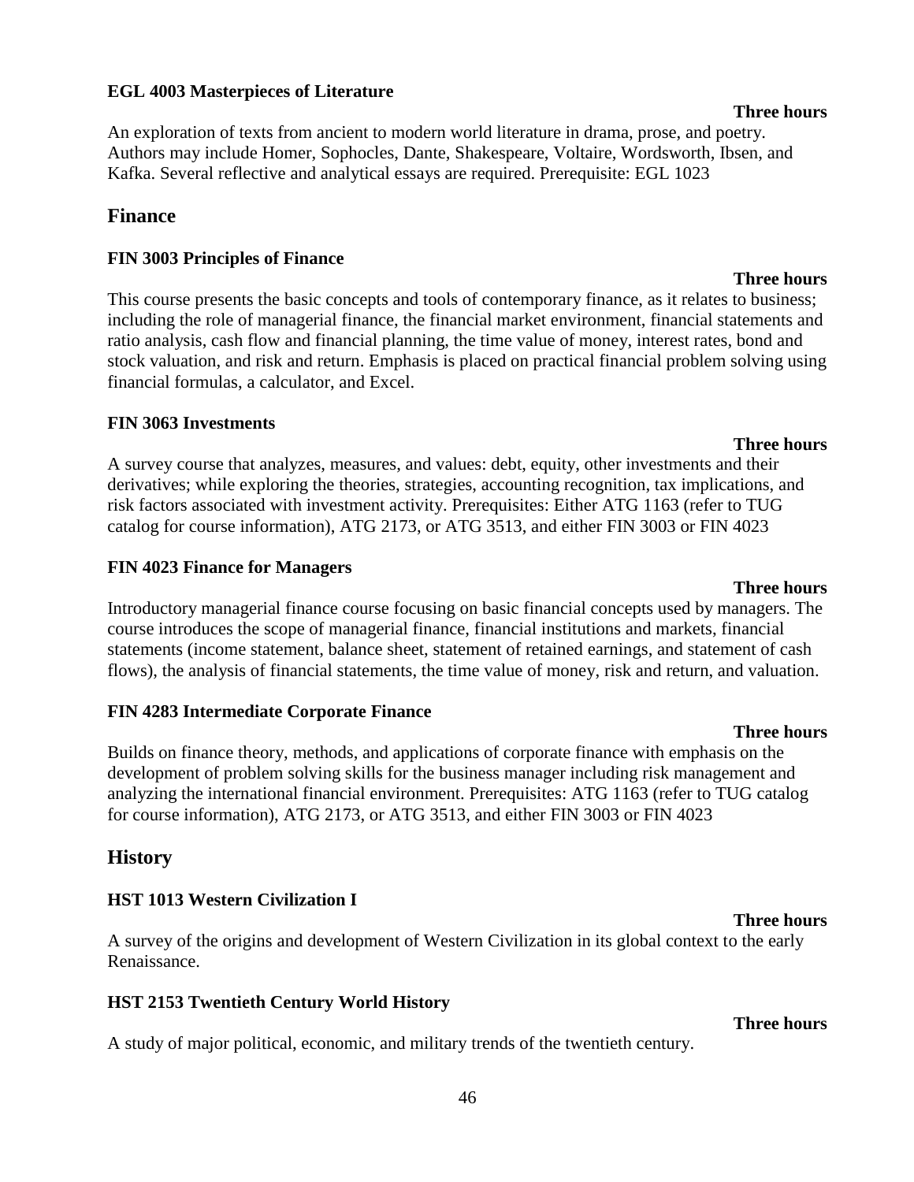**EGL 4003 Masterpieces of Literature**

**Three hours**

An exploration of texts from ancient to modern world literature in drama, prose, and poetry. Authors may include Homer, Sophocles, Dante, Shakespeare, Voltaire, Wordsworth, Ibsen, and Kafka. Several reflective and analytical essays are required. Prerequisite: EGL 1023

## Finance

**FIN 3003 Principles of Finance**

**Three hours**

This course presents the basic concepts and tools of contemporary finance, as it relates to business; including the role of managerial finance, the financial market environment, financial statements and ratio analysis, cash flow and financial planning, the time value of money, interest rates, bond and stock valuation, and risk and return. Emphasis is placed on practical financial problem solving using financial formulas, a calculator, and Excel.

**FIN 3063 Investments**

**Three hours**

A survey course that analyzes, measures, and values: debt, equity, other investments and their derivatives; while exploring the theories, strategies, accounting recognition, tax implications, and risk factors associated with investment activity. Prerequisites: Either ATG 1163 (refer to TUG catalog for course information), ATG 2173, or ATG 3513, and either FIN 3003 or FIN 4023

**FIN 4023 Finance for Managers**

**Three hours**

Introductory managerial finance course focusing on basic financial concepts used by managers. The course introduces the scope of managerial finance, financial institutions and markets, financial statements (income statement, balance sheet, statement of retained earnings, and statement of cash flows), the analysis of financial statements, the time value of money, risk and return, and valuation.

**FIN 4283 Intermediate Corporate Finance**

**Three hours**

Builds on finance theory, methods, and applications of corporate finance with emphasis on the development of problem solving skills for the business manager including risk management and analyzing the international financial environment. Prerequisites: ATG 1163 (refer to TUG catalog for course information), ATG 2173, or ATG 3513, and either FIN 3003 or FIN 4023

## History

**HST 1013 Western Civilization I**

**Three hours**

A survey of the origins and development of Western Civilization in its global context to the early Renaissance.

**HST 2153 Twentieth Century World History**

**Three hours**

A study of major political, economic, and military trends of the twentieth century.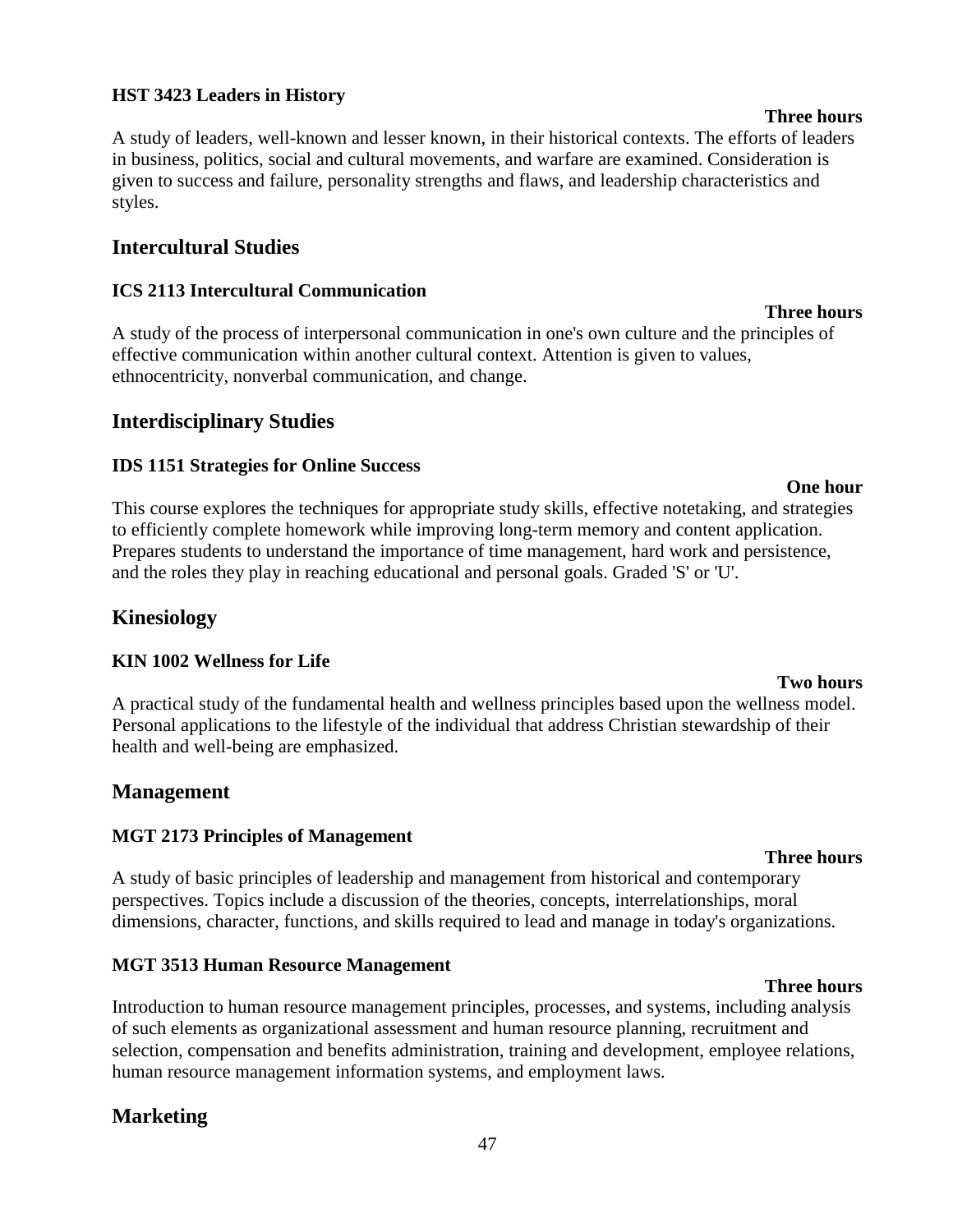### HST 3423 Leaders in History

**Three hours**

A study of leaders, well-known and lesser known, in their historical contexts. The efforts of leaders in business, politics, social and cultural movements, and warfare are examined. Consideration is given to success and failure, personality strengths and flaws, and leadership characteristics and styles.

## Intercultural Studies

### ICS 2113 Intercultural Communication

**Three hours**

A study of the process of interpersonal communication in one's own culture and the principles of effective communication within another cultural context. Attention is given to values, ethnocentricity, nonverbal communication, and change.

## Interdisciplinary Studies

### IDS 1151 Strategies for Online Success

**One hour**

This course explores the techniques for appropriate study skills, effective notetaking, and strategies to efficiently complete homework while improving long-term memory and content application. Prepares students to understand the importance of time management, hard work and persistence, and the roles they play in reaching educational and personal goals. Graded 'S' or 'U'.

## Kinesiology

### KIN 1002 Wellness for Life

**Two hours**

A practical study of the fundamental health and wellness principles based upon the wellness model. Personal applications to the lifestyle of the individual that address Christian stewardship of their health and well-being are emphasized.

## Management

### MGT 2173 Principles of Management

**Three hours**

A study of basic principles of leadership and management from historical and contemporary perspectives. Topics include a discussion of the theories, concepts, interrelationships, moral dimensions, character, functions, and skills required to lead and manage in today's organizations.

### MGT 3513 Human Resource Management

**Three hours**

Introduction to human resource management principles, processes, and systems, including analysis of such elements as organizational assessment and human resource planning, recruitment and selection, compensation and benefits administration, training and development, employee relations, human resource management information systems, and employment laws.

## Marketing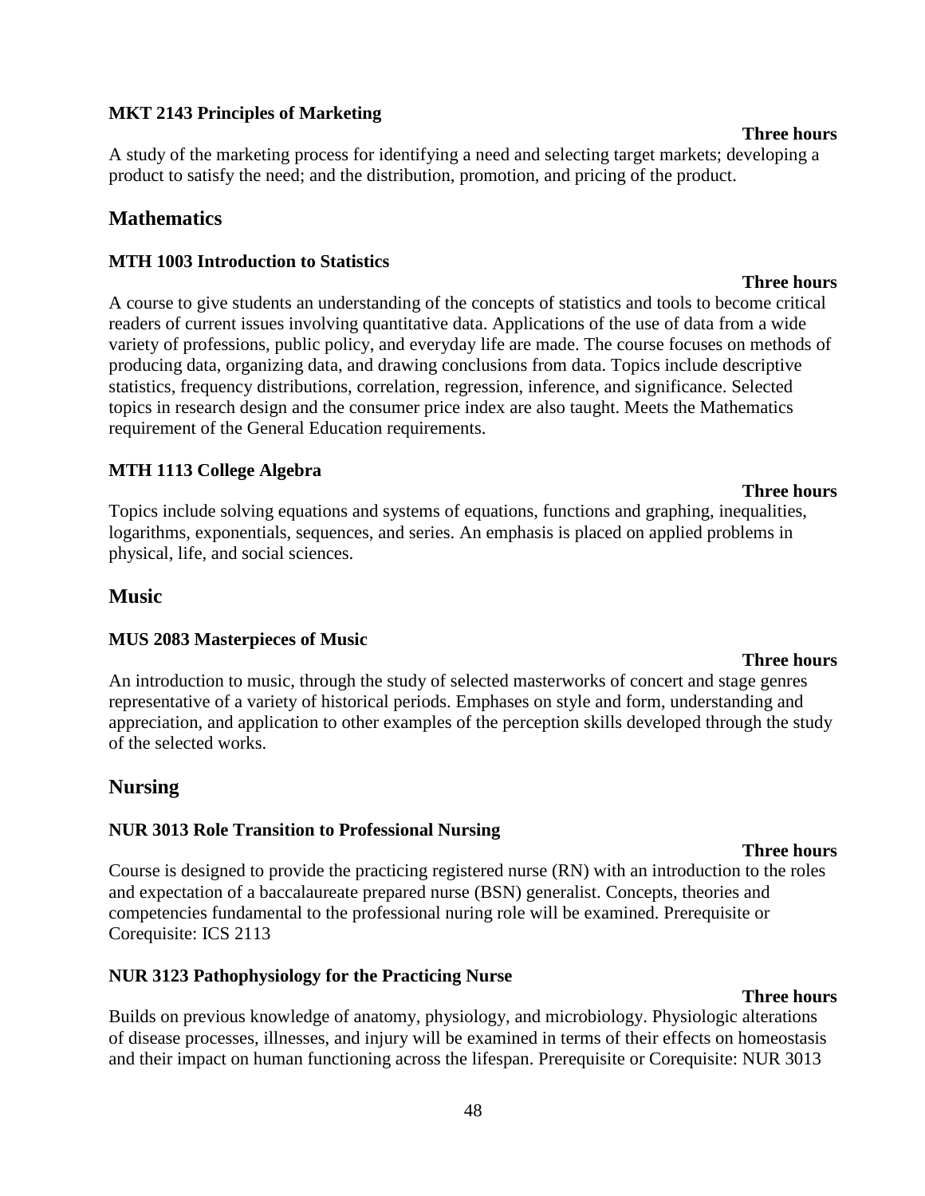**MKT 2143 Principles of Marketing**

**Three hours**

A study of the marketing process for identifying a need and selecting target markets; developing a product to satisfy the need; and the distribution, promotion, and pricing of the product.

## Mathematics

**MTH 1003 Introduction to Statistics**

**Three hours**

A course to give students an understanding of the concepts of statistics and tools to become critical readers of current issues involving quantitative data. Applications of the use of data from a wide variety of professions, public policy, and everyday life are made. The course focuses on methods of producing data, organizing data, and drawing conclusions from data. Topics include descriptive statistics, frequency distributions, correlation, regression, inference, and significance. Selected topics in research design and the consumer price index are also taught. Meets the Mathematics requirement of the General Education requirements.

**MTH 1113 College Algebra**

**Three hours**

Topics include solving equations and systems of equations, functions and graphing, inequalities, logarithms, exponentials, sequences, and series. An emphasis is placed on applied problems in physical, life, and social sciences.

## Music

**MUS 2083 Masterpieces of Music**

**Three hours**

An introduction to music, through the study of selected masterworks of concert and stage genres representative of a variety of historical periods. Emphases on style and form, understanding and appreciation, and application to other examples of the perception skills developed through the study of the selected works.

## Nursing

**NUR 3013 Role Transition to Professional Nursing**

**Three hours**

Course is designed to provide the practicing registered nurse (RN) with an introduction to the roles and expectation of a baccalaureate prepared nurse (BSN) generalist. Concepts, theories and competencies fundamental to the professional nuring role will be examined. Prerequisite or Corequisite: ICS 2113

**NUR 3123 Pathophysiology for the Practicing Nurse**

**Three hours**

Builds on previous knowledge of anatomy, physiology, and microbiology. Physiologic alterations of disease processes, illnesses, and injury will be examined in terms of their effects on homeostasis and their impact on human functioning across the lifespan. Prerequisite or Corequisite: NUR 3013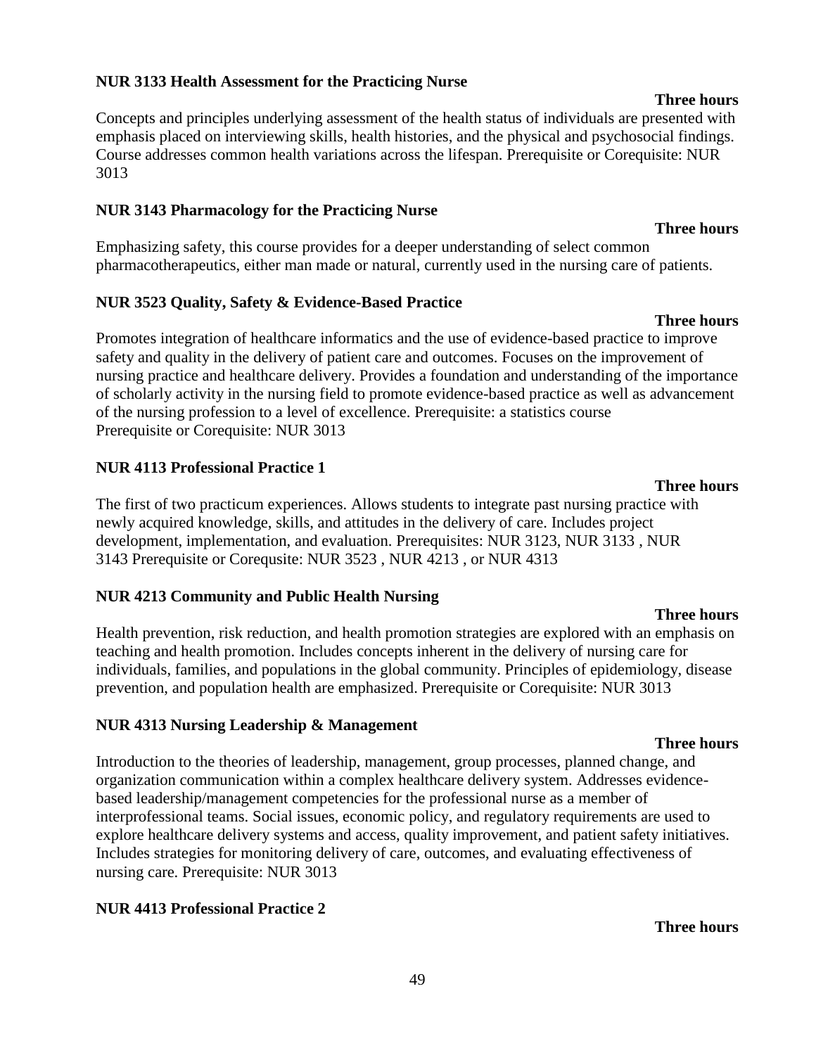**NUR 3133 Health Assessment for the Practicing Nurse**

**Three hours**

Concepts and principles underlying assessment of the health status of individuals are presented with emphasis placed on interviewing skills, health histories, and the physical and psychosocial findings. Course addresses common health variations across the lifespan. Prerequisite or Corequisite: NUR 3013

**NUR 3143 Pharmacology for the Practicing Nurse**

**Three hours**

Emphasizing safety, this course provides for a deeper understanding of select common pharmacotherapeutics, either man made or natural, currently used in the nursing care of patients.

**NUR 3523 Quality, Safety & Evidence-Based Practice**

**Three hours**

Promotes integration of healthcare informatics and the use of evidence-based practice to improve safety and quality in the delivery of patient care and outcomes. Focuses on the improvement of nursing practice and healthcare delivery. Provides a foundation and understanding of the importance of scholarly activity in the nursing field to promote evidence-based practice as well as advancement of the nursing profession to a level of excellence. Prerequisite: a statistics course
Prerequisite or Corequisite: NUR 3013

**NUR 4113 Professional Practice 1**

**Three hours**

The first of two practicum experiences. Allows students to integrate past nursing practice with newly acquired knowledge, skills, and attitudes in the delivery of care. Includes project development, implementation, and evaluation. Prerequisites: NUR 3123, NUR 3133 , NUR 3143 Prerequisite or Corequsite: NUR 3523 , NUR 4213 , or NUR 4313

**NUR 4213 Community and Public Health Nursing**

**Three hours**

Health prevention, risk reduction, and health promotion strategies are explored with an emphasis on teaching and health promotion. Includes concepts inherent in the delivery of nursing care for individuals, families, and populations in the global community. Principles of epidemiology, disease prevention, and population health are emphasized. Prerequisite or Corequisite: NUR 3013

**NUR 4313 Nursing Leadership & Management**

**Three hours**

Introduction to the theories of leadership, management, group processes, planned change, and organization communication within a complex healthcare delivery system. Addresses evidence-based leadership/management competencies for the professional nurse as a member of interprofessional teams. Social issues, economic policy, and regulatory requirements are used to explore healthcare delivery systems and access, quality improvement, and patient safety initiatives. Includes strategies for monitoring delivery of care, outcomes, and evaluating effectiveness of nursing care. Prerequisite: NUR 3013

**NUR 4413 Professional Practice 2**

**Three hours**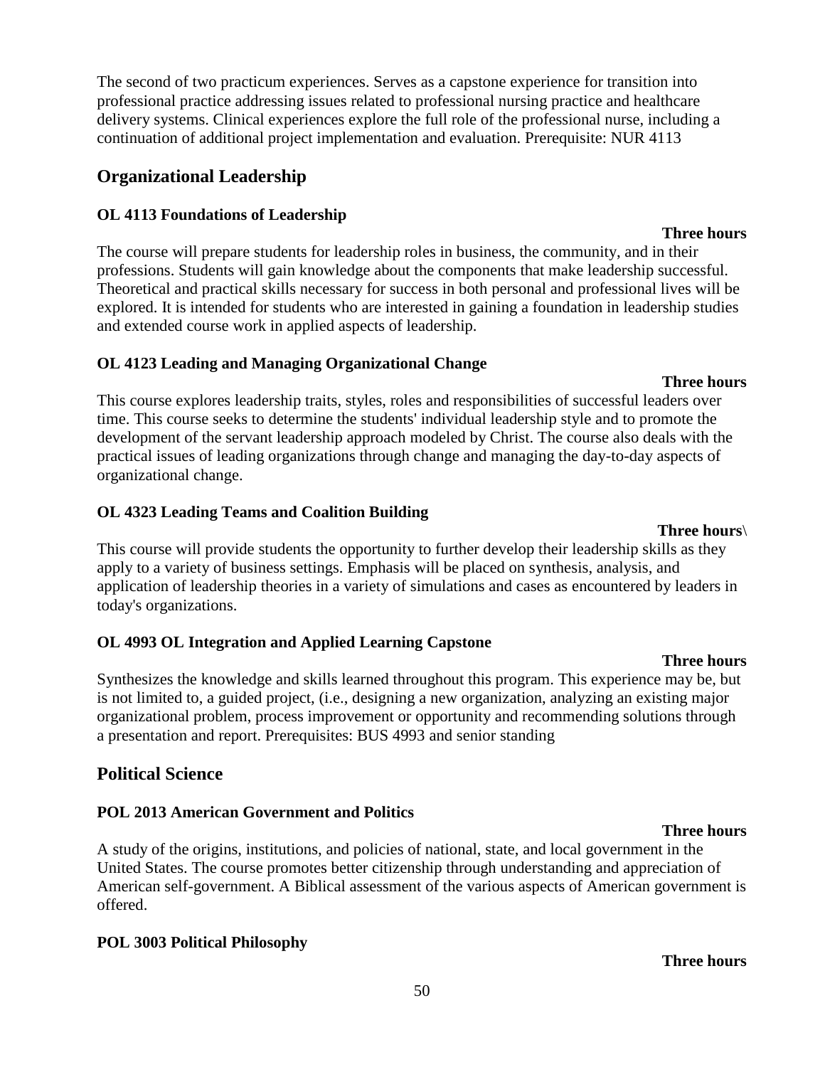The second of two practicum experiences. Serves as a capstone experience for transition into professional practice addressing issues related to professional nursing practice and healthcare delivery systems. Clinical experiences explore the full role of the professional nurse, including a continuation of additional project implementation and evaluation. Prerequisite: NUR 4113

## Organizational Leadership

### OL 4113 Foundations of Leadership

**Three hours**

The course will prepare students for leadership roles in business, the community, and in their professions. Students will gain knowledge about the components that make leadership successful. Theoretical and practical skills necessary for success in both personal and professional lives will be explored. It is intended for students who are interested in gaining a foundation in leadership studies and extended course work in applied aspects of leadership.

### OL 4123 Leading and Managing Organizational Change

**Three hours**

This course explores leadership traits, styles, roles and responsibilities of successful leaders over time. This course seeks to determine the students' individual leadership style and to promote the development of the servant leadership approach modeled by Christ. The course also deals with the practical issues of leading organizations through change and managing the day-to-day aspects of organizational change.

### OL 4323 Leading Teams and Coalition Building

**Three hours**\

This course will provide students the opportunity to further develop their leadership skills as they apply to a variety of business settings. Emphasis will be placed on synthesis, analysis, and application of leadership theories in a variety of simulations and cases as encountered by leaders in today's organizations.

### OL 4993 OL Integration and Applied Learning Capstone

**Three hours**

Synthesizes the knowledge and skills learned throughout this program. This experience may be, but is not limited to, a guided project, (i.e., designing a new organization, analyzing an existing major organizational problem, process improvement or opportunity and recommending solutions through a presentation and report. Prerequisites: BUS 4993 and senior standing

## Political Science

### POL 2013 American Government and Politics

**Three hours**

A study of the origins, institutions, and policies of national, state, and local government in the United States. The course promotes better citizenship through understanding and appreciation of American self-government. A Biblical assessment of the various aspects of American government is offered.

### POL 3003 Political Philosophy

**Three hours**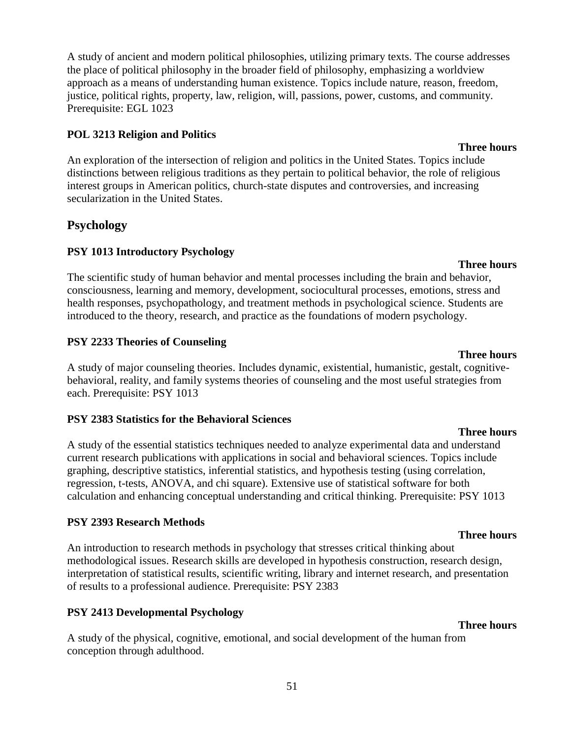A study of ancient and modern political philosophies, utilizing primary texts. The course addresses the place of political philosophy in the broader field of philosophy, emphasizing a worldview approach as a means of understanding human existence. Topics include nature, reason, freedom, justice, political rights, property, law, religion, will, passions, power, customs, and community. Prerequisite: EGL 1023

**POL 3213 Religion and Politics**

**Three hours**

An exploration of the intersection of religion and politics in the United States. Topics include distinctions between religious traditions as they pertain to political behavior, the role of religious interest groups in American politics, church-state disputes and controversies, and increasing secularization in the United States.

## Psychology

**PSY 1013 Introductory Psychology**

**Three hours**

The scientific study of human behavior and mental processes including the brain and behavior, consciousness, learning and memory, development, sociocultural processes, emotions, stress and health responses, psychopathology, and treatment methods in psychological science. Students are introduced to the theory, research, and practice as the foundations of modern psychology.

**PSY 2233 Theories of Counseling**

**Three hours**

A study of major counseling theories. Includes dynamic, existential, humanistic, gestalt, cognitive-behavioral, reality, and family systems theories of counseling and the most useful strategies from each. Prerequisite: PSY 1013

**PSY 2383 Statistics for the Behavioral Sciences**

**Three hours**

A study of the essential statistics techniques needed to analyze experimental data and understand current research publications with applications in social and behavioral sciences. Topics include graphing, descriptive statistics, inferential statistics, and hypothesis testing (using correlation, regression, t-tests, ANOVA, and chi square). Extensive use of statistical software for both calculation and enhancing conceptual understanding and critical thinking. Prerequisite: PSY 1013

**PSY 2393 Research Methods**

**Three hours**

An introduction to research methods in psychology that stresses critical thinking about methodological issues. Research skills are developed in hypothesis construction, research design, interpretation of statistical results, scientific writing, library and internet research, and presentation of results to a professional audience. Prerequisite: PSY 2383

**PSY 2413 Developmental Psychology**

**Three hours**

A study of the physical, cognitive, emotional, and social development of the human from conception through adulthood.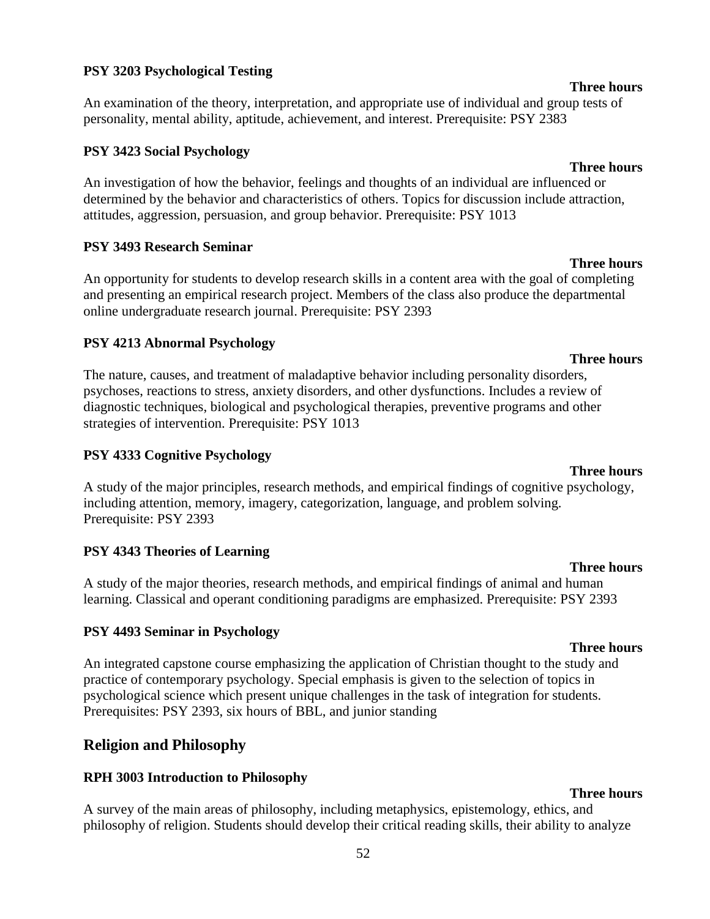**PSY 3203 Psychological Testing**

**Three hours**

An examination of the theory, interpretation, and appropriate use of individual and group tests of personality, mental ability, aptitude, achievement, and interest. Prerequisite: PSY 2383

**PSY 3423 Social Psychology**

**Three hours**

An investigation of how the behavior, feelings and thoughts of an individual are influenced or determined by the behavior and characteristics of others. Topics for discussion include attraction, attitudes, aggression, persuasion, and group behavior. Prerequisite: PSY 1013

**PSY 3493 Research Seminar**

**Three hours**

An opportunity for students to develop research skills in a content area with the goal of completing and presenting an empirical research project. Members of the class also produce the departmental online undergraduate research journal. Prerequisite: PSY 2393

**PSY 4213 Abnormal Psychology**

**Three hours**

The nature, causes, and treatment of maladaptive behavior including personality disorders, psychoses, reactions to stress, anxiety disorders, and other dysfunctions. Includes a review of diagnostic techniques, biological and psychological therapies, preventive programs and other strategies of intervention. Prerequisite: PSY 1013

**PSY 4333 Cognitive Psychology**

**Three hours**

A study of the major principles, research methods, and empirical findings of cognitive psychology, including attention, memory, imagery, categorization, language, and problem solving. Prerequisite: PSY 2393

**PSY 4343 Theories of Learning**

**Three hours**

A study of the major theories, research methods, and empirical findings of animal and human learning. Classical and operant conditioning paradigms are emphasized. Prerequisite: PSY 2393

**PSY 4493 Seminar in Psychology**

**Three hours**

An integrated capstone course emphasizing the application of Christian thought to the study and practice of contemporary psychology. Special emphasis is given to the selection of topics in psychological science which present unique challenges in the task of integration for students. Prerequisites: PSY 2393, six hours of BBL, and junior standing

## Religion and Philosophy

**RPH 3003 Introduction to Philosophy**

**Three hours**

A survey of the main areas of philosophy, including metaphysics, epistemology, ethics, and philosophy of religion. Students should develop their critical reading skills, their ability to analyze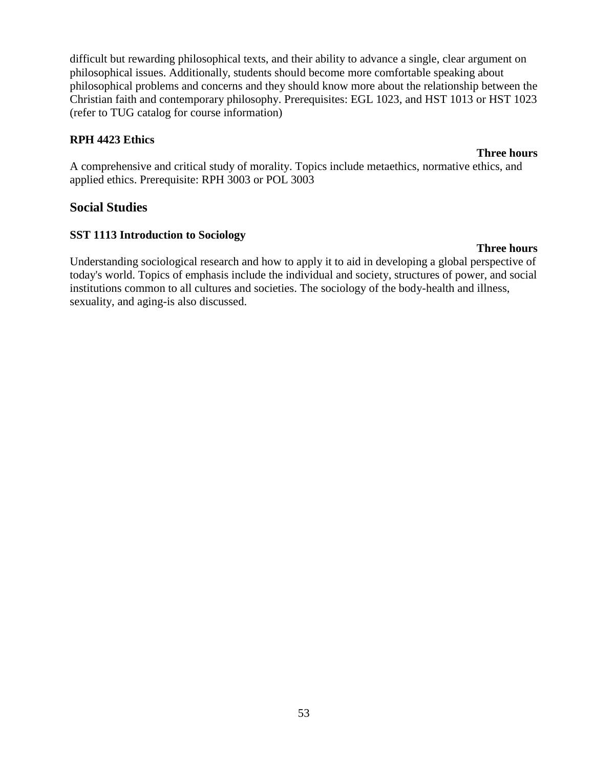difficult but rewarding philosophical texts, and their ability to advance a single, clear argument on philosophical issues. Additionally, students should become more comfortable speaking about philosophical problems and concerns and they should know more about the relationship between the Christian faith and contemporary philosophy. Prerequisites: EGL 1023, and HST 1013 or HST 1023 (refer to TUG catalog for course information)

### RPH 4423 Ethics

**Three hours**

A comprehensive and critical study of morality. Topics include metaethics, normative ethics, and applied ethics. Prerequisite: RPH 3003 or POL 3003

## Social Studies

### SST 1113 Introduction to Sociology

**Three hours**

Understanding sociological research and how to apply it to aid in developing a global perspective of today's world. Topics of emphasis include the individual and society, structures of power, and social institutions common to all cultures and societies. The sociology of the body-health and illness, sexuality, and aging-is also discussed.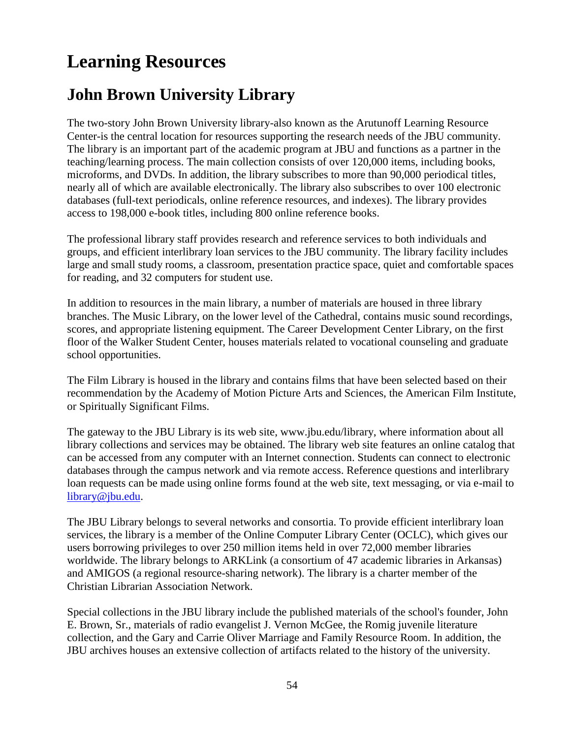# Learning Resources

## John Brown University Library

The two-story John Brown University library-also known as the Arutunoff Learning Resource Center-is the central location for resources supporting the research needs of the JBU community. The library is an important part of the academic program at JBU and functions as a partner in the teaching/learning process. The main collection consists of over 120,000 items, including books, microforms, and DVDs. In addition, the library subscribes to more than 90,000 periodical titles, nearly all of which are available electronically. The library also subscribes to over 100 electronic databases (full-text periodicals, online reference resources, and indexes). The library provides access to 198,000 e-book titles, including 800 online reference books.

The professional library staff provides research and reference services to both individuals and groups, and efficient interlibrary loan services to the JBU community. The library facility includes large and small study rooms, a classroom, presentation practice space, quiet and comfortable spaces for reading, and 32 computers for student use.

In addition to resources in the main library, a number of materials are housed in three library branches. The Music Library, on the lower level of the Cathedral, contains music sound recordings, scores, and appropriate listening equipment. The Career Development Center Library, on the first floor of the Walker Student Center, houses materials related to vocational counseling and graduate school opportunities.

The Film Library is housed in the library and contains films that have been selected based on their recommendation by the Academy of Motion Picture Arts and Sciences, the American Film Institute, or Spiritually Significant Films.

The gateway to the JBU Library is its web site, www.jbu.edu/library, where information about all library collections and services may be obtained. The library web site features an online catalog that can be accessed from any computer with an Internet connection. Students can connect to electronic databases through the campus network and via remote access. Reference questions and interlibrary loan requests can be made using online forms found at the web site, text messaging, or via e-mail to [library@jbu.edu](mailto:library@jbu.edu).

The JBU Library belongs to several networks and consortia. To provide efficient interlibrary loan services, the library is a member of the Online Computer Library Center (OCLC), which gives our users borrowing privileges to over 250 million items held in over 72,000 member libraries worldwide. The library belongs to ARKLink (a consortium of 47 academic libraries in Arkansas) and AMIGOS (a regional resource-sharing network). The library is a charter member of the Christian Librarian Association Network.

Special collections in the JBU library include the published materials of the school's founder, John E. Brown, Sr., materials of radio evangelist J. Vernon McGee, the Romig juvenile literature collection, and the Gary and Carrie Oliver Marriage and Family Resource Room. In addition, the JBU archives houses an extensive collection of artifacts related to the history of the university.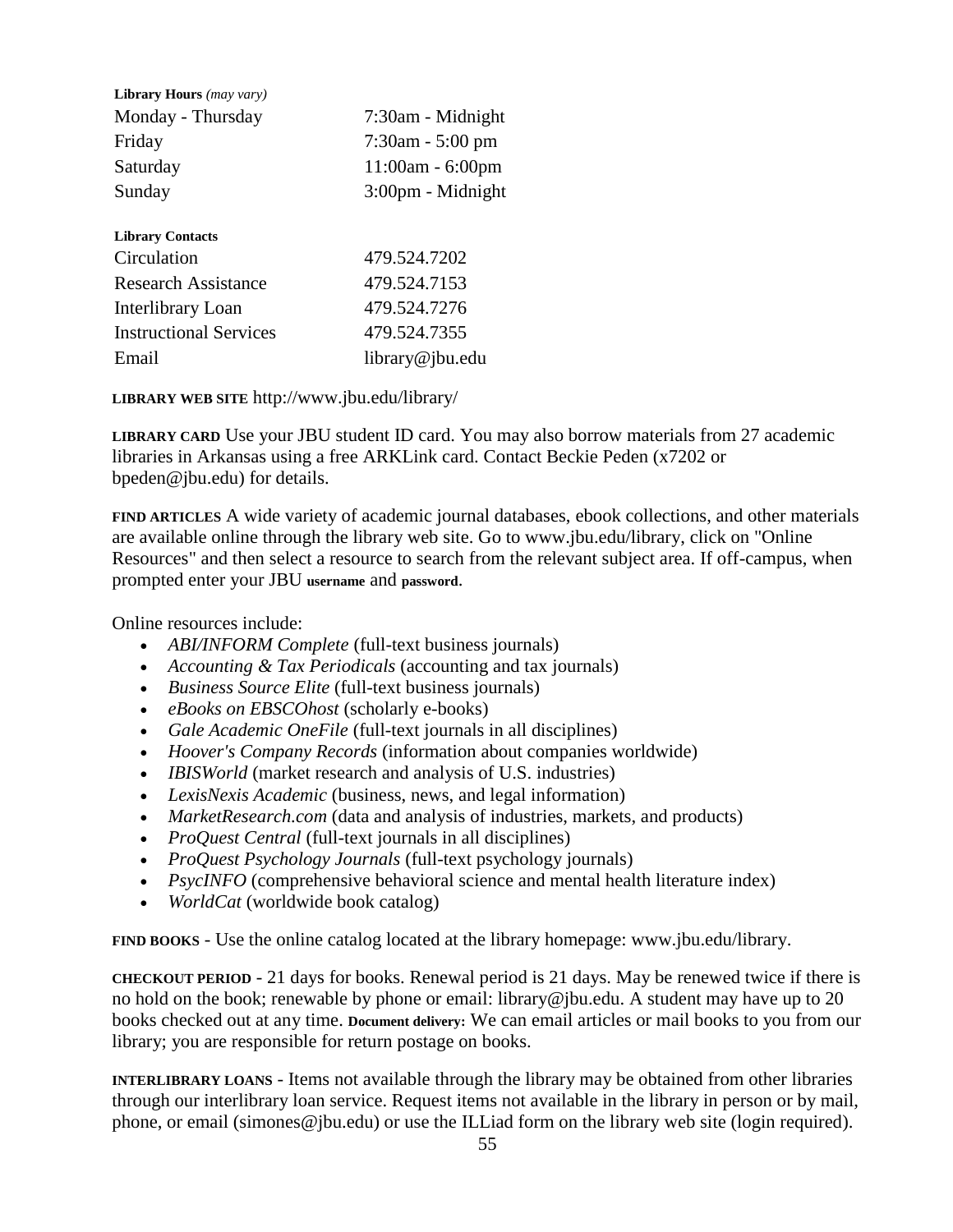**Library Hours** *(may vary)*

| | |
|---|---|
| Monday - Thursday | 7:30am - Midnight |
| Friday | 7:30am - 5:00 pm |
| Saturday | 11:00am - 6:00pm |
| Sunday | 3:00pm - Midnight |

**Library Contacts**

| | |
|---|---|
| Circulation | 479.524.7202 |
| Research Assistance | 479.524.7153 |
| Interlibrary Loan | 479.524.7276 |
| Instructional Services | 479.524.7355 |
| Email | library@jbu.edu |

**LIBRARY WEB SITE** http://www.jbu.edu/library/

**LIBRARY CARD** Use your JBU student ID card. You may also borrow materials from 27 academic libraries in Arkansas using a free ARKLink card. Contact Beckie Peden (x7202 or bpeden@jbu.edu) for details.

**FIND ARTICLES** A wide variety of academic journal databases, ebook collections, and other materials are available online through the library web site. Go to www.jbu.edu/library, click on "Online Resources" and then select a resource to search from the relevant subject area. If off-campus, when prompted enter your JBU **username** and **password**.

Online resources include:

- *ABI/INFORM Complete* (full-text business journals)
- *Accounting & Tax Periodicals* (accounting and tax journals)
- *Business Source Elite* (full-text business journals)
- *eBooks on EBSCOhost* (scholarly e-books)
- *Gale Academic OneFile* (full-text journals in all disciplines)
- *Hoover's Company Records* (information about companies worldwide)
- *IBISWorld* (market research and analysis of U.S. industries)
- *LexisNexis Academic* (business, news, and legal information)
- *MarketResearch.com* (data and analysis of industries, markets, and products)
- *ProQuest Central* (full-text journals in all disciplines)
- *ProQuest Psychology Journals* (full-text psychology journals)
- *PsycINFO* (comprehensive behavioral science and mental health literature index)
- *WorldCat* (worldwide book catalog)

**FIND BOOKS** - Use the online catalog located at the library homepage: www.jbu.edu/library.

**CHECKOUT PERIOD** - 21 days for books. Renewal period is 21 days. May be renewed twice if there is no hold on the book; renewable by phone or email: library@jbu.edu. A student may have up to 20 books checked out at any time. **Document delivery:** We can email articles or mail books to you from our library; you are responsible for return postage on books.

**INTERLIBRARY LOANS** - Items not available through the library may be obtained from other libraries through our interlibrary loan service. Request items not available in the library in person or by mail, phone, or email (simones@jbu.edu) or use the ILLiad form on the library web site (login required).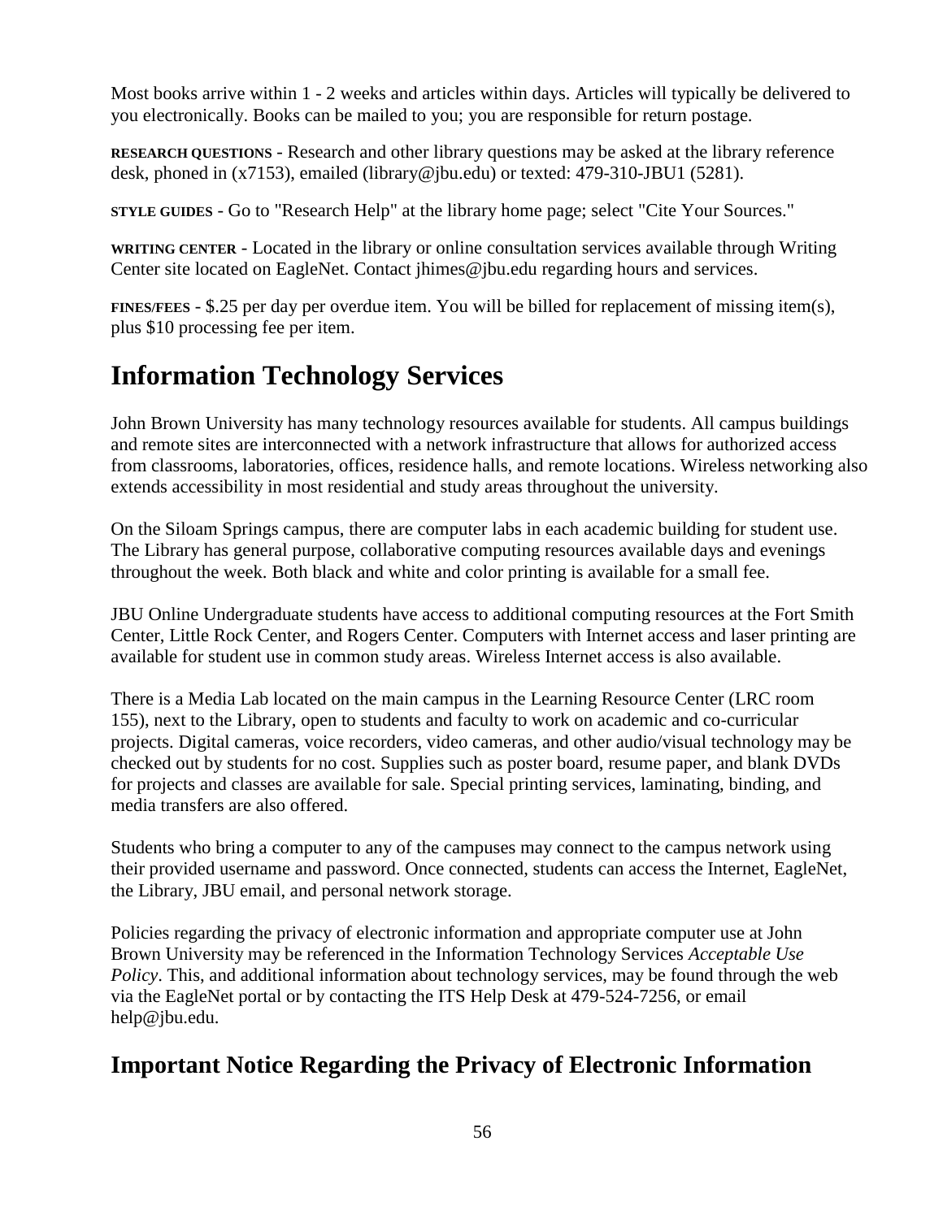Most books arrive within 1 - 2 weeks and articles within days. Articles will typically be delivered to you electronically. Books can be mailed to you; you are responsible for return postage.

**RESEARCH QUESTIONS** - Research and other library questions may be asked at the library reference desk, phoned in (x7153), emailed (library@jbu.edu) or texted: 479-310-JBU1 (5281).

**STYLE GUIDES** - Go to "Research Help" at the library home page; select "Cite Your Sources."

**WRITING CENTER** - Located in the library or online consultation services available through Writing Center site located on EagleNet. Contact jhimes@jbu.edu regarding hours and services.

**FINES/FEES** - $.25 per day per overdue item. You will be billed for replacement of missing item(s), plus $10 processing fee per item.

# Information Technology Services

John Brown University has many technology resources available for students. All campus buildings and remote sites are interconnected with a network infrastructure that allows for authorized access from classrooms, laboratories, offices, residence halls, and remote locations. Wireless networking also extends accessibility in most residential and study areas throughout the university.

On the Siloam Springs campus, there are computer labs in each academic building for student use. The Library has general purpose, collaborative computing resources available days and evenings throughout the week. Both black and white and color printing is available for a small fee.

JBU Online Undergraduate students have access to additional computing resources at the Fort Smith Center, Little Rock Center, and Rogers Center. Computers with Internet access and laser printing are available for student use in common study areas. Wireless Internet access is also available.

There is a Media Lab located on the main campus in the Learning Resource Center (LRC room 155), next to the Library, open to students and faculty to work on academic and co-curricular projects. Digital cameras, voice recorders, video cameras, and other audio/visual technology may be checked out by students for no cost. Supplies such as poster board, resume paper, and blank DVDs for projects and classes are available for sale. Special printing services, laminating, binding, and media transfers are also offered.

Students who bring a computer to any of the campuses may connect to the campus network using their provided username and password. Once connected, students can access the Internet, EagleNet, the Library, JBU email, and personal network storage.

Policies regarding the privacy of electronic information and appropriate computer use at John Brown University may be referenced in the Information Technology Services *Acceptable Use Policy*. This, and additional information about technology services, may be found through the web via the EagleNet portal or by contacting the ITS Help Desk at 479-524-7256, or email help@jbu.edu.

## Important Notice Regarding the Privacy of Electronic Information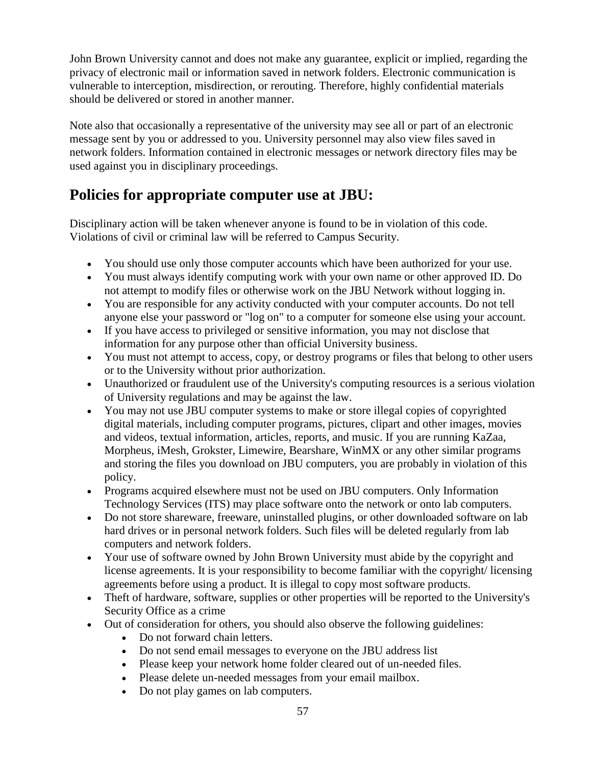John Brown University cannot and does not make any guarantee, explicit or implied, regarding the privacy of electronic mail or information saved in network folders. Electronic communication is vulnerable to interception, misdirection, or rerouting. Therefore, highly confidential materials should be delivered or stored in another manner.

Note also that occasionally a representative of the university may see all or part of an electronic message sent by you or addressed to you. University personnel may also view files saved in network folders. Information contained in electronic messages or network directory files may be used against you in disciplinary proceedings.

## Policies for appropriate computer use at JBU:

Disciplinary action will be taken whenever anyone is found to be in violation of this code. Violations of civil or criminal law will be referred to Campus Security.

- You should use only those computer accounts which have been authorized for your use.
- You must always identify computing work with your own name or other approved ID. Do not attempt to modify files or otherwise work on the JBU Network without logging in.
- You are responsible for any activity conducted with your computer accounts. Do not tell anyone else your password or "log on" to a computer for someone else using your account.
- If you have access to privileged or sensitive information, you may not disclose that information for any purpose other than official University business.
- You must not attempt to access, copy, or destroy programs or files that belong to other users or to the University without prior authorization.
- Unauthorized or fraudulent use of the University's computing resources is a serious violation of University regulations and may be against the law.
- You may not use JBU computer systems to make or store illegal copies of copyrighted digital materials, including computer programs, pictures, clipart and other images, movies and videos, textual information, articles, reports, and music. If you are running KaZaa, Morpheus, iMesh, Grokster, Limewire, Bearshare, WinMX or any other similar programs and storing the files you download on JBU computers, you are probably in violation of this policy.
- Programs acquired elsewhere must not be used on JBU computers. Only Information Technology Services (ITS) may place software onto the network or onto lab computers.
- Do not store shareware, freeware, uninstalled plugins, or other downloaded software on lab hard drives or in personal network folders. Such files will be deleted regularly from lab computers and network folders.
- Your use of software owned by John Brown University must abide by the copyright and license agreements. It is your responsibility to become familiar with the copyright/ licensing agreements before using a product. It is illegal to copy most software products.
- Theft of hardware, software, supplies or other properties will be reported to the University's Security Office as a crime
- Out of consideration for others, you should also observe the following guidelines:
  - Do not forward chain letters.
  - Do not send email messages to everyone on the JBU address list
  - Please keep your network home folder cleared out of un-needed files.
  - Please delete un-needed messages from your email mailbox.
  - Do not play games on lab computers.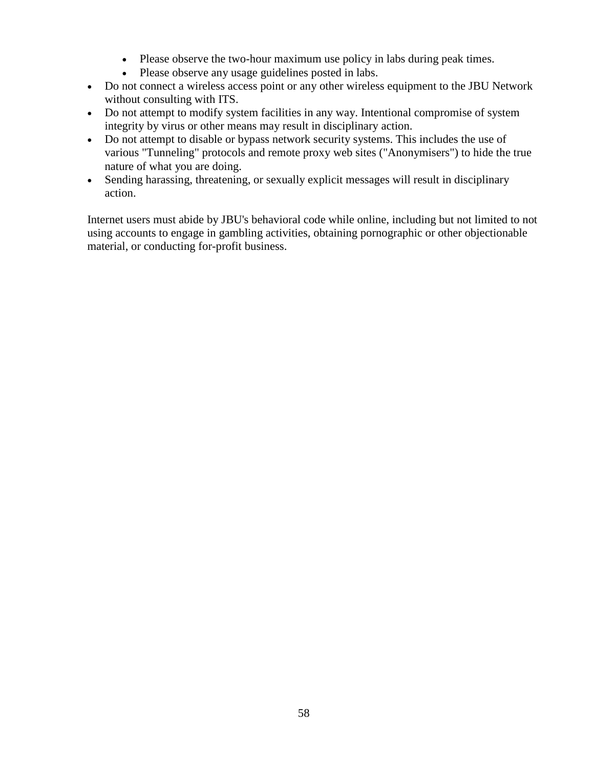- Please observe the two-hour maximum use policy in labs during peak times.
    - Please observe any usage guidelines posted in labs.
- Do not connect a wireless access point or any other wireless equipment to the JBU Network without consulting with ITS.
- Do not attempt to modify system facilities in any way. Intentional compromise of system integrity by virus or other means may result in disciplinary action.
- Do not attempt to disable or bypass network security systems. This includes the use of various "Tunneling" protocols and remote proxy web sites ("Anonymisers") to hide the true nature of what you are doing.
- Sending harassing, threatening, or sexually explicit messages will result in disciplinary action.

Internet users must abide by JBU's behavioral code while online, including but not limited to not using accounts to engage in gambling activities, obtaining pornographic or other objectionable material, or conducting for-profit business.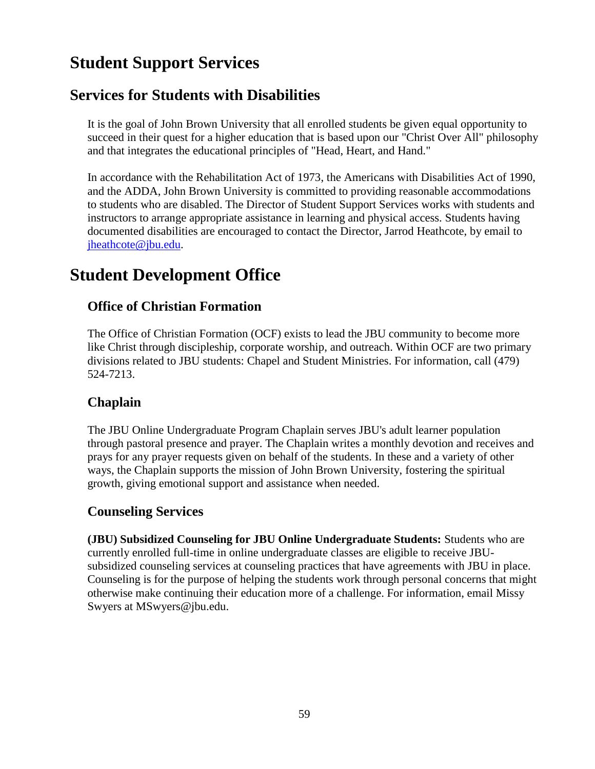# Student Support Services

## Services for Students with Disabilities

It is the goal of John Brown University that all enrolled students be given equal opportunity to succeed in their quest for a higher education that is based upon our "Christ Over All" philosophy and that integrates the educational principles of "Head, Heart, and Hand."

In accordance with the Rehabilitation Act of 1973, the Americans with Disabilities Act of 1990, and the ADDA, John Brown University is committed to providing reasonable accommodations to students who are disabled. The Director of Student Support Services works with students and instructors to arrange appropriate assistance in learning and physical access. Students having documented disabilities are encouraged to contact the Director, Jarrod Heathcote, by email to jheathcote@jbu.edu.

# Student Development Office

### Office of Christian Formation

The Office of Christian Formation (OCF) exists to lead the JBU community to become more like Christ through discipleship, corporate worship, and outreach. Within OCF are two primary divisions related to JBU students: Chapel and Student Ministries. For information, call (479) 524-7213.

### Chaplain

The JBU Online Undergraduate Program Chaplain serves JBU's adult learner population through pastoral presence and prayer. The Chaplain writes a monthly devotion and receives and prays for any prayer requests given on behalf of the students. In these and a variety of other ways, the Chaplain supports the mission of John Brown University, fostering the spiritual growth, giving emotional support and assistance when needed.

### Counseling Services

**(JBU) Subsidized Counseling for JBU Online Undergraduate Students:** Students who are currently enrolled full-time in online undergraduate classes are eligible to receive JBU-subsidized counseling services at counseling practices that have agreements with JBU in place. Counseling is for the purpose of helping the students work through personal concerns that might otherwise make continuing their education more of a challenge. For information, email Missy Swyers at MSwyers@jbu.edu.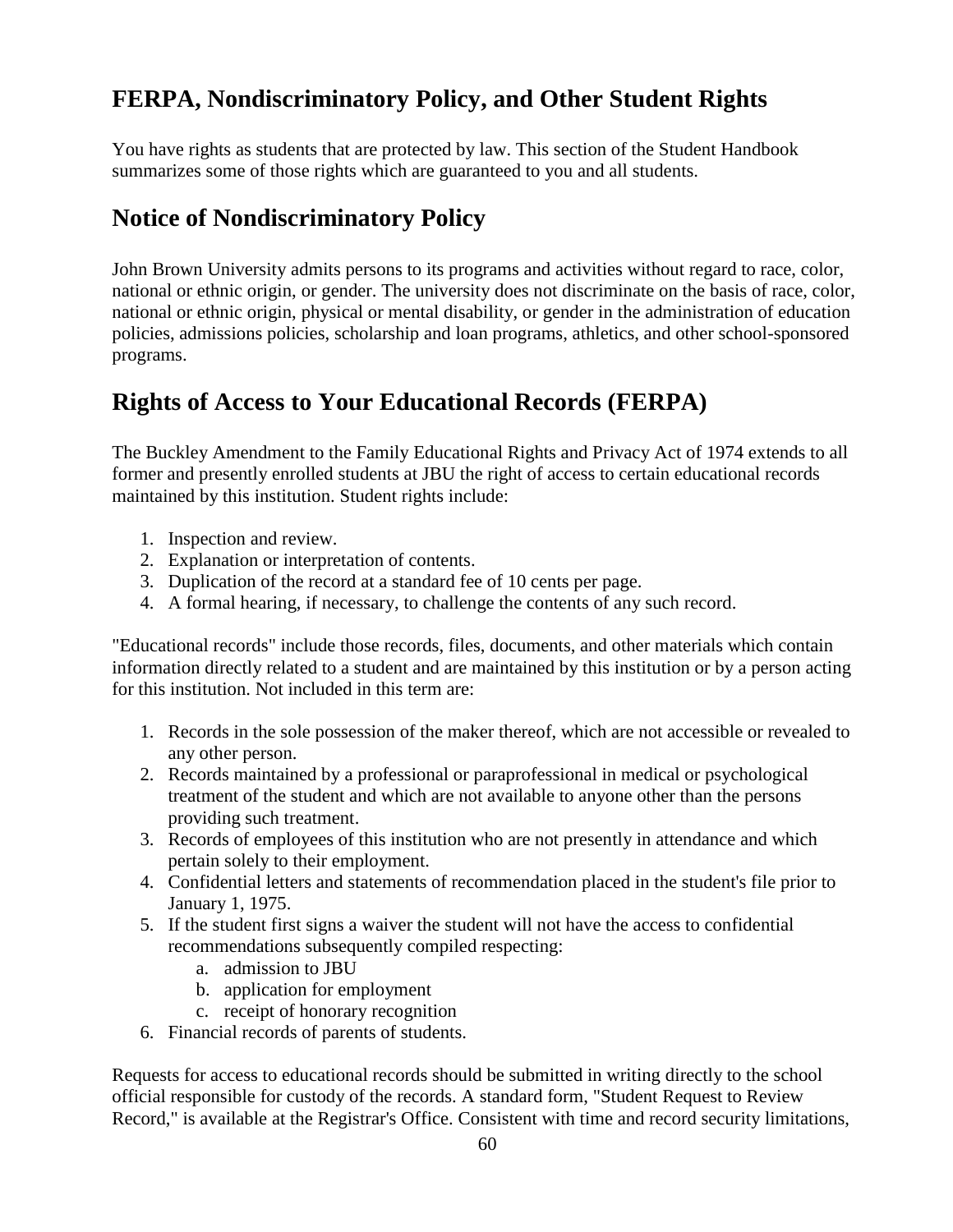## FERPA, Nondiscriminatory Policy, and Other Student Rights

You have rights as students that are protected by law. This section of the Student Handbook summarizes some of those rights which are guaranteed to you and all students.

## Notice of Nondiscriminatory Policy

John Brown University admits persons to its programs and activities without regard to race, color, national or ethnic origin, or gender. The university does not discriminate on the basis of race, color, national or ethnic origin, physical or mental disability, or gender in the administration of education policies, admissions policies, scholarship and loan programs, athletics, and other school-sponsored programs.

## Rights of Access to Your Educational Records (FERPA)

The Buckley Amendment to the Family Educational Rights and Privacy Act of 1974 extends to all former and presently enrolled students at JBU the right of access to certain educational records maintained by this institution. Student rights include:

1. Inspection and review.
2. Explanation or interpretation of contents.
3. Duplication of the record at a standard fee of 10 cents per page.
4. A formal hearing, if necessary, to challenge the contents of any such record.

"Educational records" include those records, files, documents, and other materials which contain information directly related to a student and are maintained by this institution or by a person acting for this institution. Not included in this term are:

1. Records in the sole possession of the maker thereof, which are not accessible or revealed to any other person.
2. Records maintained by a professional or paraprofessional in medical or psychological treatment of the student and which are not available to anyone other than the persons providing such treatment.
3. Records of employees of this institution who are not presently in attendance and which pertain solely to their employment.
4. Confidential letters and statements of recommendation placed in the student's file prior to January 1, 1975.
5. If the student first signs a waiver the student will not have the access to confidential recommendations subsequently compiled respecting:
   a. admission to JBU
   b. application for employment
   c. receipt of honorary recognition
6. Financial records of parents of students.

Requests for access to educational records should be submitted in writing directly to the school official responsible for custody of the records. A standard form, "Student Request to Review Record," is available at the Registrar's Office. Consistent with time and record security limitations,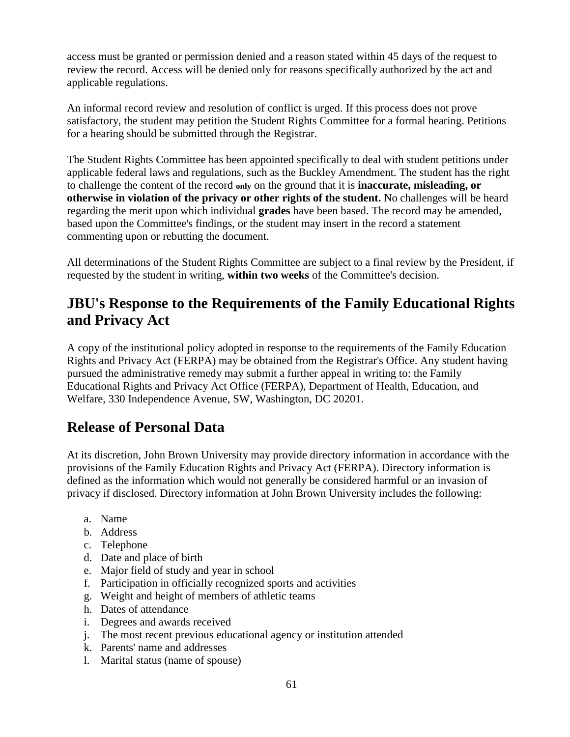access must be granted or permission denied and a reason stated within 45 days of the request to review the record. Access will be denied only for reasons specifically authorized by the act and applicable regulations.

An informal record review and resolution of conflict is urged. If this process does not prove satisfactory, the student may petition the Student Rights Committee for a formal hearing. Petitions for a hearing should be submitted through the Registrar.

The Student Rights Committee has been appointed specifically to deal with student petitions under applicable federal laws and regulations, such as the Buckley Amendment. The student has the right to challenge the content of the record **only** on the ground that it is **inaccurate, misleading, or otherwise in violation of the privacy or other rights of the student.** No challenges will be heard regarding the merit upon which individual **grades** have been based. The record may be amended, based upon the Committee's findings, or the student may insert in the record a statement commenting upon or rebutting the document.

All determinations of the Student Rights Committee are subject to a final review by the President, if requested by the student in writing, **within two weeks** of the Committee's decision.

## JBU's Response to the Requirements of the Family Educational Rights and Privacy Act

A copy of the institutional policy adopted in response to the requirements of the Family Education Rights and Privacy Act (FERPA) may be obtained from the Registrar's Office. Any student having pursued the administrative remedy may submit a further appeal in writing to: the Family Educational Rights and Privacy Act Office (FERPA), Department of Health, Education, and Welfare, 330 Independence Avenue, SW, Washington, DC 20201.

## Release of Personal Data

At its discretion, John Brown University may provide directory information in accordance with the provisions of the Family Education Rights and Privacy Act (FERPA). Directory information is defined as the information which would not generally be considered harmful or an invasion of privacy if disclosed. Directory information at John Brown University includes the following:

a. Name
b. Address
c. Telephone
d. Date and place of birth
e. Major field of study and year in school
f. Participation in officially recognized sports and activities
g. Weight and height of members of athletic teams
h. Dates of attendance
i. Degrees and awards received
j. The most recent previous educational agency or institution attended
k. Parents' name and addresses
l. Marital status (name of spouse)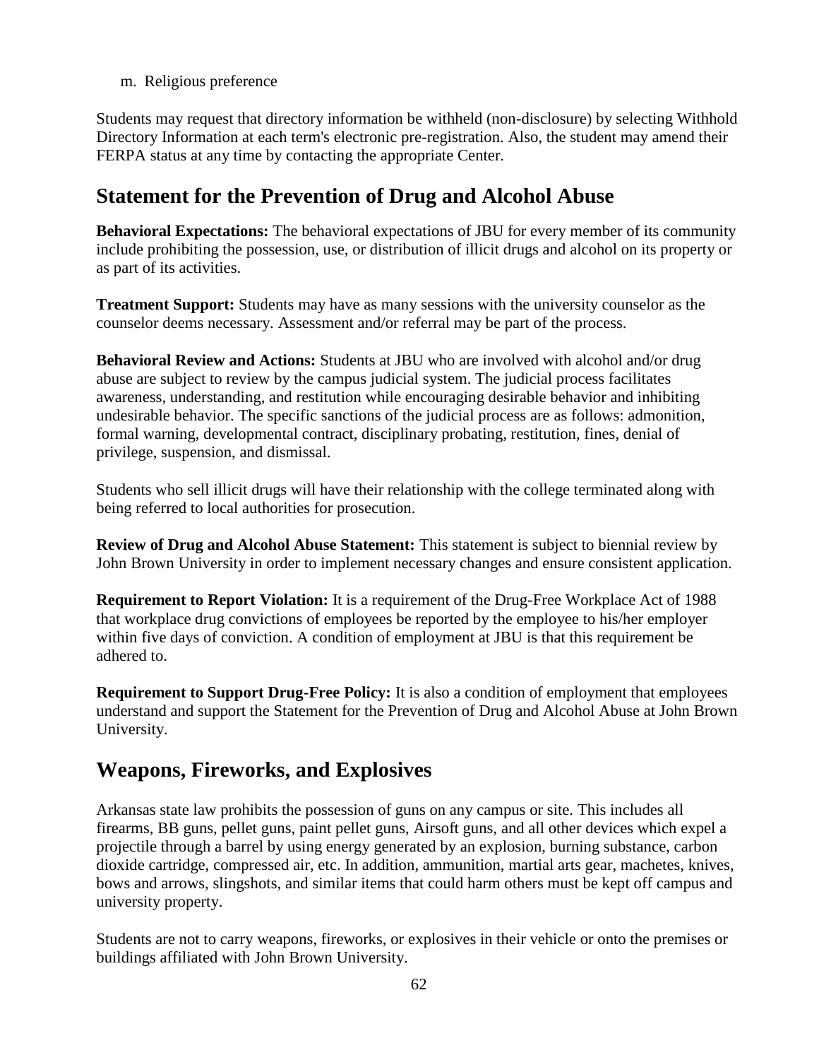m. Religious preference

Students may request that directory information be withheld (non-disclosure) by selecting Withhold Directory Information at each term's electronic pre-registration. Also, the student may amend their FERPA status at any time by contacting the appropriate Center.

## Statement for the Prevention of Drug and Alcohol Abuse

**Behavioral Expectations:** The behavioral expectations of JBU for every member of its community include prohibiting the possession, use, or distribution of illicit drugs and alcohol on its property or as part of its activities.

**Treatment Support:** Students may have as many sessions with the university counselor as the counselor deems necessary. Assessment and/or referral may be part of the process.

**Behavioral Review and Actions:** Students at JBU who are involved with alcohol and/or drug abuse are subject to review by the campus judicial system. The judicial process facilitates awareness, understanding, and restitution while encouraging desirable behavior and inhibiting undesirable behavior. The specific sanctions of the judicial process are as follows: admonition, formal warning, developmental contract, disciplinary probating, restitution, fines, denial of privilege, suspension, and dismissal.

Students who sell illicit drugs will have their relationship with the college terminated along with being referred to local authorities for prosecution.

**Review of Drug and Alcohol Abuse Statement:** This statement is subject to biennial review by John Brown University in order to implement necessary changes and ensure consistent application.

**Requirement to Report Violation:** It is a requirement of the Drug-Free Workplace Act of 1988 that workplace drug convictions of employees be reported by the employee to his/her employer within five days of conviction. A condition of employment at JBU is that this requirement be adhered to.

**Requirement to Support Drug-Free Policy:** It is also a condition of employment that employees understand and support the Statement for the Prevention of Drug and Alcohol Abuse at John Brown University.

## Weapons, Fireworks, and Explosives

Arkansas state law prohibits the possession of guns on any campus or site. This includes all firearms, BB guns, pellet guns, paint pellet guns, Airsoft guns, and all other devices which expel a projectile through a barrel by using energy generated by an explosion, burning substance, carbon dioxide cartridge, compressed air, etc. In addition, ammunition, martial arts gear, machetes, knives, bows and arrows, slingshots, and similar items that could harm others must be kept off campus and university property.

Students are not to carry weapons, fireworks, or explosives in their vehicle or onto the premises or buildings affiliated with John Brown University.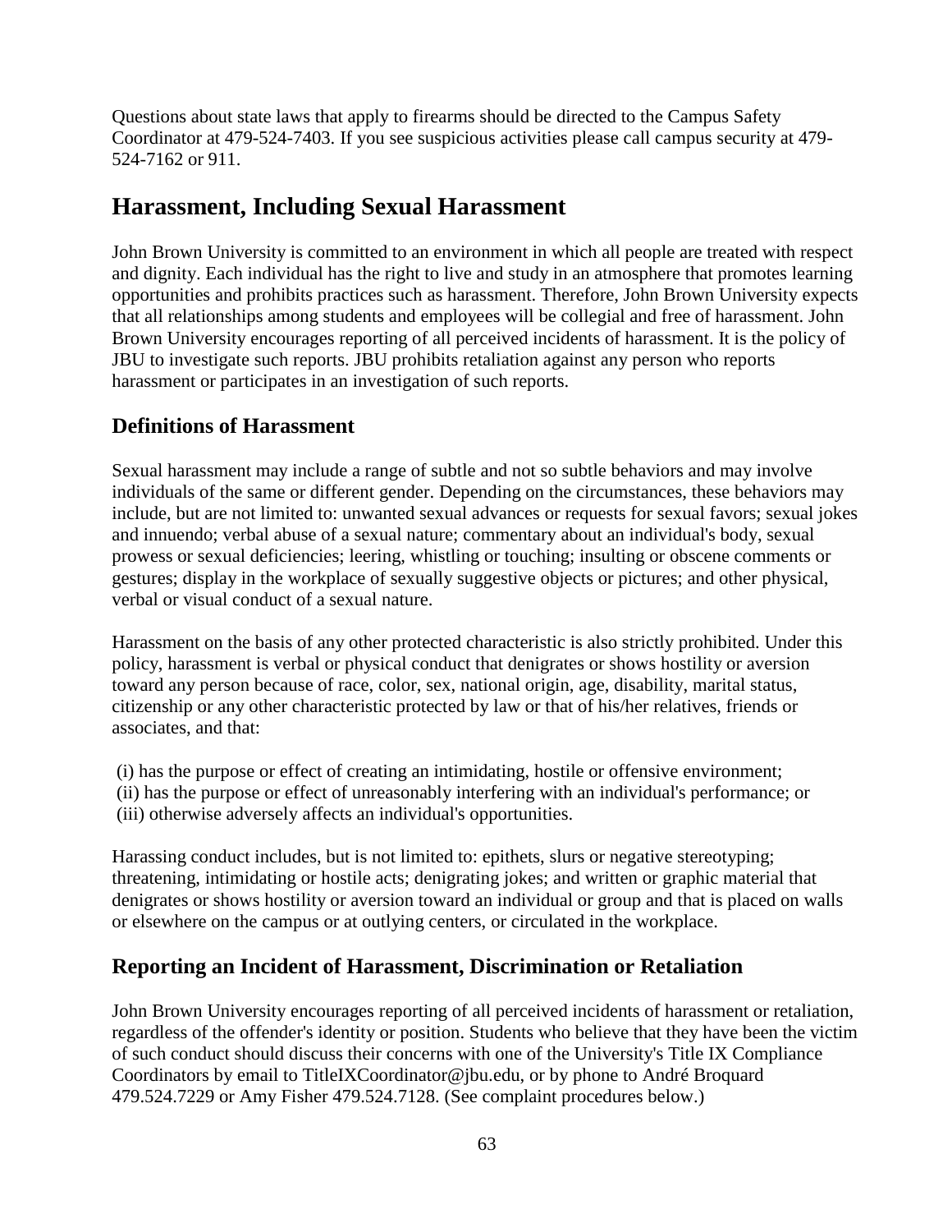Questions about state laws that apply to firearms should be directed to the Campus Safety Coordinator at 479-524-7403. If you see suspicious activities please call campus security at 479-524-7162 or 911.

# Harassment, Including Sexual Harassment

John Brown University is committed to an environment in which all people are treated with respect and dignity. Each individual has the right to live and study in an atmosphere that promotes learning opportunities and prohibits practices such as harassment. Therefore, John Brown University expects that all relationships among students and employees will be collegial and free of harassment. John Brown University encourages reporting of all perceived incidents of harassment. It is the policy of JBU to investigate such reports. JBU prohibits retaliation against any person who reports harassment or participates in an investigation of such reports.

## Definitions of Harassment

Sexual harassment may include a range of subtle and not so subtle behaviors and may involve individuals of the same or different gender. Depending on the circumstances, these behaviors may include, but are not limited to: unwanted sexual advances or requests for sexual favors; sexual jokes and innuendo; verbal abuse of a sexual nature; commentary about an individual's body, sexual prowess or sexual deficiencies; leering, whistling or touching; insulting or obscene comments or gestures; display in the workplace of sexually suggestive objects or pictures; and other physical, verbal or visual conduct of a sexual nature.

Harassment on the basis of any other protected characteristic is also strictly prohibited. Under this policy, harassment is verbal or physical conduct that denigrates or shows hostility or aversion toward any person because of race, color, sex, national origin, age, disability, marital status, citizenship or any other characteristic protected by law or that of his/her relatives, friends or associates, and that:

(i) has the purpose or effect of creating an intimidating, hostile or offensive environment;
(ii) has the purpose or effect of unreasonably interfering with an individual's performance; or
(iii) otherwise adversely affects an individual's opportunities.

Harassing conduct includes, but is not limited to: epithets, slurs or negative stereotyping; threatening, intimidating or hostile acts; denigrating jokes; and written or graphic material that denigrates or shows hostility or aversion toward an individual or group and that is placed on walls or elsewhere on the campus or at outlying centers, or circulated in the workplace.

## Reporting an Incident of Harassment, Discrimination or Retaliation

John Brown University encourages reporting of all perceived incidents of harassment or retaliation, regardless of the offender's identity or position. Students who believe that they have been the victim of such conduct should discuss their concerns with one of the University's Title IX Compliance Coordinators by email to TitleIXCoordinator@jbu.edu, or by phone to André Broquard 479.524.7229 or Amy Fisher 479.524.7128. (See complaint procedures below.)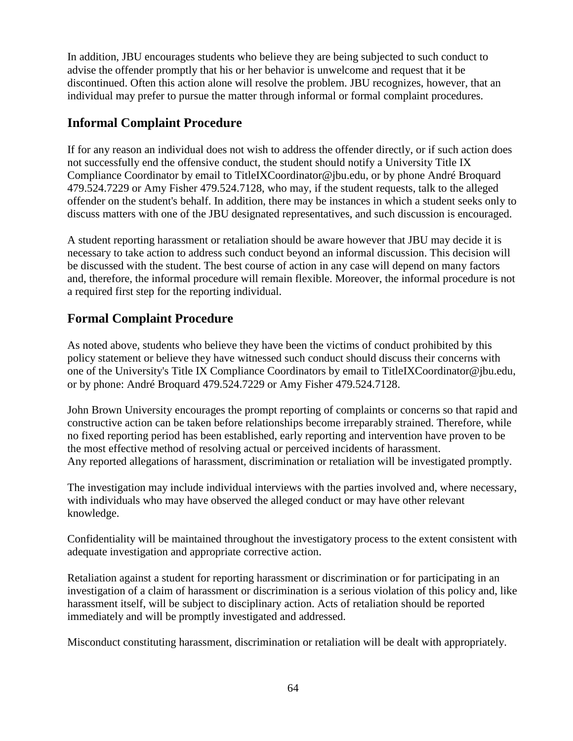In addition, JBU encourages students who believe they are being subjected to such conduct to advise the offender promptly that his or her behavior is unwelcome and request that it be discontinued. Often this action alone will resolve the problem. JBU recognizes, however, that an individual may prefer to pursue the matter through informal or formal complaint procedures.

## Informal Complaint Procedure

If for any reason an individual does not wish to address the offender directly, or if such action does not successfully end the offensive conduct, the student should notify a University Title IX Compliance Coordinator by email to TitleIXCoordinator@jbu.edu, or by phone André Broquard 479.524.7229 or Amy Fisher 479.524.7128, who may, if the student requests, talk to the alleged offender on the student's behalf. In addition, there may be instances in which a student seeks only to discuss matters with one of the JBU designated representatives, and such discussion is encouraged.

A student reporting harassment or retaliation should be aware however that JBU may decide it is necessary to take action to address such conduct beyond an informal discussion. This decision will be discussed with the student. The best course of action in any case will depend on many factors and, therefore, the informal procedure will remain flexible. Moreover, the informal procedure is not a required first step for the reporting individual.

## Formal Complaint Procedure

As noted above, students who believe they have been the victims of conduct prohibited by this policy statement or believe they have witnessed such conduct should discuss their concerns with one of the University's Title IX Compliance Coordinators by email to TitleIXCoordinator@jbu.edu, or by phone: André Broquard 479.524.7229 or Amy Fisher 479.524.7128.

John Brown University encourages the prompt reporting of complaints or concerns so that rapid and constructive action can be taken before relationships become irreparably strained. Therefore, while no fixed reporting period has been established, early reporting and intervention have proven to be the most effective method of resolving actual or perceived incidents of harassment.
Any reported allegations of harassment, discrimination or retaliation will be investigated promptly.

The investigation may include individual interviews with the parties involved and, where necessary, with individuals who may have observed the alleged conduct or may have other relevant knowledge.

Confidentiality will be maintained throughout the investigatory process to the extent consistent with adequate investigation and appropriate corrective action.

Retaliation against a student for reporting harassment or discrimination or for participating in an investigation of a claim of harassment or discrimination is a serious violation of this policy and, like harassment itself, will be subject to disciplinary action. Acts of retaliation should be reported immediately and will be promptly investigated and addressed.

Misconduct constituting harassment, discrimination or retaliation will be dealt with appropriately.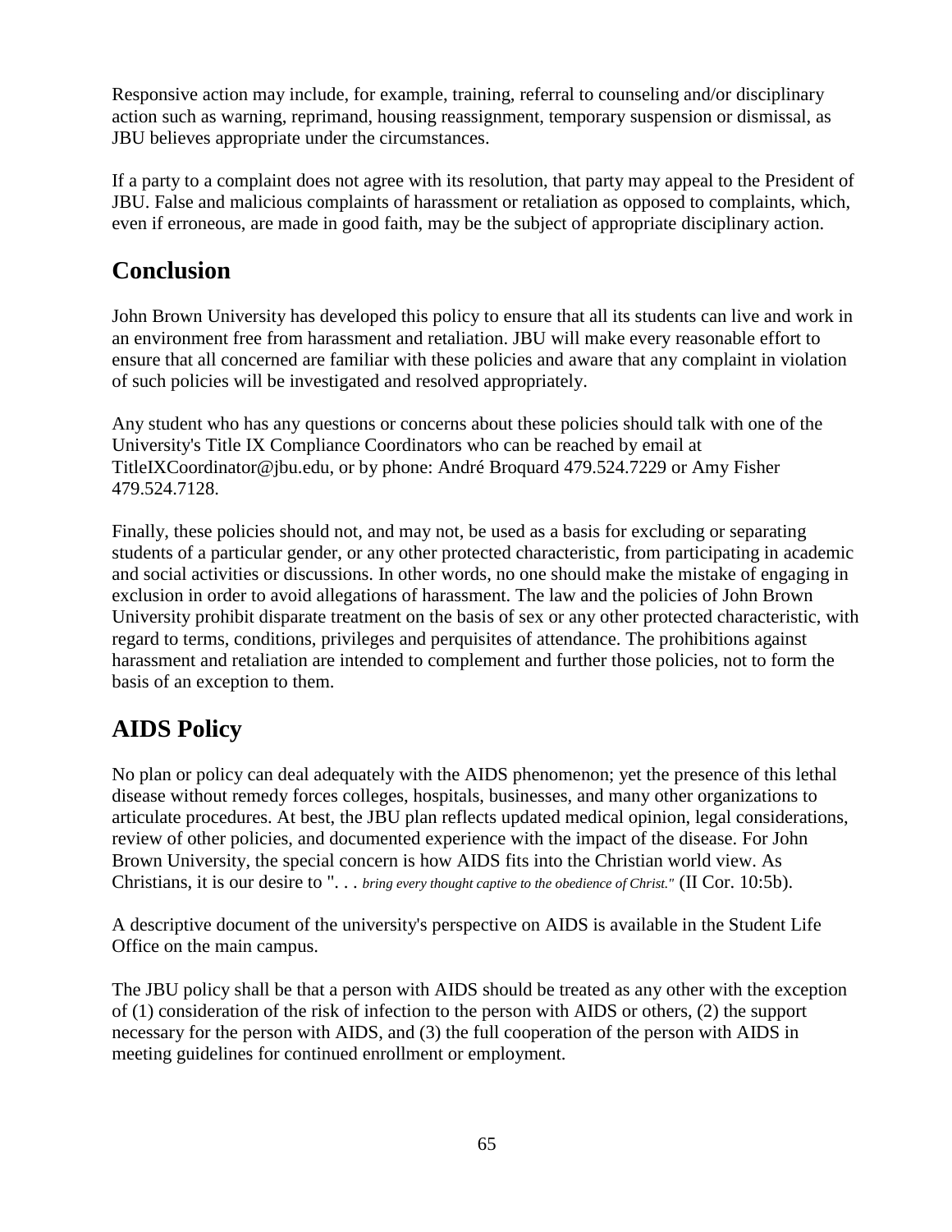Responsive action may include, for example, training, referral to counseling and/or disciplinary action such as warning, reprimand, housing reassignment, temporary suspension or dismissal, as JBU believes appropriate under the circumstances.

If a party to a complaint does not agree with its resolution, that party may appeal to the President of JBU. False and malicious complaints of harassment or retaliation as opposed to complaints, which, even if erroneous, are made in good faith, may be the subject of appropriate disciplinary action.

## Conclusion

John Brown University has developed this policy to ensure that all its students can live and work in an environment free from harassment and retaliation. JBU will make every reasonable effort to ensure that all concerned are familiar with these policies and aware that any complaint in violation of such policies will be investigated and resolved appropriately.

Any student who has any questions or concerns about these policies should talk with one of the University's Title IX Compliance Coordinators who can be reached by email at TitleIXCoordinator@jbu.edu, or by phone: André Broquard 479.524.7229 or Amy Fisher 479.524.7128.

Finally, these policies should not, and may not, be used as a basis for excluding or separating students of a particular gender, or any other protected characteristic, from participating in academic and social activities or discussions. In other words, no one should make the mistake of engaging in exclusion in order to avoid allegations of harassment. The law and the policies of John Brown University prohibit disparate treatment on the basis of sex or any other protected characteristic, with regard to terms, conditions, privileges and perquisites of attendance. The prohibitions against harassment and retaliation are intended to complement and further those policies, not to form the basis of an exception to them.

## AIDS Policy

No plan or policy can deal adequately with the AIDS phenomenon; yet the presence of this lethal disease without remedy forces colleges, hospitals, businesses, and many other organizations to articulate procedures. At best, the JBU plan reflects updated medical opinion, legal considerations, review of other policies, and documented experience with the impact of the disease. For John Brown University, the special concern is how AIDS fits into the Christian world view. As Christians, it is our desire to ". . . *bring every thought captive to the obedience of Christ."* (II Cor. 10:5b).

A descriptive document of the university's perspective on AIDS is available in the Student Life Office on the main campus.

The JBU policy shall be that a person with AIDS should be treated as any other with the exception of (1) consideration of the risk of infection to the person with AIDS or others, (2) the support necessary for the person with AIDS, and (3) the full cooperation of the person with AIDS in meeting guidelines for continued enrollment or employment.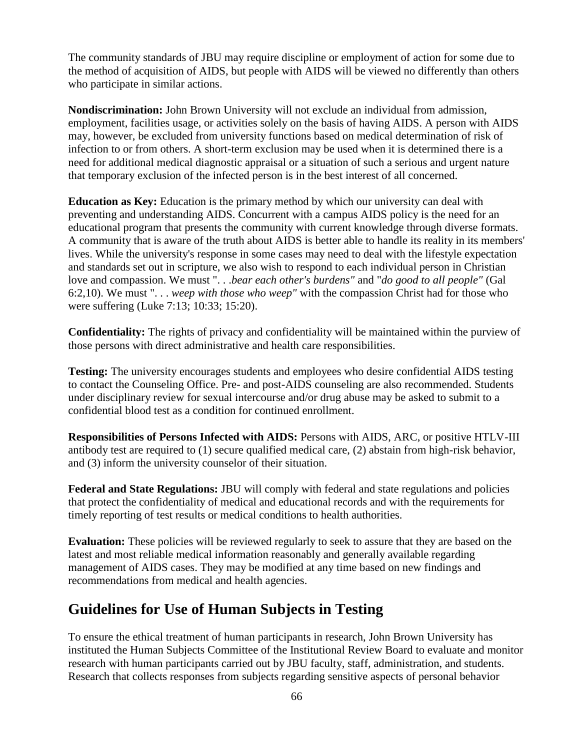The community standards of JBU may require discipline or employment of action for some due to the method of acquisition of AIDS, but people with AIDS will be viewed no differently than others who participate in similar actions.

**Nondiscrimination:** John Brown University will not exclude an individual from admission, employment, facilities usage, or activities solely on the basis of having AIDS. A person with AIDS may, however, be excluded from university functions based on medical determination of risk of infection to or from others. A short-term exclusion may be used when it is determined there is a need for additional medical diagnostic appraisal or a situation of such a serious and urgent nature that temporary exclusion of the infected person is in the best interest of all concerned.

**Education as Key:** Education is the primary method by which our university can deal with preventing and understanding AIDS. Concurrent with a campus AIDS policy is the need for an educational program that presents the community with current knowledge through diverse formats. A community that is aware of the truth about AIDS is better able to handle its reality in its members' lives. While the university's response in some cases may need to deal with the lifestyle expectation and standards set out in scripture, we also wish to respond to each individual person in Christian love and compassion. We must ". . .*bear each other's burdens"* and "*do good to all people"* (Gal 6:2,10). We must ". . . *weep with those who weep"* with the compassion Christ had for those who were suffering (Luke 7:13; 10:33; 15:20).

**Confidentiality:** The rights of privacy and confidentiality will be maintained within the purview of those persons with direct administrative and health care responsibilities.

**Testing:** The university encourages students and employees who desire confidential AIDS testing to contact the Counseling Office. Pre- and post-AIDS counseling are also recommended. Students under disciplinary review for sexual intercourse and/or drug abuse may be asked to submit to a confidential blood test as a condition for continued enrollment.

**Responsibilities of Persons Infected with AIDS:** Persons with AIDS, ARC, or positive HTLV-III antibody test are required to (1) secure qualified medical care, (2) abstain from high-risk behavior, and (3) inform the university counselor of their situation.

**Federal and State Regulations:** JBU will comply with federal and state regulations and policies that protect the confidentiality of medical and educational records and with the requirements for timely reporting of test results or medical conditions to health authorities.

**Evaluation:** These policies will be reviewed regularly to seek to assure that they are based on the latest and most reliable medical information reasonably and generally available regarding management of AIDS cases. They may be modified at any time based on new findings and recommendations from medical and health agencies.

## Guidelines for Use of Human Subjects in Testing

To ensure the ethical treatment of human participants in research, John Brown University has instituted the Human Subjects Committee of the Institutional Review Board to evaluate and monitor research with human participants carried out by JBU faculty, staff, administration, and students. Research that collects responses from subjects regarding sensitive aspects of personal behavior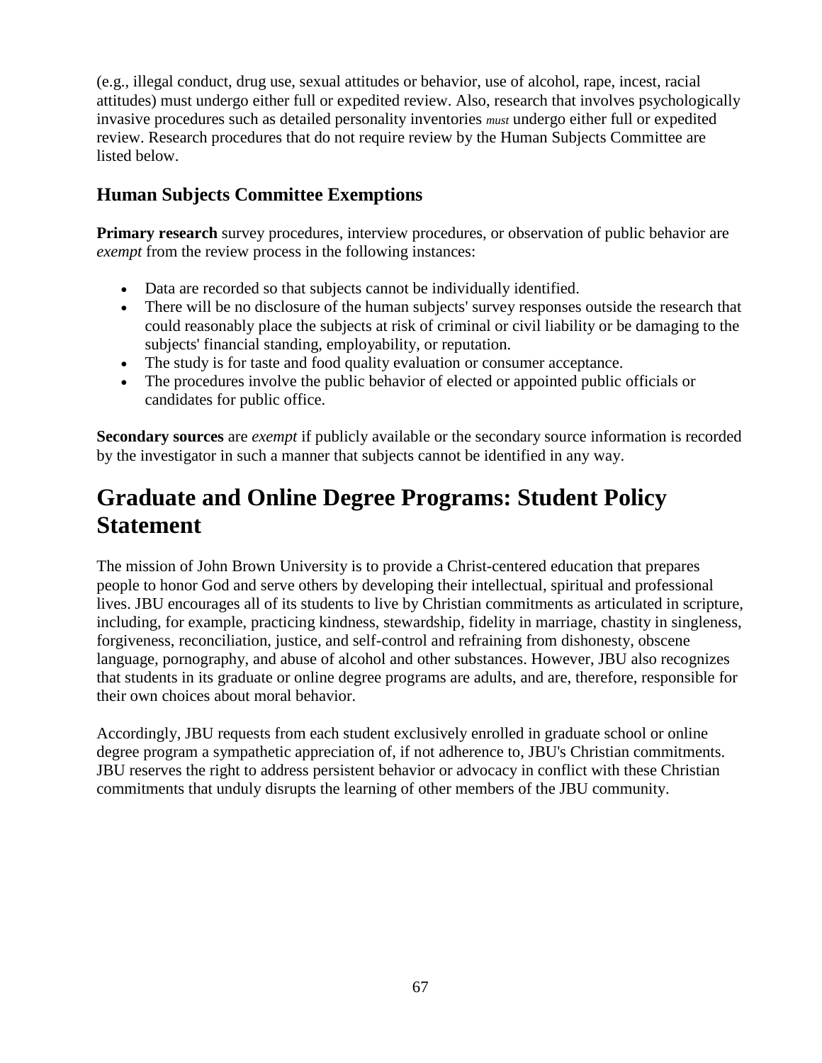(e.g., illegal conduct, drug use, sexual attitudes or behavior, use of alcohol, rape, incest, racial attitudes) must undergo either full or expedited review. Also, research that involves psychologically invasive procedures such as detailed personality inventories *must* undergo either full or expedited review. Research procedures that do not require review by the Human Subjects Committee are listed below.

### Human Subjects Committee Exemptions

**Primary research** survey procedures, interview procedures, or observation of public behavior are *exempt* from the review process in the following instances:

- Data are recorded so that subjects cannot be individually identified.
- There will be no disclosure of the human subjects' survey responses outside the research that could reasonably place the subjects at risk of criminal or civil liability or be damaging to the subjects' financial standing, employability, or reputation.
- The study is for taste and food quality evaluation or consumer acceptance.
- The procedures involve the public behavior of elected or appointed public officials or candidates for public office.

**Secondary sources** are *exempt* if publicly available or the secondary source information is recorded by the investigator in such a manner that subjects cannot be identified in any way.

## Graduate and Online Degree Programs: Student Policy Statement

The mission of John Brown University is to provide a Christ-centered education that prepares people to honor God and serve others by developing their intellectual, spiritual and professional lives. JBU encourages all of its students to live by Christian commitments as articulated in scripture, including, for example, practicing kindness, stewardship, fidelity in marriage, chastity in singleness, forgiveness, reconciliation, justice, and self-control and refraining from dishonesty, obscene language, pornography, and abuse of alcohol and other substances. However, JBU also recognizes that students in its graduate or online degree programs are adults, and are, therefore, responsible for their own choices about moral behavior.

Accordingly, JBU requests from each student exclusively enrolled in graduate school or online degree program a sympathetic appreciation of, if not adherence to, JBU's Christian commitments. JBU reserves the right to address persistent behavior or advocacy in conflict with these Christian commitments that unduly disrupts the learning of other members of the JBU community.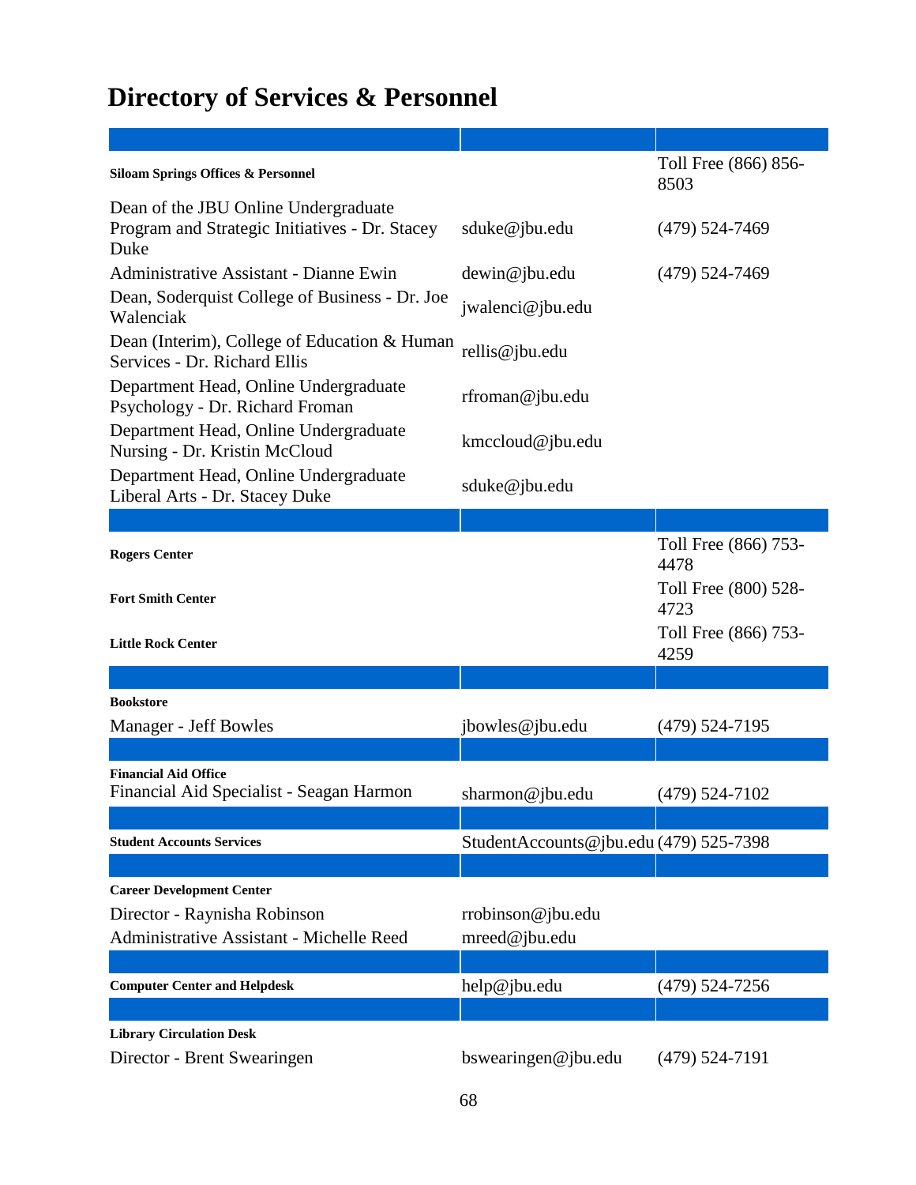# Directory of Services & Personnel

| | | |
|---|---|---|
| **Siloam Springs Offices & Personnel** | | Toll Free (866) 856-8503 |
| Dean of the JBU Online Undergraduate Program and Strategic Initiatives - Dr. Stacey Duke | sduke@jbu.edu | (479) 524-7469 |
| Administrative Assistant - Dianne Ewin | dewin@jbu.edu | (479) 524-7469 |
| Dean, Soderquist College of Business - Dr. Joe Walenciak | jwalenci@jbu.edu | |
| Dean (Interim), College of Education & Human Services - Dr. Richard Ellis | rellis@jbu.edu | |
| Department Head, Online Undergraduate Psychology - Dr. Richard Froman | rfroman@jbu.edu | |
| Department Head, Online Undergraduate Nursing - Dr. Kristin McCloud | kmccloud@jbu.edu | |
| Department Head, Online Undergraduate Liberal Arts - Dr. Stacey Duke | sduke@jbu.edu | |
| | | |
| **Rogers Center** | | Toll Free (866) 753-4478 |
| **Fort Smith Center** | | Toll Free (800) 528-4723 |
| **Little Rock Center** | | Toll Free (866) 753-4259 |
| | | |
| **Bookstore** | | |
| Manager - Jeff Bowles | jbowles@jbu.edu | (479) 524-7195 |
| | | |
| **Financial Aid Office**<br>Financial Aid Specialist - Seagan Harmon | sharmon@jbu.edu | (479) 524-7102 |
| | | |
| **Student Accounts Services** | StudentAccounts@jbu.edu | (479) 525-7398 |
| | | |
| **Career Development Center** | | |
| Director - Raynisha Robinson | rrobinson@jbu.edu | |
| Administrative Assistant - Michelle Reed | mreed@jbu.edu | |
| | | |
| **Computer Center and Helpdesk** | help@jbu.edu | (479) 524-7256 |
| | | |
| **Library Circulation Desk** | | |
| Director - Brent Swearingen | bswearingen@jbu.edu | (479) 524-7191 |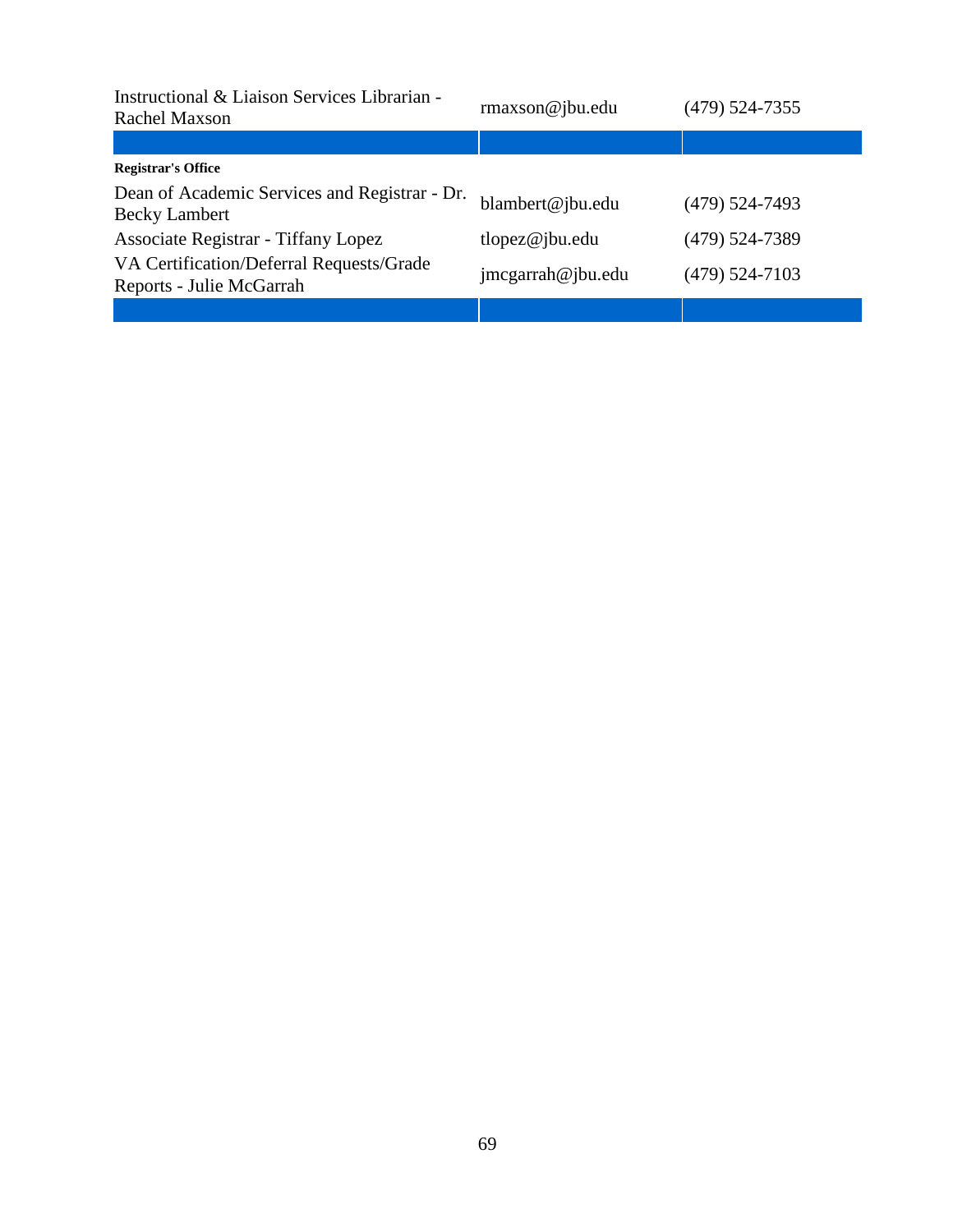| | | |
|---|---|---|
| Instructional & Liaison Services Librarian - Rachel Maxson | rmaxson@jbu.edu | (479) 524-7355 |
| | | |
| **Registrar's Office** | | |
| Dean of Academic Services and Registrar - Dr. Becky Lambert | blambert@jbu.edu | (479) 524-7493 |
| Associate Registrar - Tiffany Lopez | tlopez@jbu.edu | (479) 524-7389 |
| VA Certification/Deferral Requests/Grade Reports - Julie McGarrah | jmcgarrah@jbu.edu | (479) 524-7103 |
| | | |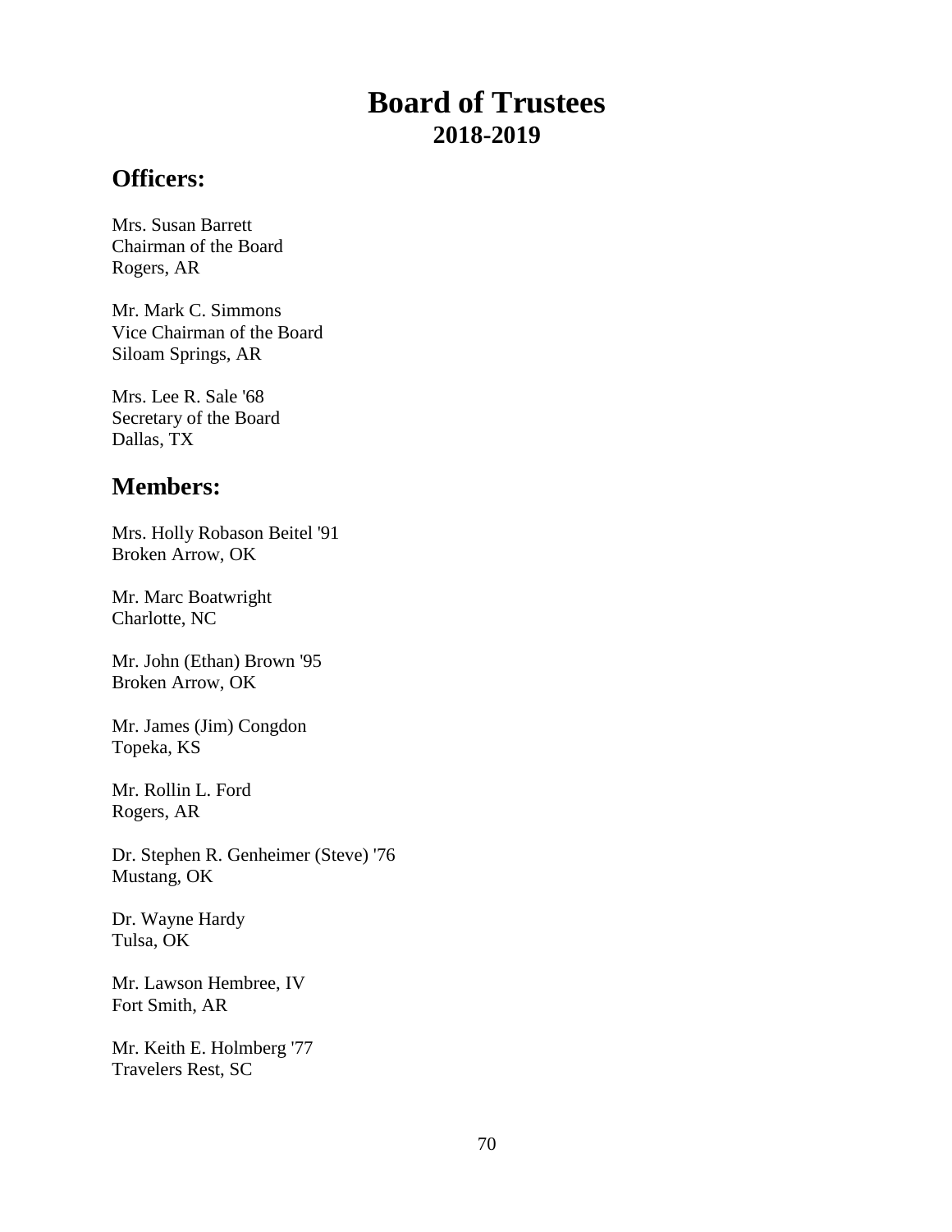# Board of Trustees
## 2018-2019

## Officers:

Mrs. Susan Barrett
Chairman of the Board
Rogers, AR

Mr. Mark C. Simmons
Vice Chairman of the Board
Siloam Springs, AR

Mrs. Lee R. Sale '68
Secretary of the Board
Dallas, TX

## Members:

Mrs. Holly Robason Beitel '91
Broken Arrow, OK

Mr. Marc Boatwright
Charlotte, NC

Mr. John (Ethan) Brown '95
Broken Arrow, OK

Mr. James (Jim) Congdon
Topeka, KS

Mr. Rollin L. Ford
Rogers, AR

Dr. Stephen R. Genheimer (Steve) '76
Mustang, OK

Dr. Wayne Hardy
Tulsa, OK

Mr. Lawson Hembree, IV
Fort Smith, AR

Mr. Keith E. Holmberg '77
Travelers Rest, SC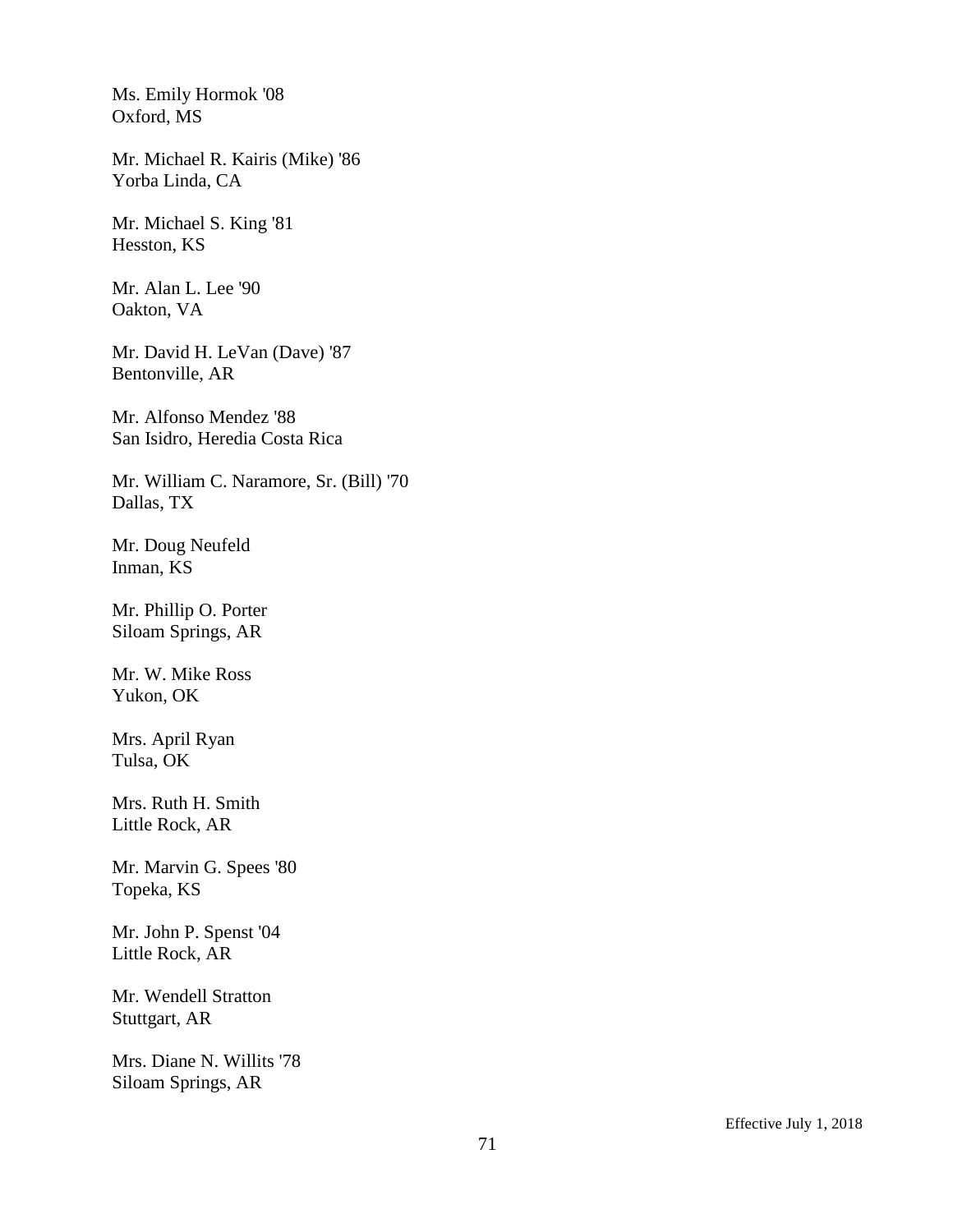Ms. Emily Hormok '08
Oxford, MS

Mr. Michael R. Kairis (Mike) '86
Yorba Linda, CA

Mr. Michael S. King '81
Hesston, KS

Mr. Alan L. Lee '90
Oakton, VA

Mr. David H. LeVan (Dave) '87
Bentonville, AR

Mr. Alfonso Mendez '88
San Isidro, Heredia Costa Rica

Mr. William C. Naramore, Sr. (Bill) '70
Dallas, TX

Mr. Doug Neufeld
Inman, KS

Mr. Phillip O. Porter
Siloam Springs, AR

Mr. W. Mike Ross
Yukon, OK

Mrs. April Ryan
Tulsa, OK

Mrs. Ruth H. Smith
Little Rock, AR

Mr. Marvin G. Spees '80
Topeka, KS

Mr. John P. Spenst '04
Little Rock, AR

Mr. Wendell Stratton
Stuttgart, AR

Mrs. Diane N. Willits '78
Siloam Springs, AR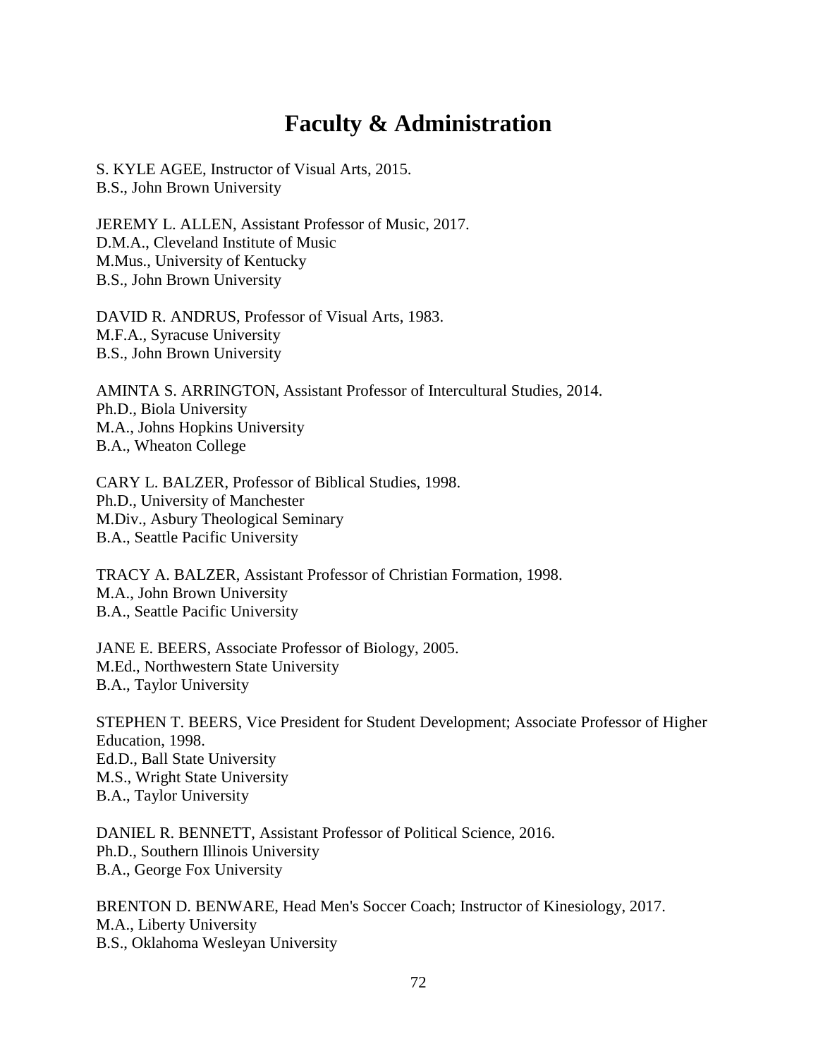# Faculty & Administration

S. KYLE AGEE, Instructor of Visual Arts, 2015.
B.S., John Brown University

JEREMY L. ALLEN, Assistant Professor of Music, 2017.
D.M.A., Cleveland Institute of Music
M.Mus., University of Kentucky
B.S., John Brown University

DAVID R. ANDRUS, Professor of Visual Arts, 1983.
M.F.A., Syracuse University
B.S., John Brown University

AMINTA S. ARRINGTON, Assistant Professor of Intercultural Studies, 2014.
Ph.D., Biola University
M.A., Johns Hopkins University
B.A., Wheaton College

CARY L. BALZER, Professor of Biblical Studies, 1998.
Ph.D., University of Manchester
M.Div., Asbury Theological Seminary
B.A., Seattle Pacific University

TRACY A. BALZER, Assistant Professor of Christian Formation, 1998.
M.A., John Brown University
B.A., Seattle Pacific University

JANE E. BEERS, Associate Professor of Biology, 2005.
M.Ed., Northwestern State University
B.A., Taylor University

STEPHEN T. BEERS, Vice President for Student Development; Associate Professor of Higher Education, 1998.
Ed.D., Ball State University
M.S., Wright State University
B.A., Taylor University

DANIEL R. BENNETT, Assistant Professor of Political Science, 2016.
Ph.D., Southern Illinois University
B.A., George Fox University

BRENTON D. BENWARE, Head Men's Soccer Coach; Instructor of Kinesiology, 2017.
M.A., Liberty University
B.S., Oklahoma Wesleyan University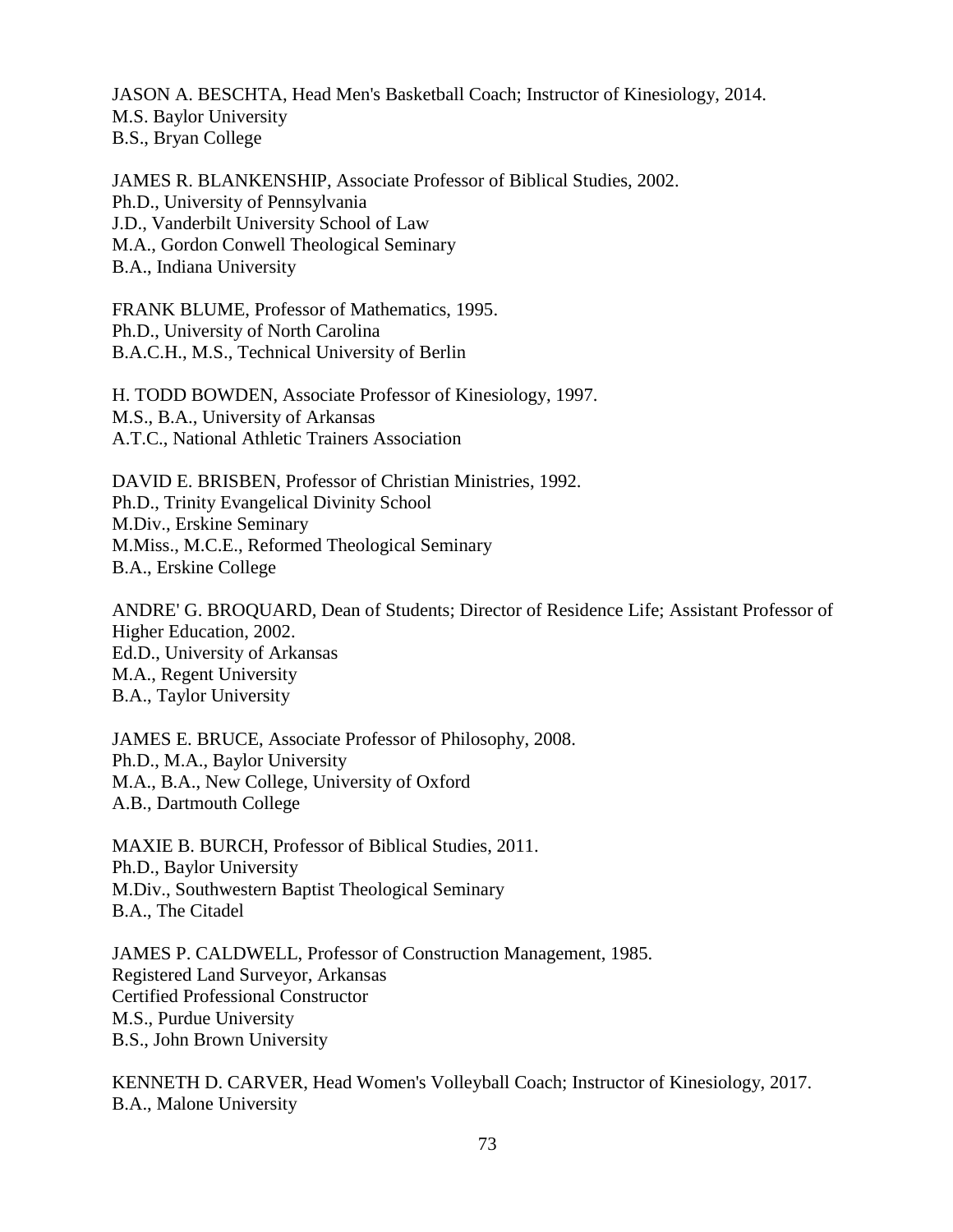JASON A. BESCHTA, Head Men's Basketball Coach; Instructor of Kinesiology, 2014.
M.S. Baylor University
B.S., Bryan College

JAMES R. BLANKENSHIP, Associate Professor of Biblical Studies, 2002.
Ph.D., University of Pennsylvania
J.D., Vanderbilt University School of Law
M.A., Gordon Conwell Theological Seminary
B.A., Indiana University

FRANK BLUME, Professor of Mathematics, 1995.
Ph.D., University of North Carolina
B.A.C.H., M.S., Technical University of Berlin

H. TODD BOWDEN, Associate Professor of Kinesiology, 1997.
M.S., B.A., University of Arkansas
A.T.C., National Athletic Trainers Association

DAVID E. BRISBEN, Professor of Christian Ministries, 1992.
Ph.D., Trinity Evangelical Divinity School
M.Div., Erskine Seminary
M.Miss., M.C.E., Reformed Theological Seminary
B.A., Erskine College

ANDRE' G. BROQUARD, Dean of Students; Director of Residence Life; Assistant Professor of Higher Education, 2002.
Ed.D., University of Arkansas
M.A., Regent University
B.A., Taylor University

JAMES E. BRUCE, Associate Professor of Philosophy, 2008.
Ph.D., M.A., Baylor University
M.A., B.A., New College, University of Oxford
A.B., Dartmouth College

MAXIE B. BURCH, Professor of Biblical Studies, 2011.
Ph.D., Baylor University
M.Div., Southwestern Baptist Theological Seminary
B.A., The Citadel

JAMES P. CALDWELL, Professor of Construction Management, 1985.
Registered Land Surveyor, Arkansas
Certified Professional Constructor
M.S., Purdue University
B.S., John Brown University

KENNETH D. CARVER, Head Women's Volleyball Coach; Instructor of Kinesiology, 2017.
B.A., Malone University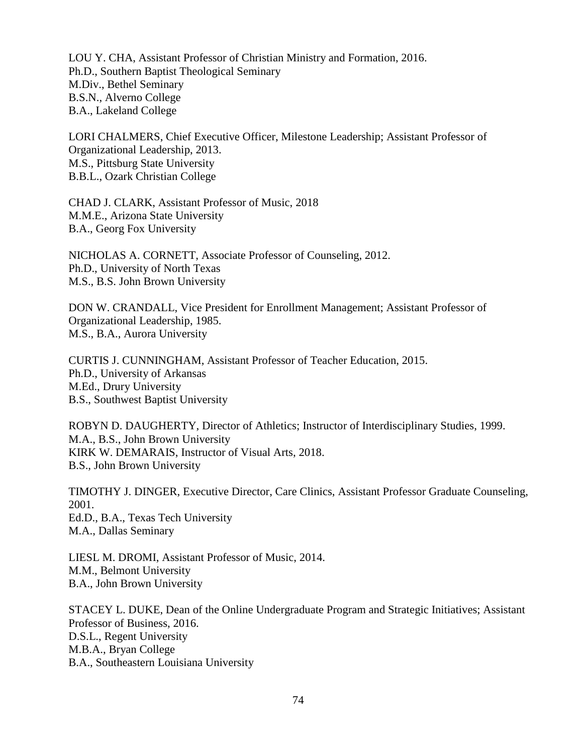LOU Y. CHA, Assistant Professor of Christian Ministry and Formation, 2016.
Ph.D., Southern Baptist Theological Seminary
M.Div., Bethel Seminary
B.S.N., Alverno College
B.A., Lakeland College

LORI CHALMERS, Chief Executive Officer, Milestone Leadership; Assistant Professor of Organizational Leadership, 2013.
M.S., Pittsburg State University
B.B.L., Ozark Christian College

CHAD J. CLARK, Assistant Professor of Music, 2018
M.M.E., Arizona State University
B.A., Georg Fox University

NICHOLAS A. CORNETT, Associate Professor of Counseling, 2012.
Ph.D., University of North Texas
M.S., B.S. John Brown University

DON W. CRANDALL, Vice President for Enrollment Management; Assistant Professor of Organizational Leadership, 1985.
M.S., B.A., Aurora University

CURTIS J. CUNNINGHAM, Assistant Professor of Teacher Education, 2015.
Ph.D., University of Arkansas
M.Ed., Drury University
B.S., Southwest Baptist University

ROBYN D. DAUGHERTY, Director of Athletics; Instructor of Interdisciplinary Studies, 1999.
M.A., B.S., John Brown University
KIRK W. DEMARAIS, Instructor of Visual Arts, 2018.
B.S., John Brown University

TIMOTHY J. DINGER, Executive Director, Care Clinics, Assistant Professor Graduate Counseling, 2001.
Ed.D., B.A., Texas Tech University
M.A., Dallas Seminary

LIESL M. DROMI, Assistant Professor of Music, 2014.
M.M., Belmont University
B.A., John Brown University

STACEY L. DUKE, Dean of the Online Undergraduate Program and Strategic Initiatives; Assistant Professor of Business, 2016.
D.S.L., Regent University
M.B.A., Bryan College
B.A., Southeastern Louisiana University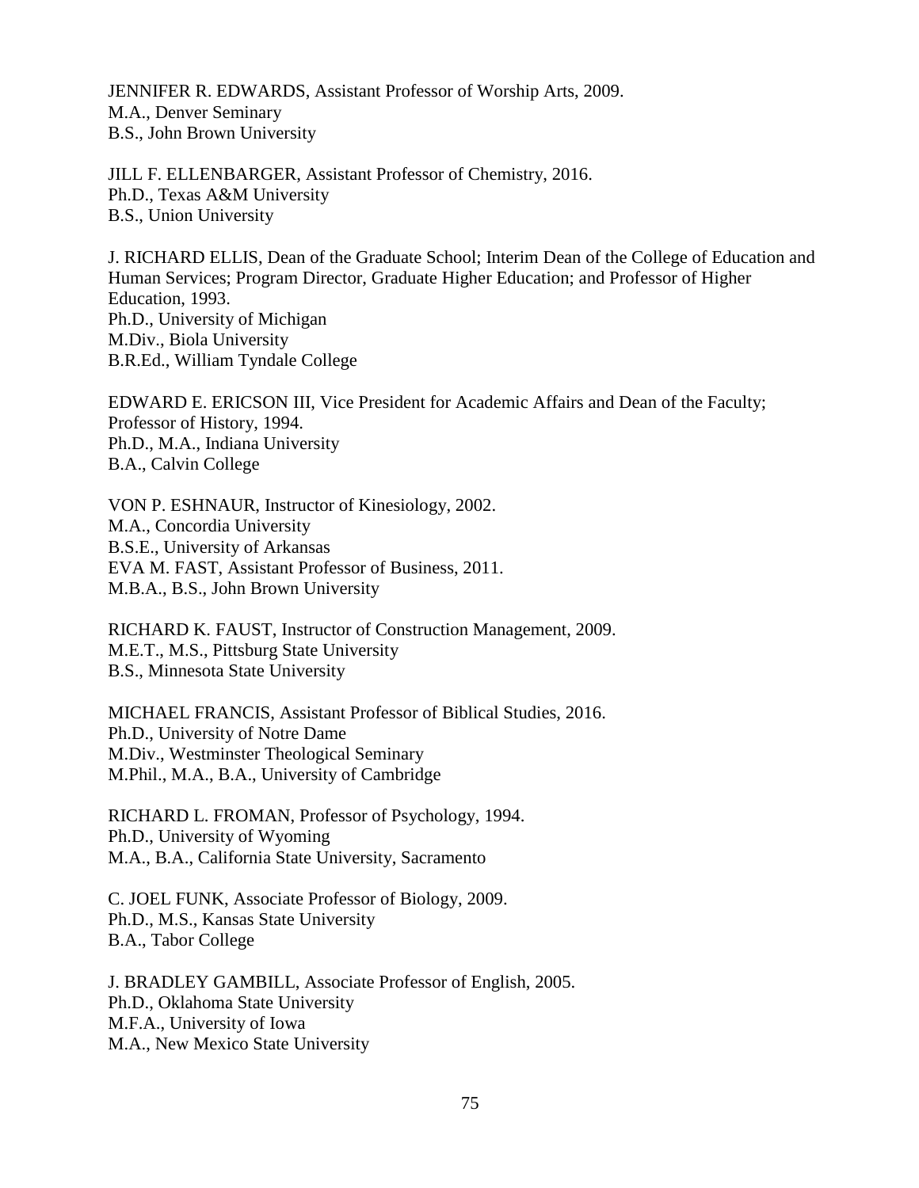JENNIFER R. EDWARDS, Assistant Professor of Worship Arts, 2009.
M.A., Denver Seminary
B.S., John Brown University

JILL F. ELLENBARGER, Assistant Professor of Chemistry, 2016.
Ph.D., Texas A&M University
B.S., Union University

J. RICHARD ELLIS, Dean of the Graduate School; Interim Dean of the College of Education and Human Services; Program Director, Graduate Higher Education; and Professor of Higher Education, 1993.
Ph.D., University of Michigan
M.Div., Biola University
B.R.Ed., William Tyndale College

EDWARD E. ERICSON III, Vice President for Academic Affairs and Dean of the Faculty; Professor of History, 1994.
Ph.D., M.A., Indiana University
B.A., Calvin College

VON P. ESHNAUR, Instructor of Kinesiology, 2002.
M.A., Concordia University
B.S.E., University of Arkansas
EVA M. FAST, Assistant Professor of Business, 2011.
M.B.A., B.S., John Brown University

RICHARD K. FAUST, Instructor of Construction Management, 2009.
M.E.T., M.S., Pittsburg State University
B.S., Minnesota State University

MICHAEL FRANCIS, Assistant Professor of Biblical Studies, 2016.
Ph.D., University of Notre Dame
M.Div., Westminster Theological Seminary
M.Phil., M.A., B.A., University of Cambridge

RICHARD L. FROMAN, Professor of Psychology, 1994.
Ph.D., University of Wyoming
M.A., B.A., California State University, Sacramento

C. JOEL FUNK, Associate Professor of Biology, 2009.
Ph.D., M.S., Kansas State University
B.A., Tabor College

J. BRADLEY GAMBILL, Associate Professor of English, 2005.
Ph.D., Oklahoma State University
M.F.A., University of Iowa
M.A., New Mexico State University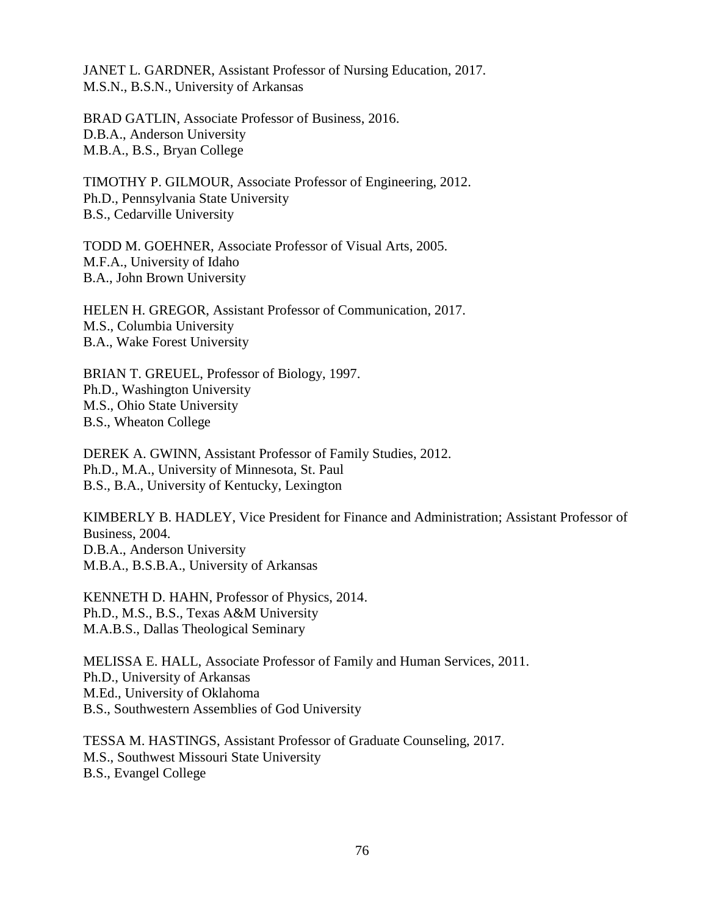JANET L. GARDNER, Assistant Professor of Nursing Education, 2017.
M.S.N., B.S.N., University of Arkansas

BRAD GATLIN, Associate Professor of Business, 2016.
D.B.A., Anderson University
M.B.A., B.S., Bryan College

TIMOTHY P. GILMOUR, Associate Professor of Engineering, 2012.
Ph.D., Pennsylvania State University
B.S., Cedarville University

TODD M. GOEHNER, Associate Professor of Visual Arts, 2005.
M.F.A., University of Idaho
B.A., John Brown University

HELEN H. GREGOR, Assistant Professor of Communication, 2017.
M.S., Columbia University
B.A., Wake Forest University

BRIAN T. GREUEL, Professor of Biology, 1997.
Ph.D., Washington University
M.S., Ohio State University
B.S., Wheaton College

DEREK A. GWINN, Assistant Professor of Family Studies, 2012.
Ph.D., M.A., University of Minnesota, St. Paul
B.S., B.A., University of Kentucky, Lexington

KIMBERLY B. HADLEY, Vice President for Finance and Administration; Assistant Professor of Business, 2004.
D.B.A., Anderson University
M.B.A., B.S.B.A., University of Arkansas

KENNETH D. HAHN, Professor of Physics, 2014.
Ph.D., M.S., B.S., Texas A&M University
M.A.B.S., Dallas Theological Seminary

MELISSA E. HALL, Associate Professor of Family and Human Services, 2011.
Ph.D., University of Arkansas
M.Ed., University of Oklahoma
B.S., Southwestern Assemblies of God University

TESSA M. HASTINGS, Assistant Professor of Graduate Counseling, 2017.
M.S., Southwest Missouri State University
B.S., Evangel College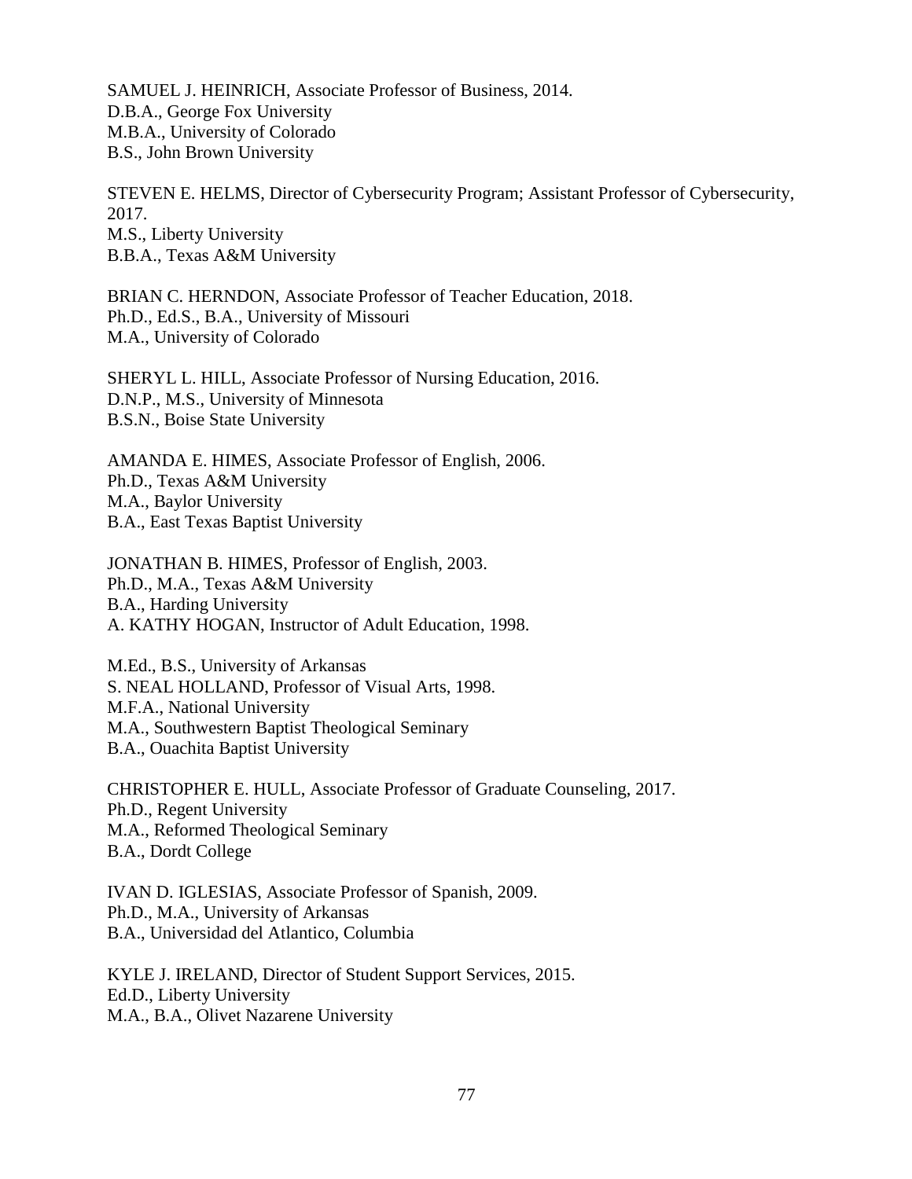SAMUEL J. HEINRICH, Associate Professor of Business, 2014.
D.B.A., George Fox University
M.B.A., University of Colorado
B.S., John Brown University

STEVEN E. HELMS, Director of Cybersecurity Program; Assistant Professor of Cybersecurity, 2017.
M.S., Liberty University
B.B.A., Texas A&M University

BRIAN C. HERNDON, Associate Professor of Teacher Education, 2018.
Ph.D., Ed.S., B.A., University of Missouri
M.A., University of Colorado

SHERYL L. HILL, Associate Professor of Nursing Education, 2016.
D.N.P., M.S., University of Minnesota
B.S.N., Boise State University

AMANDA E. HIMES, Associate Professor of English, 2006.
Ph.D., Texas A&M University
M.A., Baylor University
B.A., East Texas Baptist University

JONATHAN B. HIMES, Professor of English, 2003.
Ph.D., M.A., Texas A&M University
B.A., Harding University
A. KATHY HOGAN, Instructor of Adult Education, 1998.

M.Ed., B.S., University of Arkansas
S. NEAL HOLLAND, Professor of Visual Arts, 1998.
M.F.A., National University
M.A., Southwestern Baptist Theological Seminary
B.A., Ouachita Baptist University

CHRISTOPHER E. HULL, Associate Professor of Graduate Counseling, 2017.
Ph.D., Regent University
M.A., Reformed Theological Seminary
B.A., Dordt College

IVAN D. IGLESIAS, Associate Professor of Spanish, 2009.
Ph.D., M.A., University of Arkansas
B.A., Universidad del Atlantico, Columbia

KYLE J. IRELAND, Director of Student Support Services, 2015.
Ed.D., Liberty University
M.A., B.A., Olivet Nazarene University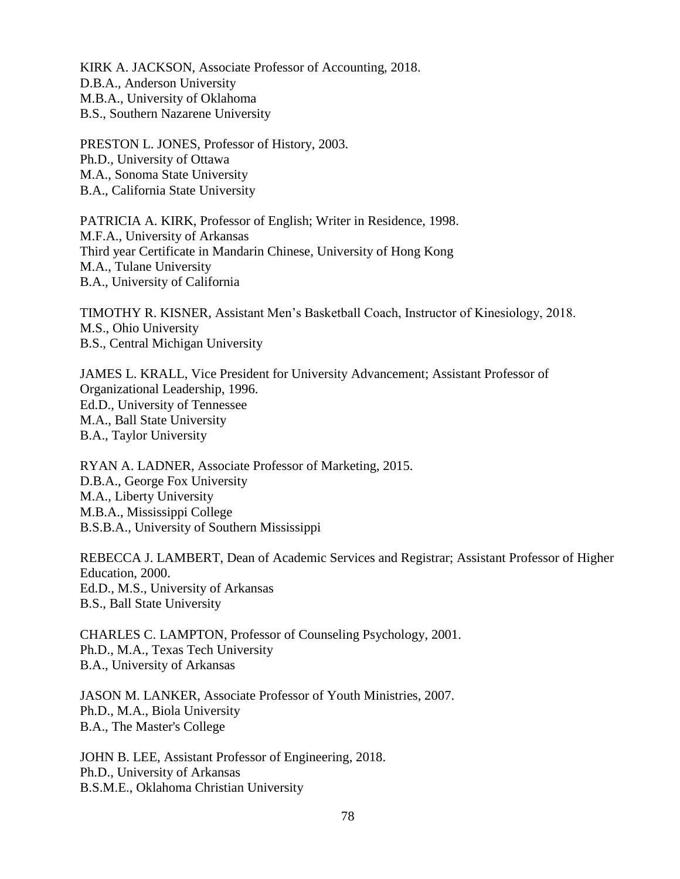KIRK A. JACKSON, Associate Professor of Accounting, 2018.
D.B.A., Anderson University
M.B.A., University of Oklahoma
B.S., Southern Nazarene University

PRESTON L. JONES, Professor of History, 2003.
Ph.D., University of Ottawa
M.A., Sonoma State University
B.A., California State University

PATRICIA A. KIRK, Professor of English; Writer in Residence, 1998.
M.F.A., University of Arkansas
Third year Certificate in Mandarin Chinese, University of Hong Kong
M.A., Tulane University
B.A., University of California

TIMOTHY R. KISNER, Assistant Men's Basketball Coach, Instructor of Kinesiology, 2018.
M.S., Ohio University
B.S., Central Michigan University

JAMES L. KRALL, Vice President for University Advancement; Assistant Professor of Organizational Leadership, 1996.
Ed.D., University of Tennessee
M.A., Ball State University
B.A., Taylor University

RYAN A. LADNER, Associate Professor of Marketing, 2015.
D.B.A., George Fox University
M.A., Liberty University
M.B.A., Mississippi College
B.S.B.A., University of Southern Mississippi

REBECCA J. LAMBERT, Dean of Academic Services and Registrar; Assistant Professor of Higher Education, 2000.
Ed.D., M.S., University of Arkansas
B.S., Ball State University

CHARLES C. LAMPTON, Professor of Counseling Psychology, 2001.
Ph.D., M.A., Texas Tech University
B.A., University of Arkansas

JASON M. LANKER, Associate Professor of Youth Ministries, 2007.
Ph.D., M.A., Biola University
B.A., The Master's College

JOHN B. LEE, Assistant Professor of Engineering, 2018.
Ph.D., University of Arkansas
B.S.M.E., Oklahoma Christian University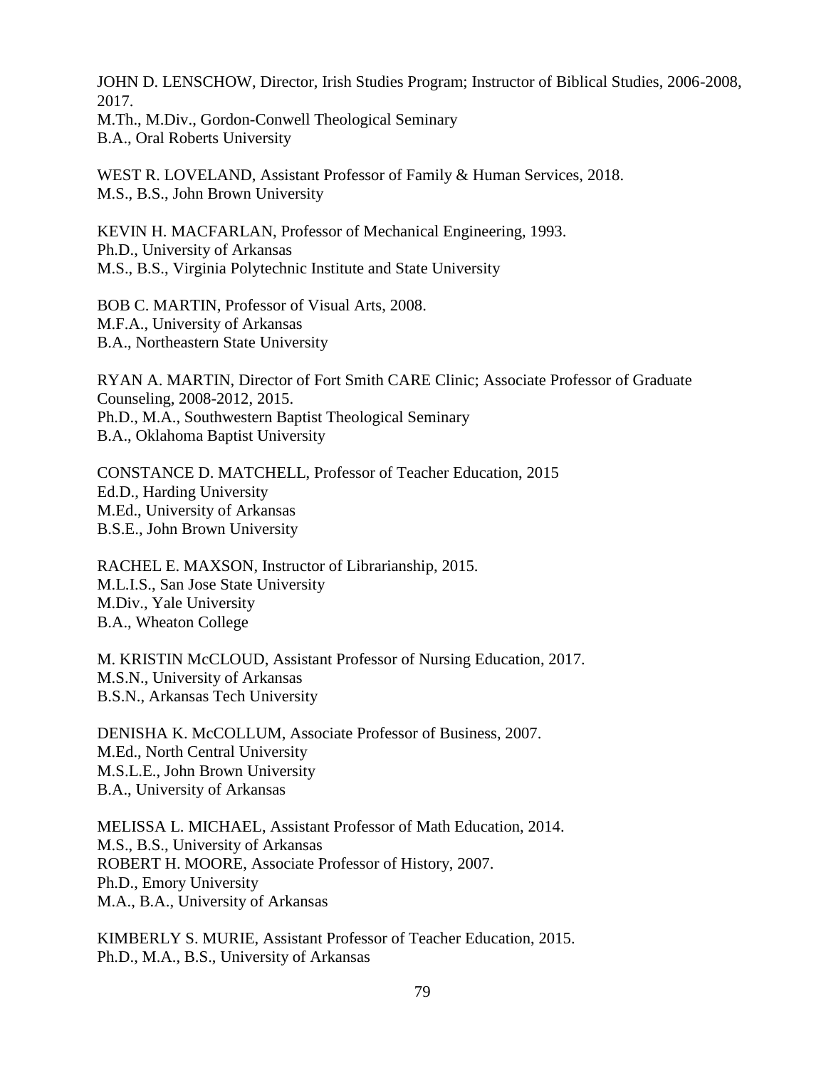JOHN D. LENSCHOW, Director, Irish Studies Program; Instructor of Biblical Studies, 2006-2008, 2017.
M.Th., M.Div., Gordon-Conwell Theological Seminary
B.A., Oral Roberts University

WEST R. LOVELAND, Assistant Professor of Family & Human Services, 2018.
M.S., B.S., John Brown University

KEVIN H. MACFARLAN, Professor of Mechanical Engineering, 1993.
Ph.D., University of Arkansas
M.S., B.S., Virginia Polytechnic Institute and State University

BOB C. MARTIN, Professor of Visual Arts, 2008.
M.F.A., University of Arkansas
B.A., Northeastern State University

RYAN A. MARTIN, Director of Fort Smith CARE Clinic; Associate Professor of Graduate Counseling, 2008-2012, 2015.
Ph.D., M.A., Southwestern Baptist Theological Seminary
B.A., Oklahoma Baptist University

CONSTANCE D. MATCHELL, Professor of Teacher Education, 2015
Ed.D., Harding University
M.Ed., University of Arkansas
B.S.E., John Brown University

RACHEL E. MAXSON, Instructor of Librarianship, 2015.
M.L.I.S., San Jose State University
M.Div., Yale University
B.A., Wheaton College

M. KRISTIN McCLOUD, Assistant Professor of Nursing Education, 2017.
M.S.N., University of Arkansas
B.S.N., Arkansas Tech University

DENISHA K. McCOLLUM, Associate Professor of Business, 2007.
M.Ed., North Central University
M.S.L.E., John Brown University
B.A., University of Arkansas

MELISSA L. MICHAEL, Assistant Professor of Math Education, 2014.
M.S., B.S., University of Arkansas

ROBERT H. MOORE, Associate Professor of History, 2007.
Ph.D., Emory University
M.A., B.A., University of Arkansas

KIMBERLY S. MURIE, Assistant Professor of Teacher Education, 2015.
Ph.D., M.A., B.S., University of Arkansas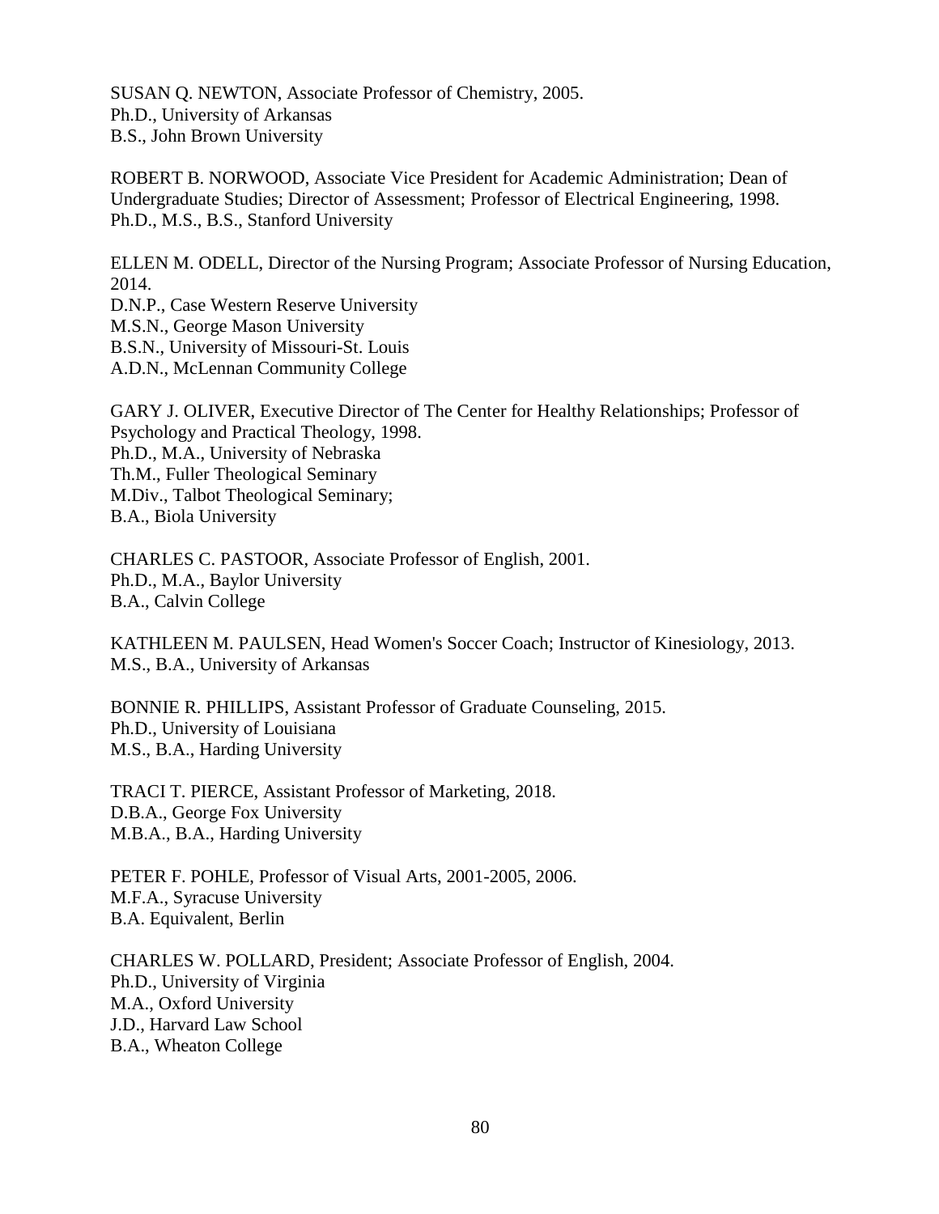SUSAN Q. NEWTON, Associate Professor of Chemistry, 2005.
Ph.D., University of Arkansas
B.S., John Brown University

ROBERT B. NORWOOD, Associate Vice President for Academic Administration; Dean of Undergraduate Studies; Director of Assessment; Professor of Electrical Engineering, 1998.
Ph.D., M.S., B.S., Stanford University

ELLEN M. ODELL, Director of the Nursing Program; Associate Professor of Nursing Education, 2014.
D.N.P., Case Western Reserve University
M.S.N., George Mason University
B.S.N., University of Missouri-St. Louis
A.D.N., McLennan Community College

GARY J. OLIVER, Executive Director of The Center for Healthy Relationships; Professor of Psychology and Practical Theology, 1998.
Ph.D., M.A., University of Nebraska
Th.M., Fuller Theological Seminary
M.Div., Talbot Theological Seminary;
B.A., Biola University

CHARLES C. PASTOOR, Associate Professor of English, 2001.
Ph.D., M.A., Baylor University
B.A., Calvin College

KATHLEEN M. PAULSEN, Head Women's Soccer Coach; Instructor of Kinesiology, 2013.
M.S., B.A., University of Arkansas

BONNIE R. PHILLIPS, Assistant Professor of Graduate Counseling, 2015.
Ph.D., University of Louisiana
M.S., B.A., Harding University

TRACI T. PIERCE, Assistant Professor of Marketing, 2018.
D.B.A., George Fox University
M.B.A., B.A., Harding University

PETER F. POHLE, Professor of Visual Arts, 2001-2005, 2006.
M.F.A., Syracuse University
B.A. Equivalent, Berlin

CHARLES W. POLLARD, President; Associate Professor of English, 2004.
Ph.D., University of Virginia
M.A., Oxford University
J.D., Harvard Law School
B.A., Wheaton College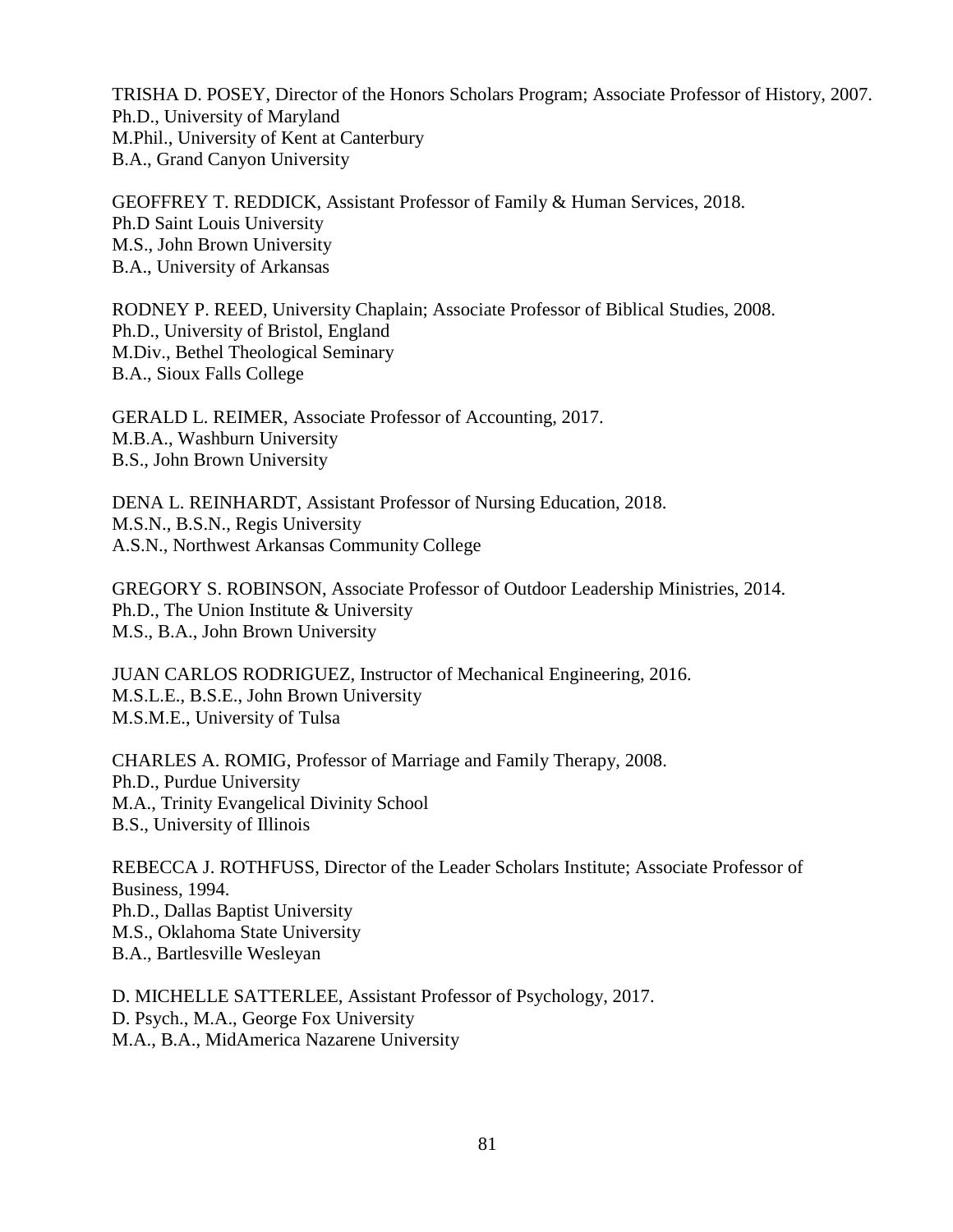TRISHA D. POSEY, Director of the Honors Scholars Program; Associate Professor of History, 2007.
Ph.D., University of Maryland
M.Phil., University of Kent at Canterbury
B.A., Grand Canyon University

GEOFFREY T. REDDICK, Assistant Professor of Family & Human Services, 2018.
Ph.D Saint Louis University
M.S., John Brown University
B.A., University of Arkansas

RODNEY P. REED, University Chaplain; Associate Professor of Biblical Studies, 2008.
Ph.D., University of Bristol, England
M.Div., Bethel Theological Seminary
B.A., Sioux Falls College

GERALD L. REIMER, Associate Professor of Accounting, 2017.
M.B.A., Washburn University
B.S., John Brown University

DENA L. REINHARDT, Assistant Professor of Nursing Education, 2018.
M.S.N., B.S.N., Regis University
A.S.N., Northwest Arkansas Community College

GREGORY S. ROBINSON, Associate Professor of Outdoor Leadership Ministries, 2014.
Ph.D., The Union Institute & University
M.S., B.A., John Brown University

JUAN CARLOS RODRIGUEZ, Instructor of Mechanical Engineering, 2016.
M.S.L.E., B.S.E., John Brown University
M.S.M.E., University of Tulsa

CHARLES A. ROMIG, Professor of Marriage and Family Therapy, 2008.
Ph.D., Purdue University
M.A., Trinity Evangelical Divinity School
B.S., University of Illinois

REBECCA J. ROTHFUSS, Director of the Leader Scholars Institute; Associate Professor of Business, 1994.
Ph.D., Dallas Baptist University
M.S., Oklahoma State University
B.A., Bartlesville Wesleyan

D. MICHELLE SATTERLEE, Assistant Professor of Psychology, 2017.
D. Psych., M.A., George Fox University
M.A., B.A., MidAmerica Nazarene University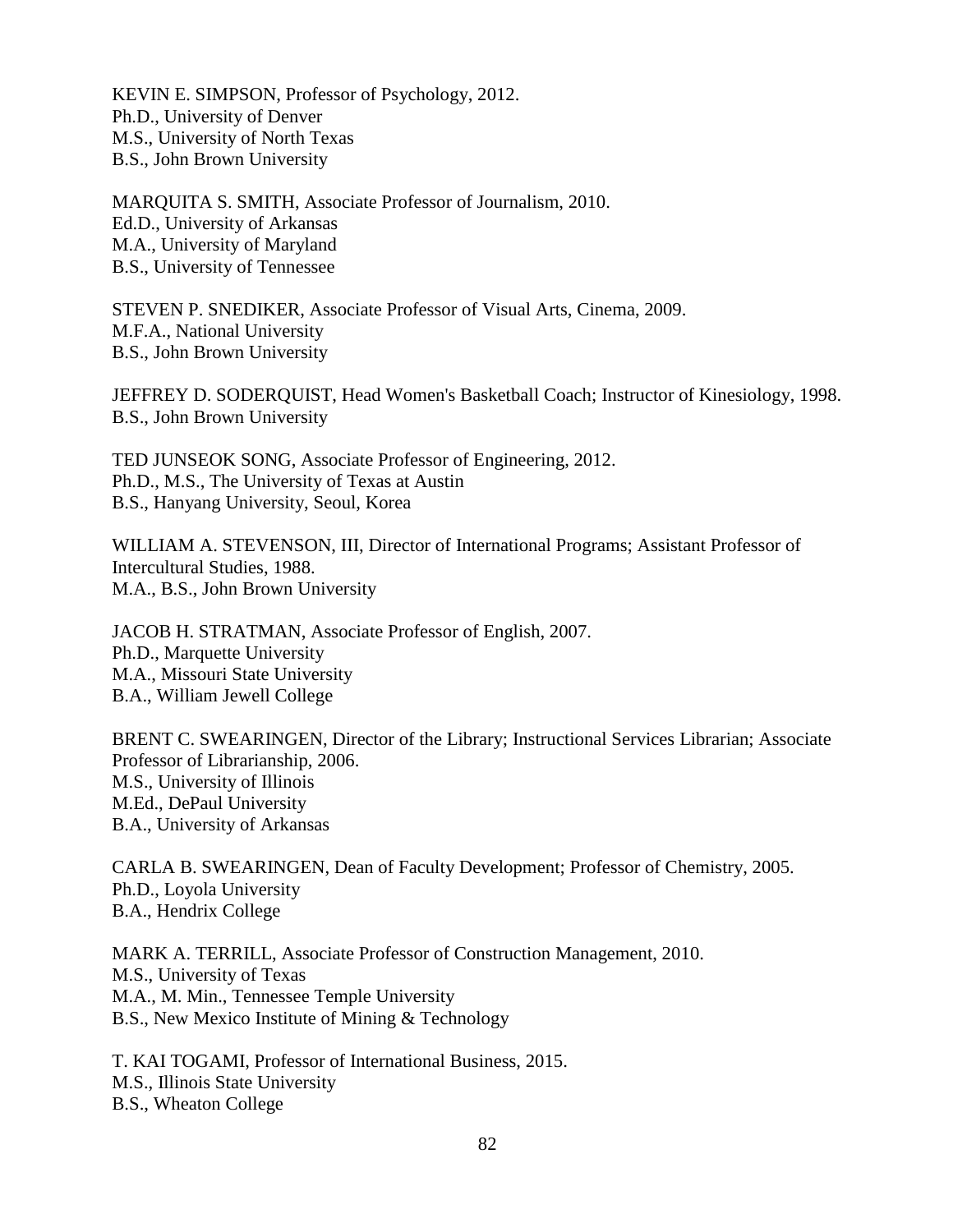KEVIN E. SIMPSON, Professor of Psychology, 2012.
Ph.D., University of Denver
M.S., University of North Texas
B.S., John Brown University

MARQUITA S. SMITH, Associate Professor of Journalism, 2010.
Ed.D., University of Arkansas
M.A., University of Maryland
B.S., University of Tennessee

STEVEN P. SNEDIKER, Associate Professor of Visual Arts, Cinema, 2009.
M.F.A., National University
B.S., John Brown University

JEFFREY D. SODERQUIST, Head Women's Basketball Coach; Instructor of Kinesiology, 1998.
B.S., John Brown University

TED JUNSEOK SONG, Associate Professor of Engineering, 2012.
Ph.D., M.S., The University of Texas at Austin
B.S., Hanyang University, Seoul, Korea

WILLIAM A. STEVENSON, III, Director of International Programs; Assistant Professor of Intercultural Studies, 1988.
M.A., B.S., John Brown University

JACOB H. STRATMAN, Associate Professor of English, 2007.
Ph.D., Marquette University
M.A., Missouri State University
B.A., William Jewell College

BRENT C. SWEARINGEN, Director of the Library; Instructional Services Librarian; Associate Professor of Librarianship, 2006.
M.S., University of Illinois
M.Ed., DePaul University
B.A., University of Arkansas

CARLA B. SWEARINGEN, Dean of Faculty Development; Professor of Chemistry, 2005.
Ph.D., Loyola University
B.A., Hendrix College

MARK A. TERRILL, Associate Professor of Construction Management, 2010.
M.S., University of Texas
M.A., M. Min., Tennessee Temple University
B.S., New Mexico Institute of Mining & Technology

T. KAI TOGAMI, Professor of International Business, 2015.
M.S., Illinois State University
B.S., Wheaton College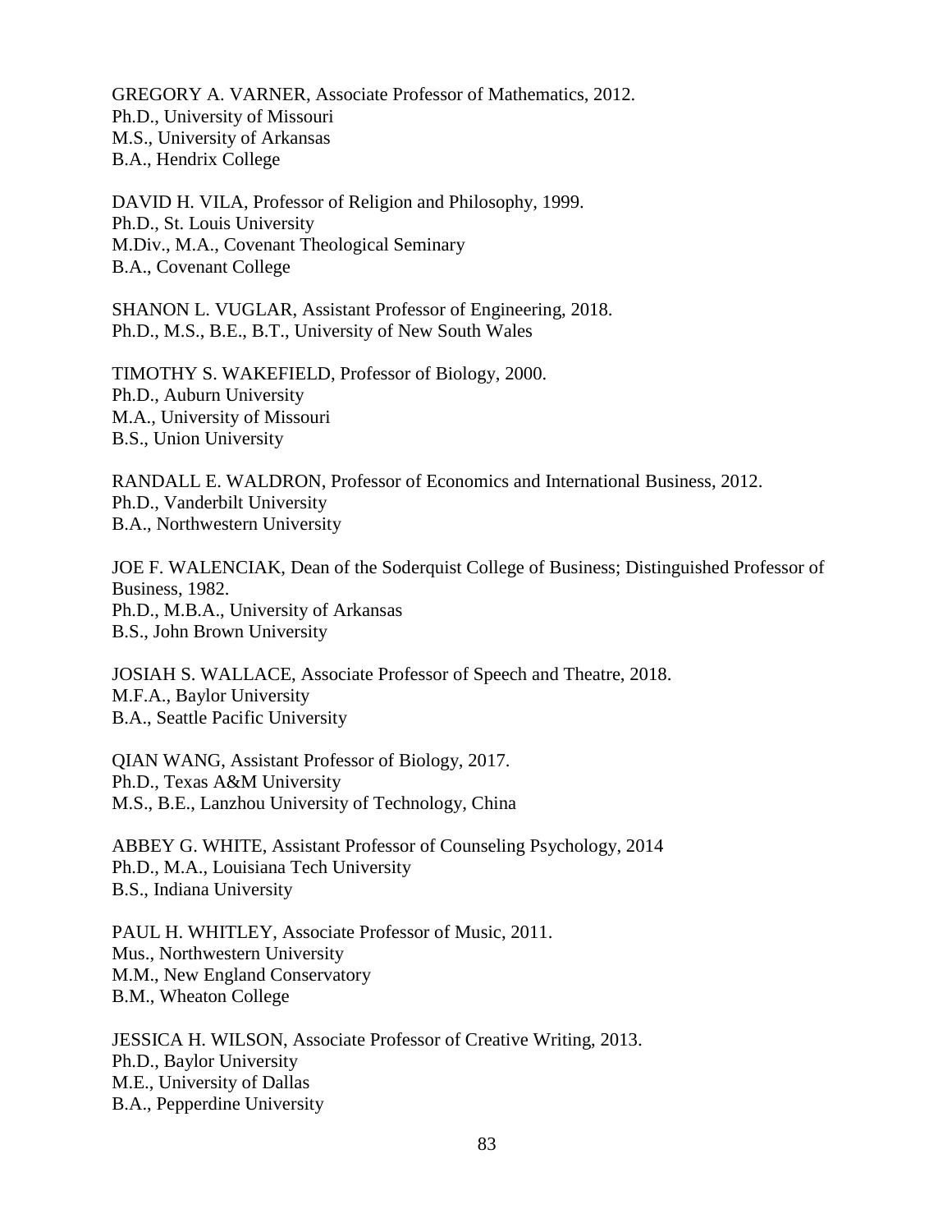GREGORY A. VARNER, Associate Professor of Mathematics, 2012.
Ph.D., University of Missouri
M.S., University of Arkansas
B.A., Hendrix College

DAVID H. VILA, Professor of Religion and Philosophy, 1999.
Ph.D., St. Louis University
M.Div., M.A., Covenant Theological Seminary
B.A., Covenant College

SHANON L. VUGLAR, Assistant Professor of Engineering, 2018.
Ph.D., M.S., B.E., B.T., University of New South Wales

TIMOTHY S. WAKEFIELD, Professor of Biology, 2000.
Ph.D., Auburn University
M.A., University of Missouri
B.S., Union University

RANDALL E. WALDRON, Professor of Economics and International Business, 2012.
Ph.D., Vanderbilt University
B.A., Northwestern University

JOE F. WALENCIAK, Dean of the Soderquist College of Business; Distinguished Professor of Business, 1982.
Ph.D., M.B.A., University of Arkansas
B.S., John Brown University

JOSIAH S. WALLACE, Associate Professor of Speech and Theatre, 2018.
M.F.A., Baylor University
B.A., Seattle Pacific University

QIAN WANG, Assistant Professor of Biology, 2017.
Ph.D., Texas A&M University
M.S., B.E., Lanzhou University of Technology, China

ABBEY G. WHITE, Assistant Professor of Counseling Psychology, 2014
Ph.D., M.A., Louisiana Tech University
B.S., Indiana University

PAUL H. WHITLEY, Associate Professor of Music, 2011.
Mus., Northwestern University
M.M., New England Conservatory
B.M., Wheaton College

JESSICA H. WILSON, Associate Professor of Creative Writing, 2013.
Ph.D., Baylor University
M.E., University of Dallas
B.A., Pepperdine University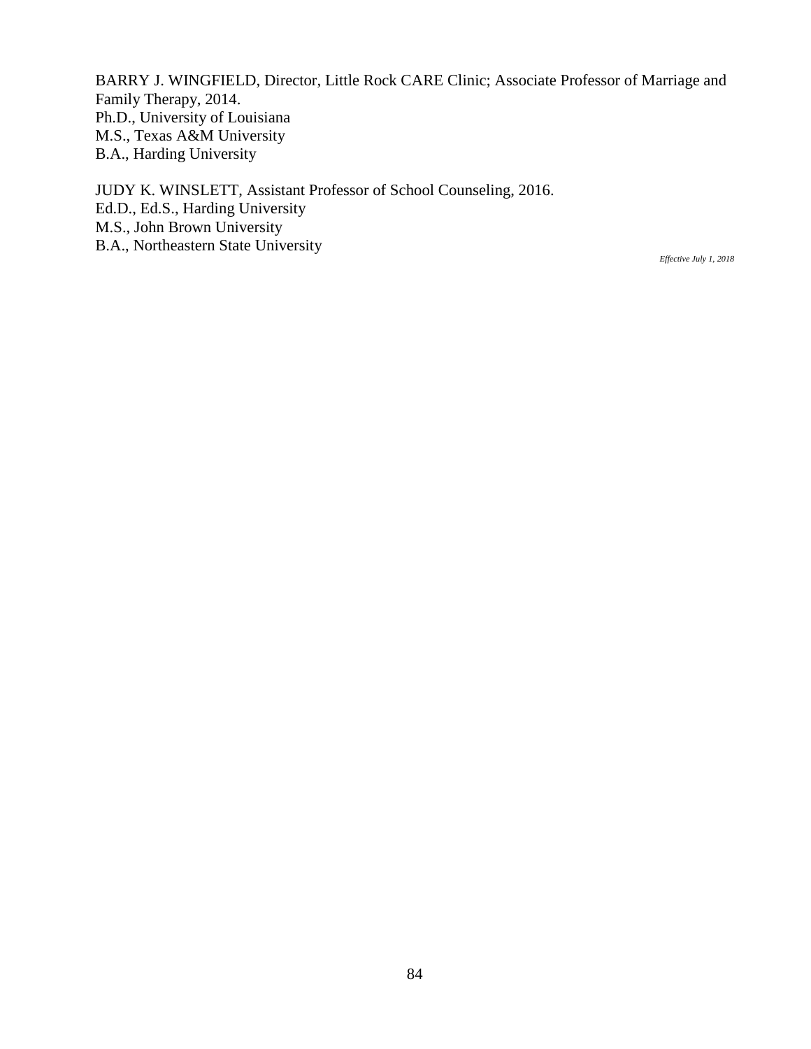BARRY J. WINGFIELD, Director, Little Rock CARE Clinic; Associate Professor of Marriage and Family Therapy, 2014.
Ph.D., University of Louisiana
M.S., Texas A&M University
B.A., Harding University

JUDY K. WINSLETT, Assistant Professor of School Counseling, 2016.
Ed.D., Ed.S., Harding University
M.S., John Brown University
B.A., Northeastern State University

*Effective July 1, 2018*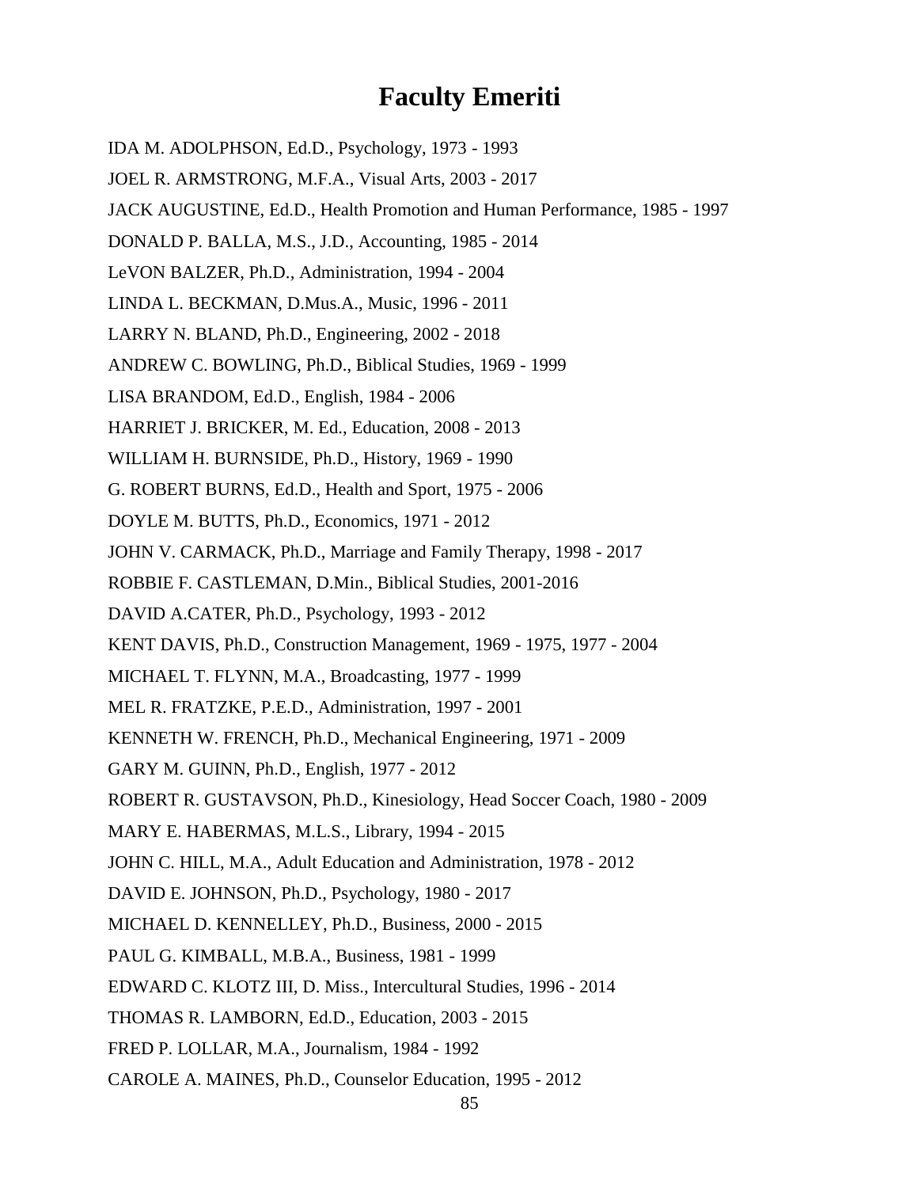# Faculty Emeriti

IDA M. ADOLPHSON, Ed.D., Psychology, 1973 - 1993

JOEL R. ARMSTRONG, M.F.A., Visual Arts, 2003 - 2017

JACK AUGUSTINE, Ed.D., Health Promotion and Human Performance, 1985 - 1997

DONALD P. BALLA, M.S., J.D., Accounting, 1985 - 2014

LeVON BALZER, Ph.D., Administration, 1994 - 2004

LINDA L. BECKMAN, D.Mus.A., Music, 1996 - 2011

LARRY N. BLAND, Ph.D., Engineering, 2002 - 2018

ANDREW C. BOWLING, Ph.D., Biblical Studies, 1969 - 1999

LISA BRANDOM, Ed.D., English, 1984 - 2006

HARRIET J. BRICKER, M. Ed., Education, 2008 - 2013

WILLIAM H. BURNSIDE, Ph.D., History, 1969 - 1990

G. ROBERT BURNS, Ed.D., Health and Sport, 1975 - 2006

DOYLE M. BUTTS, Ph.D., Economics, 1971 - 2012

JOHN V. CARMACK, Ph.D., Marriage and Family Therapy, 1998 - 2017

ROBBIE F. CASTLEMAN, D.Min., Biblical Studies, 2001-2016

DAVID A.CATER, Ph.D., Psychology, 1993 - 2012

KENT DAVIS, Ph.D., Construction Management, 1969 - 1975, 1977 - 2004

MICHAEL T. FLYNN, M.A., Broadcasting, 1977 - 1999

MEL R. FRATZKE, P.E.D., Administration, 1997 - 2001

KENNETH W. FRENCH, Ph.D., Mechanical Engineering, 1971 - 2009

GARY M. GUINN, Ph.D., English, 1977 - 2012

ROBERT R. GUSTAVSON, Ph.D., Kinesiology, Head Soccer Coach, 1980 - 2009

MARY E. HABERMAS, M.L.S., Library, 1994 - 2015

JOHN C. HILL, M.A., Adult Education and Administration, 1978 - 2012

DAVID E. JOHNSON, Ph.D., Psychology, 1980 - 2017

MICHAEL D. KENNELLEY, Ph.D., Business, 2000 - 2015

PAUL G. KIMBALL, M.B.A., Business, 1981 - 1999

EDWARD C. KLOTZ III, D. Miss., Intercultural Studies, 1996 - 2014

THOMAS R. LAMBORN, Ed.D., Education, 2003 - 2015

FRED P. LOLLAR, M.A., Journalism, 1984 - 1992

CAROLE A. MAINES, Ph.D., Counselor Education, 1995 - 2012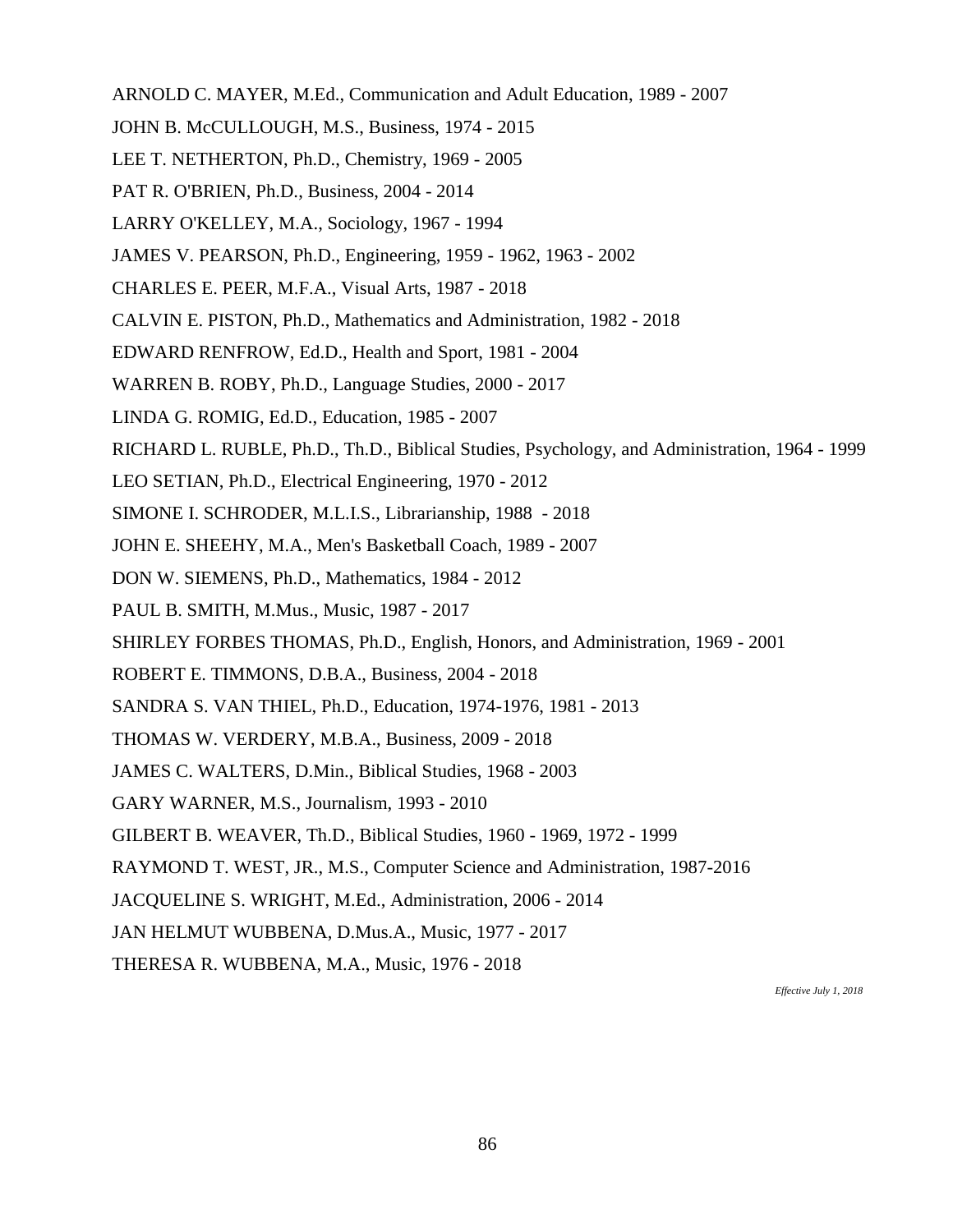ARNOLD C. MAYER, M.Ed., Communication and Adult Education, 1989 - 2007

JOHN B. McCULLOUGH, M.S., Business, 1974 - 2015

LEE T. NETHERTON, Ph.D., Chemistry, 1969 - 2005

PAT R. O'BRIEN, Ph.D., Business, 2004 - 2014

LARRY O'KELLEY, M.A., Sociology, 1967 - 1994

JAMES V. PEARSON, Ph.D., Engineering, 1959 - 1962, 1963 - 2002

CHARLES E. PEER, M.F.A., Visual Arts, 1987 - 2018

CALVIN E. PISTON, Ph.D., Mathematics and Administration, 1982 - 2018

EDWARD RENFROW, Ed.D., Health and Sport, 1981 - 2004

WARREN B. ROBY, Ph.D., Language Studies, 2000 - 2017

LINDA G. ROMIG, Ed.D., Education, 1985 - 2007

RICHARD L. RUBLE, Ph.D., Th.D., Biblical Studies, Psychology, and Administration, 1964 - 1999

LEO SETIAN, Ph.D., Electrical Engineering, 1970 - 2012

SIMONE I. SCHRODER, M.L.I.S., Librarianship, 1988 - 2018

JOHN E. SHEEHY, M.A., Men's Basketball Coach, 1989 - 2007

DON W. SIEMENS, Ph.D., Mathematics, 1984 - 2012

PAUL B. SMITH, M.Mus., Music, 1987 - 2017

SHIRLEY FORBES THOMAS, Ph.D., English, Honors, and Administration, 1969 - 2001

ROBERT E. TIMMONS, D.B.A., Business, 2004 - 2018

SANDRA S. VAN THIEL, Ph.D., Education, 1974-1976, 1981 - 2013

THOMAS W. VERDERY, M.B.A., Business, 2009 - 2018

JAMES C. WALTERS, D.Min., Biblical Studies, 1968 - 2003

GARY WARNER, M.S., Journalism, 1993 - 2010

GILBERT B. WEAVER, Th.D., Biblical Studies, 1960 - 1969, 1972 - 1999

RAYMOND T. WEST, JR., M.S., Computer Science and Administration, 1987-2016

JACQUELINE S. WRIGHT, M.Ed., Administration, 2006 - 2014

JAN HELMUT WUBBENA, D.Mus.A., Music, 1977 - 2017

THERESA R. WUBBENA, M.A., Music, 1976 - 2018

*Effective July 1, 2018*